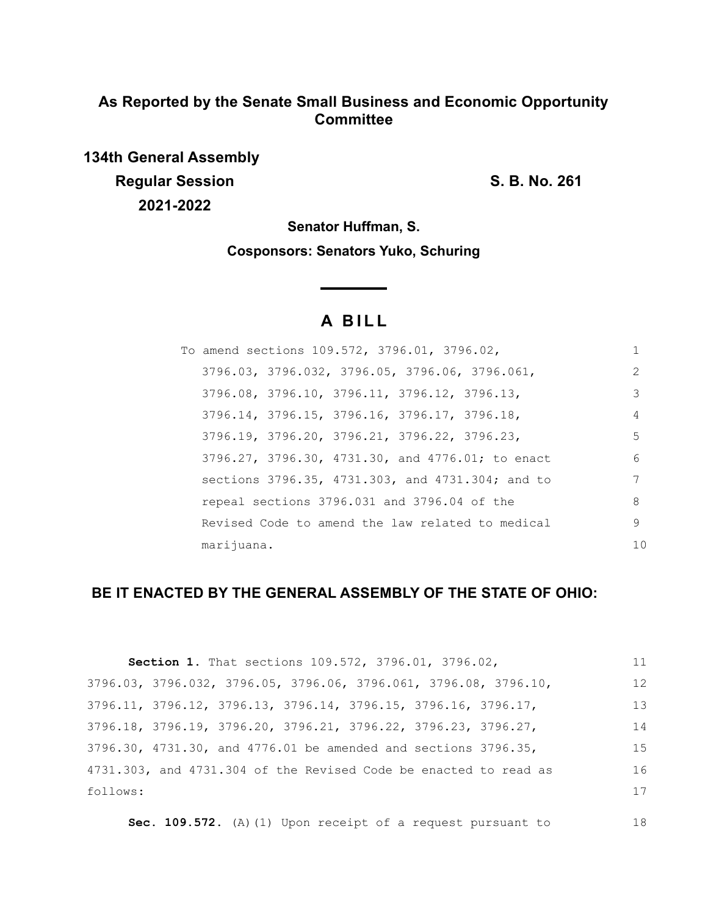**As Reported by the Senate Small Business and Economic Opportunity Committee**

**134th General Assembly**
**Regular Session**
**2021-2022**

**S. B. No. 261**

**Senator Huffman, S.**

**Cosponsors: Senators Yuko, Schuring**

# A BILL

To amend sections 109.572, 3796.01, 3796.02, 3796.03, 3796.032, 3796.05, 3796.06, 3796.061, 3796.08, 3796.10, 3796.11, 3796.12, 3796.13, 3796.14, 3796.15, 3796.16, 3796.17, 3796.18, 3796.19, 3796.20, 3796.21, 3796.22, 3796.23, 3796.27, 3796.30, 4731.30, and 4776.01; to enact sections 3796.35, 4731.303, and 4731.304; and to repeal sections 3796.031 and 3796.04 of the Revised Code to amend the law related to medical marijuana.

**BE IT ENACTED BY THE GENERAL ASSEMBLY OF THE STATE OF OHIO:**

**Section 1.** That sections 109.572, 3796.01, 3796.02, 3796.03, 3796.032, 3796.05, 3796.06, 3796.061, 3796.08, 3796.10, 3796.11, 3796.12, 3796.13, 3796.14, 3796.15, 3796.16, 3796.17, 3796.18, 3796.19, 3796.20, 3796.21, 3796.22, 3796.23, 3796.27, 3796.30, 4731.30, and 4776.01 be amended and sections 3796.35, 4731.303, and 4731.304 of the Revised Code be enacted to read as follows:

**Sec. 109.572.** (A)(1) Upon receipt of a request pursuant to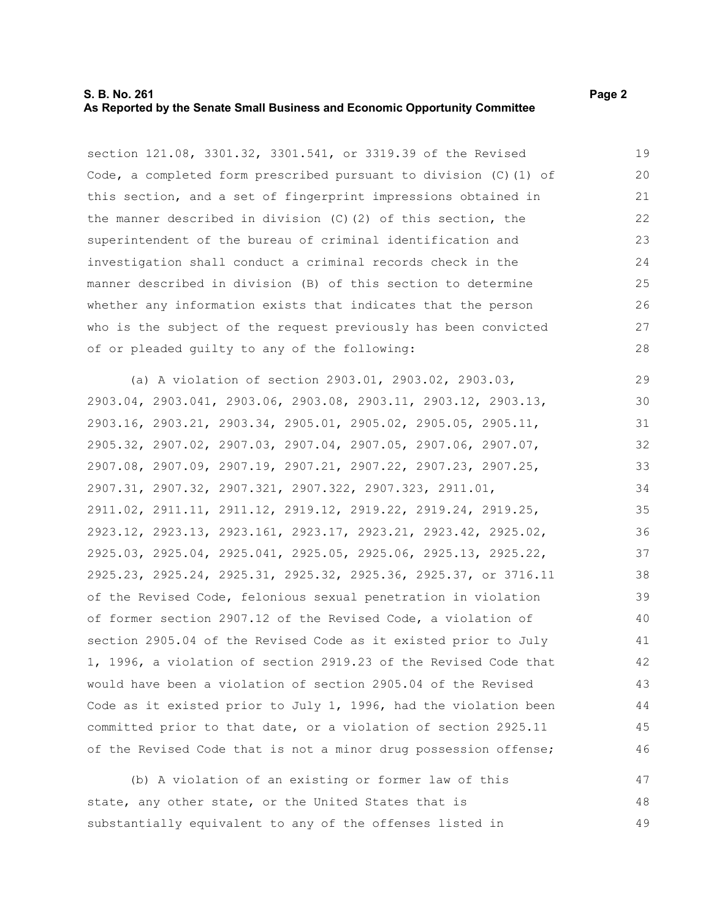section 121.08, 3301.32, 3301.541, or 3319.39 of the Revised Code, a completed form prescribed pursuant to division (C)(1) of this section, and a set of fingerprint impressions obtained in the manner described in division (C)(2) of this section, the superintendent of the bureau of criminal identification and investigation shall conduct a criminal records check in the manner described in division (B) of this section to determine whether any information exists that indicates that the person who is the subject of the request previously has been convicted of or pleaded guilty to any of the following:

(a) A violation of section 2903.01, 2903.02, 2903.03, 2903.04, 2903.041, 2903.06, 2903.08, 2903.11, 2903.12, 2903.13, 2903.16, 2903.21, 2903.34, 2905.01, 2905.02, 2905.05, 2905.11, 2905.32, 2907.02, 2907.03, 2907.04, 2907.05, 2907.06, 2907.07, 2907.08, 2907.09, 2907.19, 2907.21, 2907.22, 2907.23, 2907.25, 2907.31, 2907.32, 2907.321, 2907.322, 2907.323, 2911.01, 2911.02, 2911.11, 2911.12, 2919.12, 2919.22, 2919.24, 2919.25, 2923.12, 2923.13, 2923.161, 2923.17, 2923.21, 2923.42, 2925.02, 2925.03, 2925.04, 2925.041, 2925.05, 2925.06, 2925.13, 2925.22, 2925.23, 2925.24, 2925.31, 2925.32, 2925.36, 2925.37, or 3716.11 of the Revised Code, felonious sexual penetration in violation of former section 2907.12 of the Revised Code, a violation of section 2905.04 of the Revised Code as it existed prior to July 1, 1996, a violation of section 2919.23 of the Revised Code that would have been a violation of section 2905.04 of the Revised Code as it existed prior to July 1, 1996, had the violation been committed prior to that date, or a violation of section 2925.11 of the Revised Code that is not a minor drug possession offense;

(b) A violation of an existing or former law of this state, any other state, or the United States that is substantially equivalent to any of the offenses listed in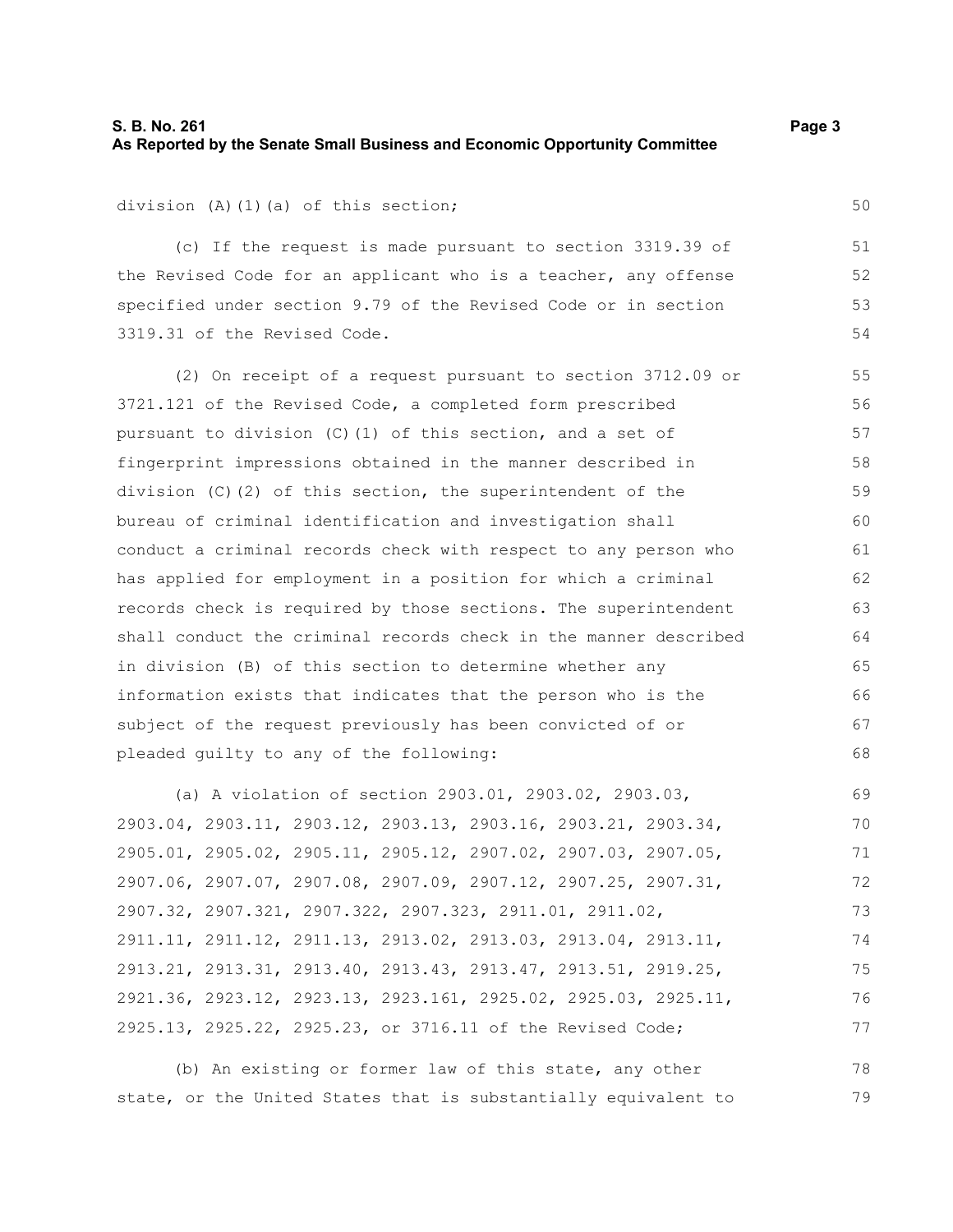division (A)(1)(a) of this section;

(c) If the request is made pursuant to section 3319.39 of the Revised Code for an applicant who is a teacher, any offense specified under section 9.79 of the Revised Code or in section 3319.31 of the Revised Code.

(2) On receipt of a request pursuant to section 3712.09 or 3721.121 of the Revised Code, a completed form prescribed pursuant to division (C)(1) of this section, and a set of fingerprint impressions obtained in the manner described in division (C)(2) of this section, the superintendent of the bureau of criminal identification and investigation shall conduct a criminal records check with respect to any person who has applied for employment in a position for which a criminal records check is required by those sections. The superintendent shall conduct the criminal records check in the manner described in division (B) of this section to determine whether any information exists that indicates that the person who is the subject of the request previously has been convicted of or pleaded guilty to any of the following:

(a) A violation of section 2903.01, 2903.02, 2903.03, 2903.04, 2903.11, 2903.12, 2903.13, 2903.16, 2903.21, 2903.34, 2905.01, 2905.02, 2905.11, 2905.12, 2907.02, 2907.03, 2907.05, 2907.06, 2907.07, 2907.08, 2907.09, 2907.12, 2907.25, 2907.31, 2907.32, 2907.321, 2907.322, 2907.323, 2911.01, 2911.02, 2911.11, 2911.12, 2911.13, 2913.02, 2913.03, 2913.04, 2913.11, 2913.21, 2913.31, 2913.40, 2913.43, 2913.47, 2913.51, 2919.25, 2921.36, 2923.12, 2923.13, 2923.161, 2925.02, 2925.03, 2925.11, 2925.13, 2925.22, 2925.23, or 3716.11 of the Revised Code;

(b) An existing or former law of this state, any other state, or the United States that is substantially equivalent to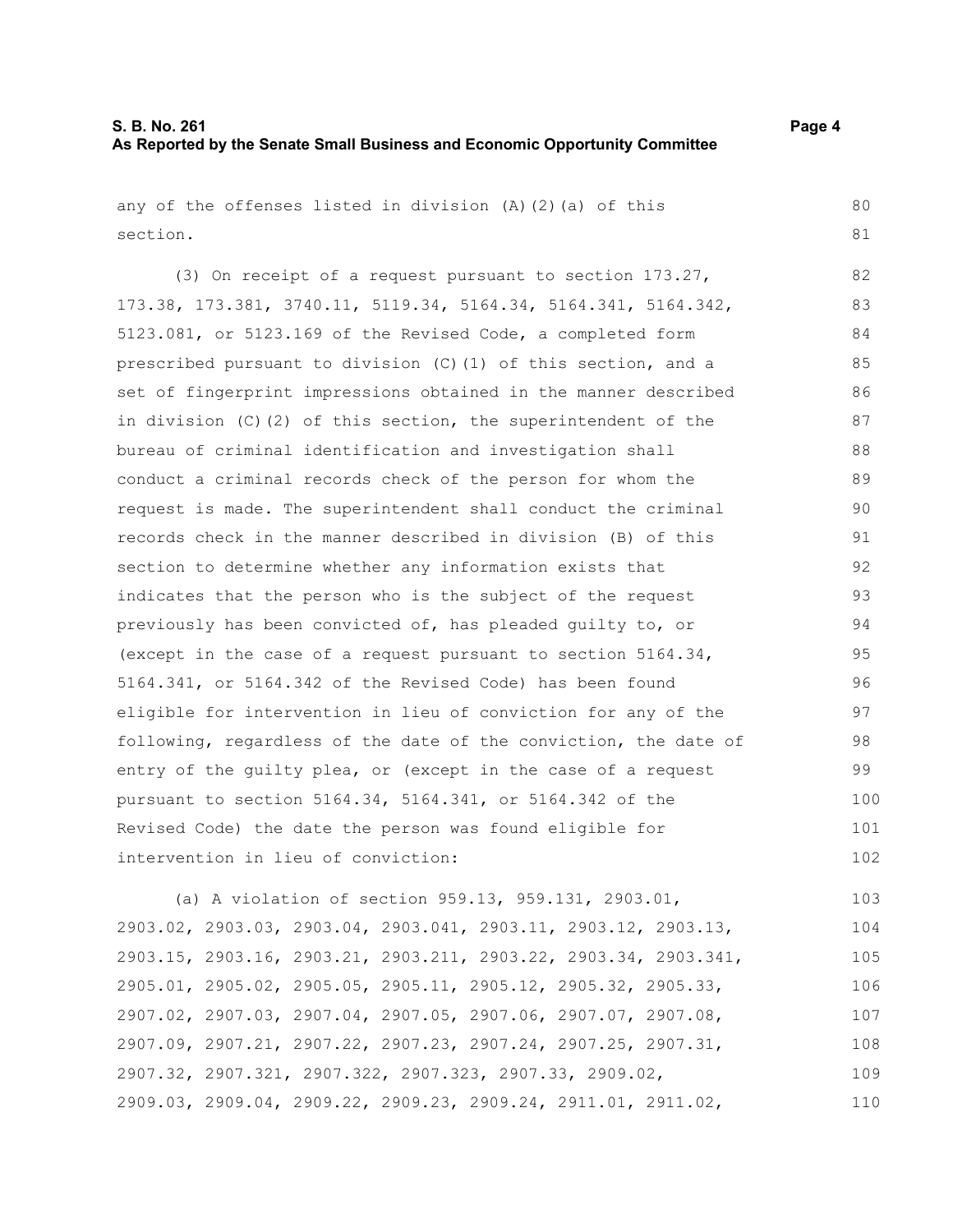any of the offenses listed in division (A)(2)(a) of this section.

(3) On receipt of a request pursuant to section 173.27, 173.38, 173.381, 3740.11, 5119.34, 5164.34, 5164.341, 5164.342, 5123.081, or 5123.169 of the Revised Code, a completed form prescribed pursuant to division (C)(1) of this section, and a set of fingerprint impressions obtained in the manner described in division (C)(2) of this section, the superintendent of the bureau of criminal identification and investigation shall conduct a criminal records check of the person for whom the request is made. The superintendent shall conduct the criminal records check in the manner described in division (B) of this section to determine whether any information exists that indicates that the person who is the subject of the request previously has been convicted of, has pleaded guilty to, or (except in the case of a request pursuant to section 5164.34, 5164.341, or 5164.342 of the Revised Code) has been found eligible for intervention in lieu of conviction for any of the following, regardless of the date of the conviction, the date of entry of the guilty plea, or (except in the case of a request pursuant to section 5164.34, 5164.341, or 5164.342 of the Revised Code) the date the person was found eligible for intervention in lieu of conviction:

(a) A violation of section 959.13, 959.131, 2903.01, 2903.02, 2903.03, 2903.04, 2903.041, 2903.11, 2903.12, 2903.13, 2903.15, 2903.16, 2903.21, 2903.211, 2903.22, 2903.34, 2903.341, 2905.01, 2905.02, 2905.05, 2905.11, 2905.12, 2905.32, 2905.33, 2907.02, 2907.03, 2907.04, 2907.05, 2907.06, 2907.07, 2907.08, 2907.09, 2907.21, 2907.22, 2907.23, 2907.24, 2907.25, 2907.31, 2907.32, 2907.321, 2907.322, 2907.323, 2907.33, 2909.02, 2909.03, 2909.04, 2909.22, 2909.23, 2909.24, 2911.01, 2911.02,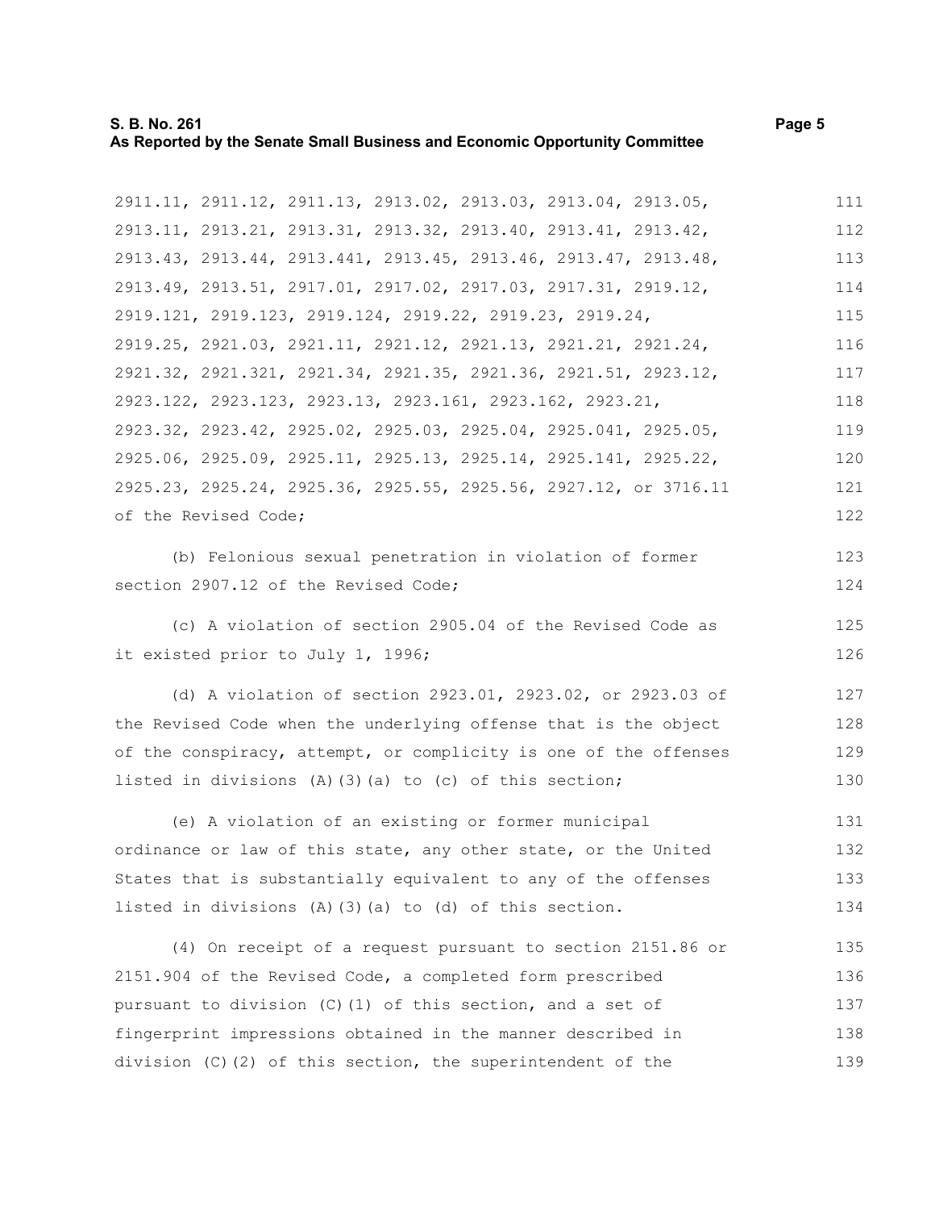2911.11, 2911.12, 2911.13, 2913.02, 2913.03, 2913.04, 2913.05, 2913.11, 2913.21, 2913.31, 2913.32, 2913.40, 2913.41, 2913.42, 2913.43, 2913.44, 2913.441, 2913.45, 2913.46, 2913.47, 2913.48, 2913.49, 2913.51, 2917.01, 2917.02, 2917.03, 2917.31, 2919.12, 2919.121, 2919.123, 2919.124, 2919.22, 2919.23, 2919.24, 2919.25, 2921.03, 2921.11, 2921.12, 2921.13, 2921.21, 2921.24, 2921.32, 2921.321, 2921.34, 2921.35, 2921.36, 2921.51, 2923.12, 2923.122, 2923.123, 2923.13, 2923.161, 2923.162, 2923.21, 2923.32, 2923.42, 2925.02, 2925.03, 2925.04, 2925.041, 2925.05, 2925.06, 2925.09, 2925.11, 2925.13, 2925.14, 2925.141, 2925.22, 2925.23, 2925.24, 2925.36, 2925.55, 2925.56, 2927.12, or 3716.11 of the Revised Code;

(b) Felonious sexual penetration in violation of former section 2907.12 of the Revised Code;

(c) A violation of section 2905.04 of the Revised Code as it existed prior to July 1, 1996;

(d) A violation of section 2923.01, 2923.02, or 2923.03 of the Revised Code when the underlying offense that is the object of the conspiracy, attempt, or complicity is one of the offenses listed in divisions (A)(3)(a) to (c) of this section;

(e) A violation of an existing or former municipal ordinance or law of this state, any other state, or the United States that is substantially equivalent to any of the offenses listed in divisions (A)(3)(a) to (d) of this section.

(4) On receipt of a request pursuant to section 2151.86 or 2151.904 of the Revised Code, a completed form prescribed pursuant to division (C)(1) of this section, and a set of fingerprint impressions obtained in the manner described in division (C)(2) of this section, the superintendent of the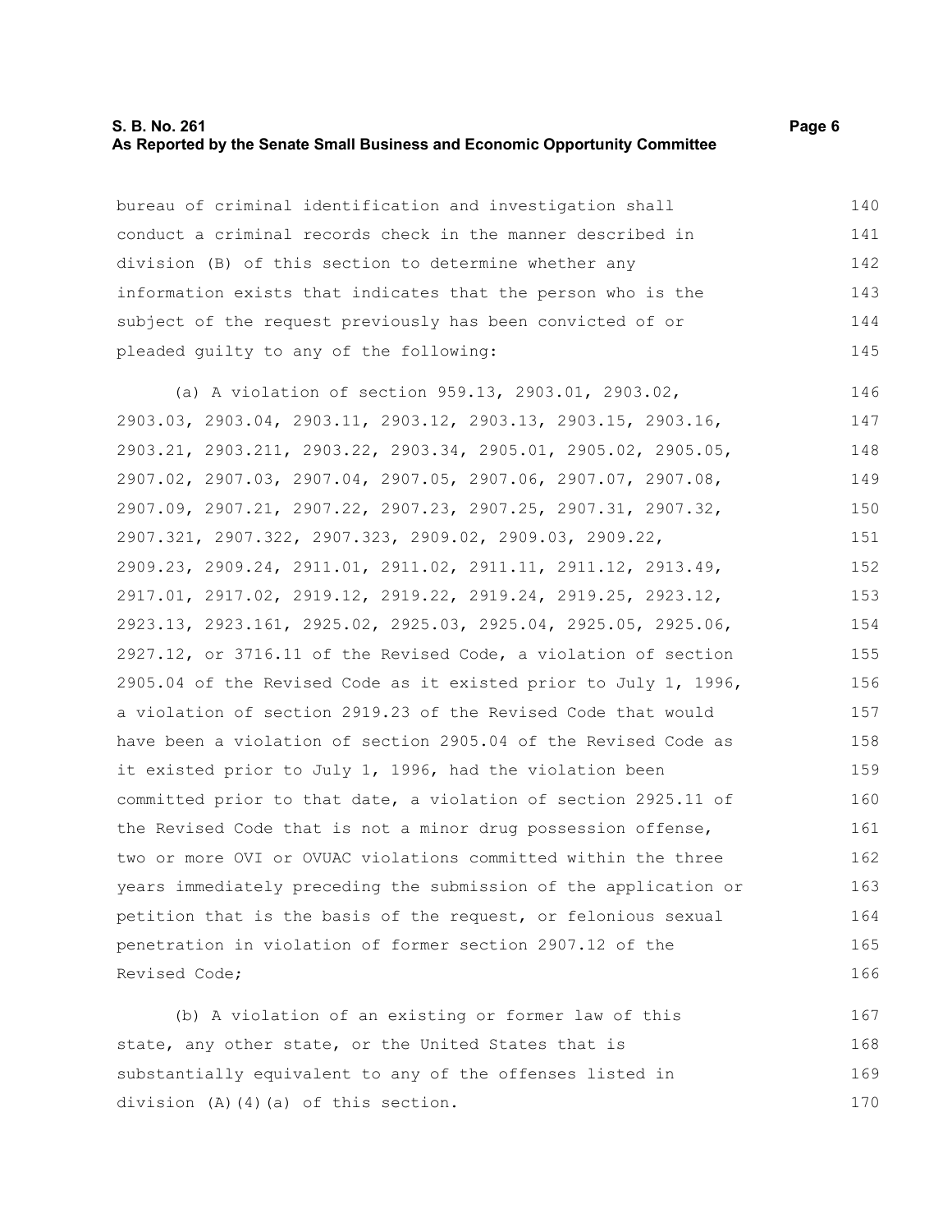bureau of criminal identification and investigation shall conduct a criminal records check in the manner described in division (B) of this section to determine whether any information exists that indicates that the person who is the subject of the request previously has been convicted of or pleaded guilty to any of the following:

(a) A violation of section 959.13, 2903.01, 2903.02, 2903.03, 2903.04, 2903.11, 2903.12, 2903.13, 2903.15, 2903.16, 2903.21, 2903.211, 2903.22, 2903.34, 2905.01, 2905.02, 2905.05, 2907.02, 2907.03, 2907.04, 2907.05, 2907.06, 2907.07, 2907.08, 2907.09, 2907.21, 2907.22, 2907.23, 2907.25, 2907.31, 2907.32, 2907.321, 2907.322, 2907.323, 2909.02, 2909.03, 2909.22, 2909.23, 2909.24, 2911.01, 2911.02, 2911.11, 2911.12, 2913.49, 2917.01, 2917.02, 2919.12, 2919.22, 2919.24, 2919.25, 2923.12, 2923.13, 2923.161, 2925.02, 2925.03, 2925.04, 2925.05, 2925.06, 2927.12, or 3716.11 of the Revised Code, a violation of section 2905.04 of the Revised Code as it existed prior to July 1, 1996, a violation of section 2919.23 of the Revised Code that would have been a violation of section 2905.04 of the Revised Code as it existed prior to July 1, 1996, had the violation been committed prior to that date, a violation of section 2925.11 of the Revised Code that is not a minor drug possession offense, two or more OVI or OVUAC violations committed within the three years immediately preceding the submission of the application or petition that is the basis of the request, or felonious sexual penetration in violation of former section 2907.12 of the Revised Code;

(b) A violation of an existing or former law of this state, any other state, or the United States that is substantially equivalent to any of the offenses listed in division (A)(4)(a) of this section.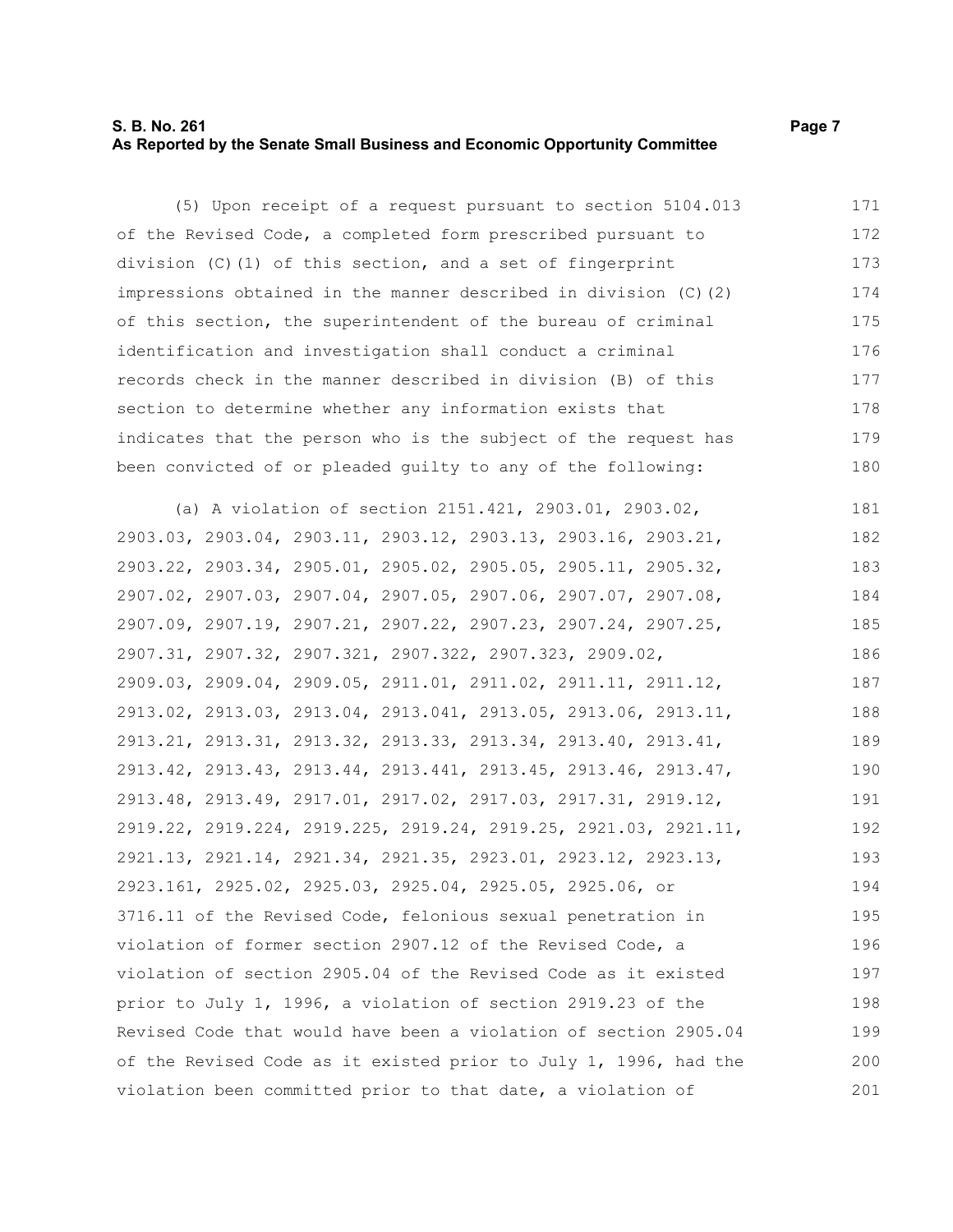(5) Upon receipt of a request pursuant to section 5104.013 of the Revised Code, a completed form prescribed pursuant to division (C)(1) of this section, and a set of fingerprint impressions obtained in the manner described in division (C)(2) of this section, the superintendent of the bureau of criminal identification and investigation shall conduct a criminal records check in the manner described in division (B) of this section to determine whether any information exists that indicates that the person who is the subject of the request has been convicted of or pleaded guilty to any of the following:

(a) A violation of section 2151.421, 2903.01, 2903.02, 2903.03, 2903.04, 2903.11, 2903.12, 2903.13, 2903.16, 2903.21, 2903.22, 2903.34, 2905.01, 2905.02, 2905.05, 2905.11, 2905.32, 2907.02, 2907.03, 2907.04, 2907.05, 2907.06, 2907.07, 2907.08, 2907.09, 2907.19, 2907.21, 2907.22, 2907.23, 2907.24, 2907.25, 2907.31, 2907.32, 2907.321, 2907.322, 2907.323, 2909.02, 2909.03, 2909.04, 2909.05, 2911.01, 2911.02, 2911.11, 2911.12, 2913.02, 2913.03, 2913.04, 2913.041, 2913.05, 2913.06, 2913.11, 2913.21, 2913.31, 2913.32, 2913.33, 2913.34, 2913.40, 2913.41, 2913.42, 2913.43, 2913.44, 2913.441, 2913.45, 2913.46, 2913.47, 2913.48, 2913.49, 2917.01, 2917.02, 2917.03, 2917.31, 2919.12, 2919.22, 2919.224, 2919.225, 2919.24, 2919.25, 2921.03, 2921.11, 2921.13, 2921.14, 2921.34, 2921.35, 2923.01, 2923.12, 2923.13, 2923.161, 2925.02, 2925.03, 2925.04, 2925.05, 2925.06, or 3716.11 of the Revised Code, felonious sexual penetration in violation of former section 2907.12 of the Revised Code, a violation of section 2905.04 of the Revised Code as it existed prior to July 1, 1996, a violation of section 2919.23 of the Revised Code that would have been a violation of section 2905.04 of the Revised Code as it existed prior to July 1, 1996, had the violation been committed prior to that date, a violation of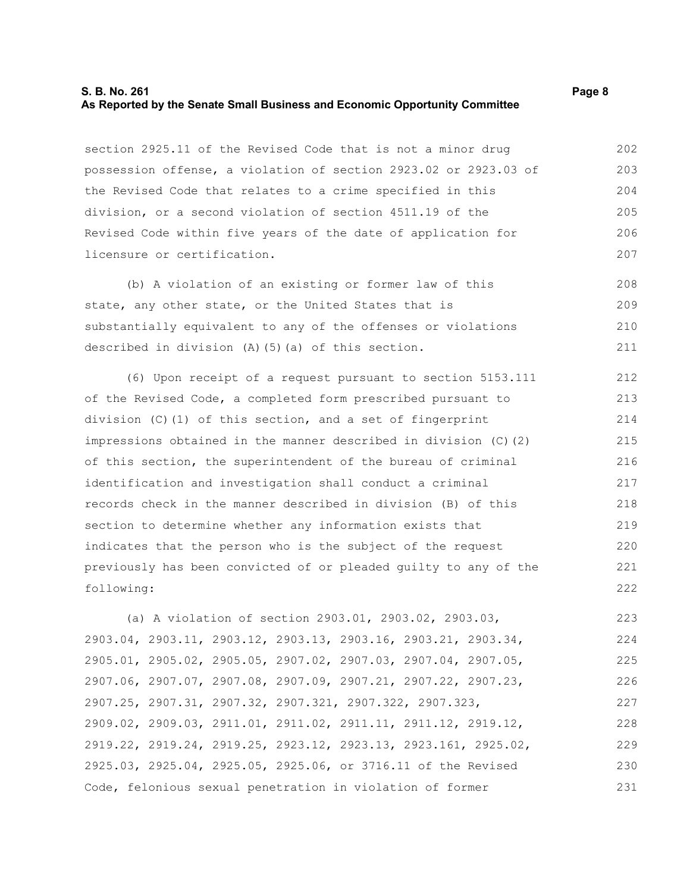section 2925.11 of the Revised Code that is not a minor drug possession offense, a violation of section 2923.02 or 2923.03 of the Revised Code that relates to a crime specified in this division, or a second violation of section 4511.19 of the Revised Code within five years of the date of application for licensure or certification.

(b) A violation of an existing or former law of this state, any other state, or the United States that is substantially equivalent to any of the offenses or violations described in division (A)(5)(a) of this section.

(6) Upon receipt of a request pursuant to section 5153.111 of the Revised Code, a completed form prescribed pursuant to division (C)(1) of this section, and a set of fingerprint impressions obtained in the manner described in division (C)(2) of this section, the superintendent of the bureau of criminal identification and investigation shall conduct a criminal records check in the manner described in division (B) of this section to determine whether any information exists that indicates that the person who is the subject of the request previously has been convicted of or pleaded guilty to any of the following:

(a) A violation of section 2903.01, 2903.02, 2903.03, 2903.04, 2903.11, 2903.12, 2903.13, 2903.16, 2903.21, 2903.34, 2905.01, 2905.02, 2905.05, 2907.02, 2907.03, 2907.04, 2907.05, 2907.06, 2907.07, 2907.08, 2907.09, 2907.21, 2907.22, 2907.23, 2907.25, 2907.31, 2907.32, 2907.321, 2907.322, 2907.323, 2909.02, 2909.03, 2911.01, 2911.02, 2911.11, 2911.12, 2919.12, 2919.22, 2919.24, 2919.25, 2923.12, 2923.13, 2923.161, 2925.02, 2925.03, 2925.04, 2925.05, 2925.06, or 3716.11 of the Revised Code, felonious sexual penetration in violation of former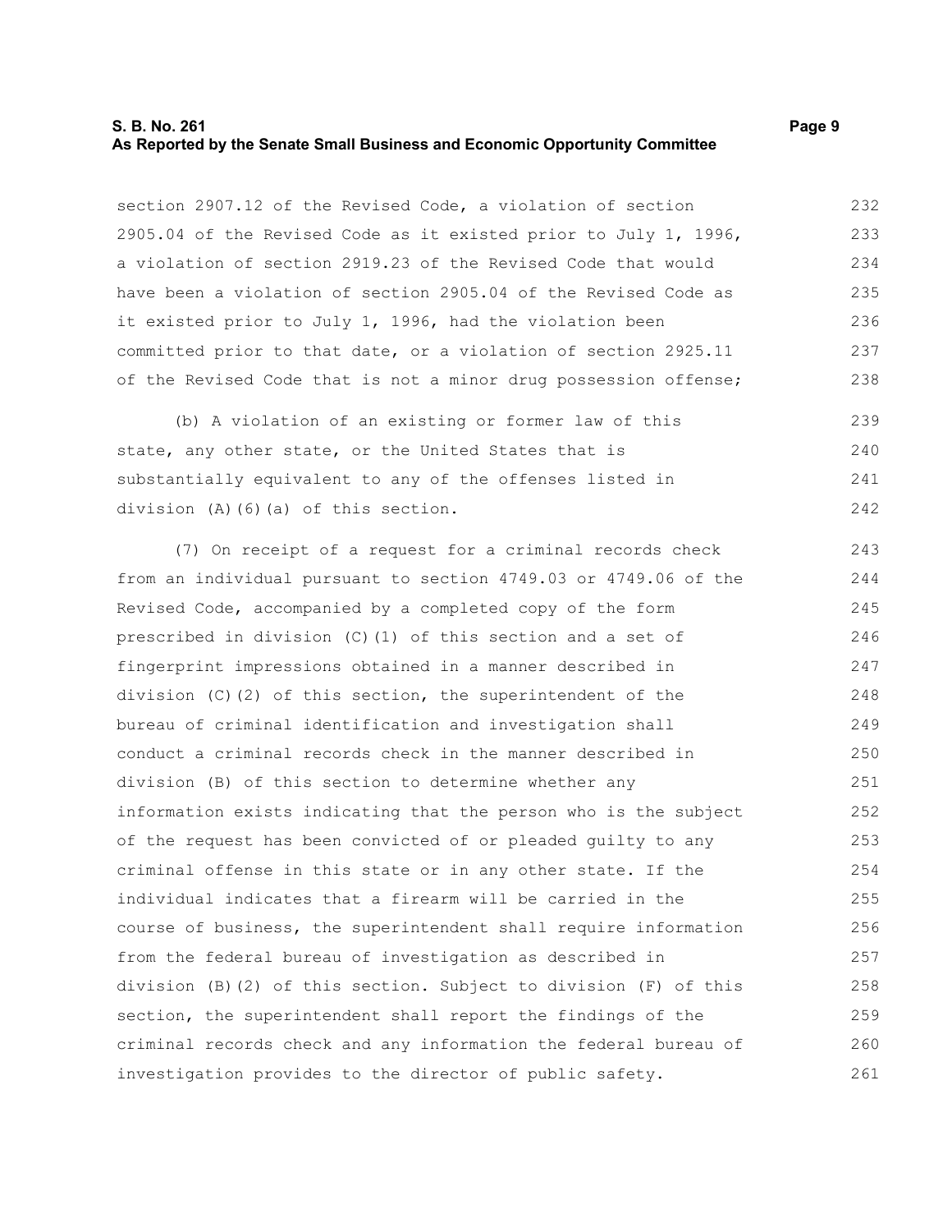section 2907.12 of the Revised Code, a violation of section 2905.04 of the Revised Code as it existed prior to July 1, 1996, a violation of section 2919.23 of the Revised Code that would have been a violation of section 2905.04 of the Revised Code as it existed prior to July 1, 1996, had the violation been committed prior to that date, or a violation of section 2925.11 of the Revised Code that is not a minor drug possession offense;

(b) A violation of an existing or former law of this state, any other state, or the United States that is substantially equivalent to any of the offenses listed in division (A)(6)(a) of this section.

(7) On receipt of a request for a criminal records check from an individual pursuant to section 4749.03 or 4749.06 of the Revised Code, accompanied by a completed copy of the form prescribed in division (C)(1) of this section and a set of fingerprint impressions obtained in a manner described in division (C)(2) of this section, the superintendent of the bureau of criminal identification and investigation shall conduct a criminal records check in the manner described in division (B) of this section to determine whether any information exists indicating that the person who is the subject of the request has been convicted of or pleaded guilty to any criminal offense in this state or in any other state. If the individual indicates that a firearm will be carried in the course of business, the superintendent shall require information from the federal bureau of investigation as described in division (B)(2) of this section. Subject to division (F) of this section, the superintendent shall report the findings of the criminal records check and any information the federal bureau of investigation provides to the director of public safety.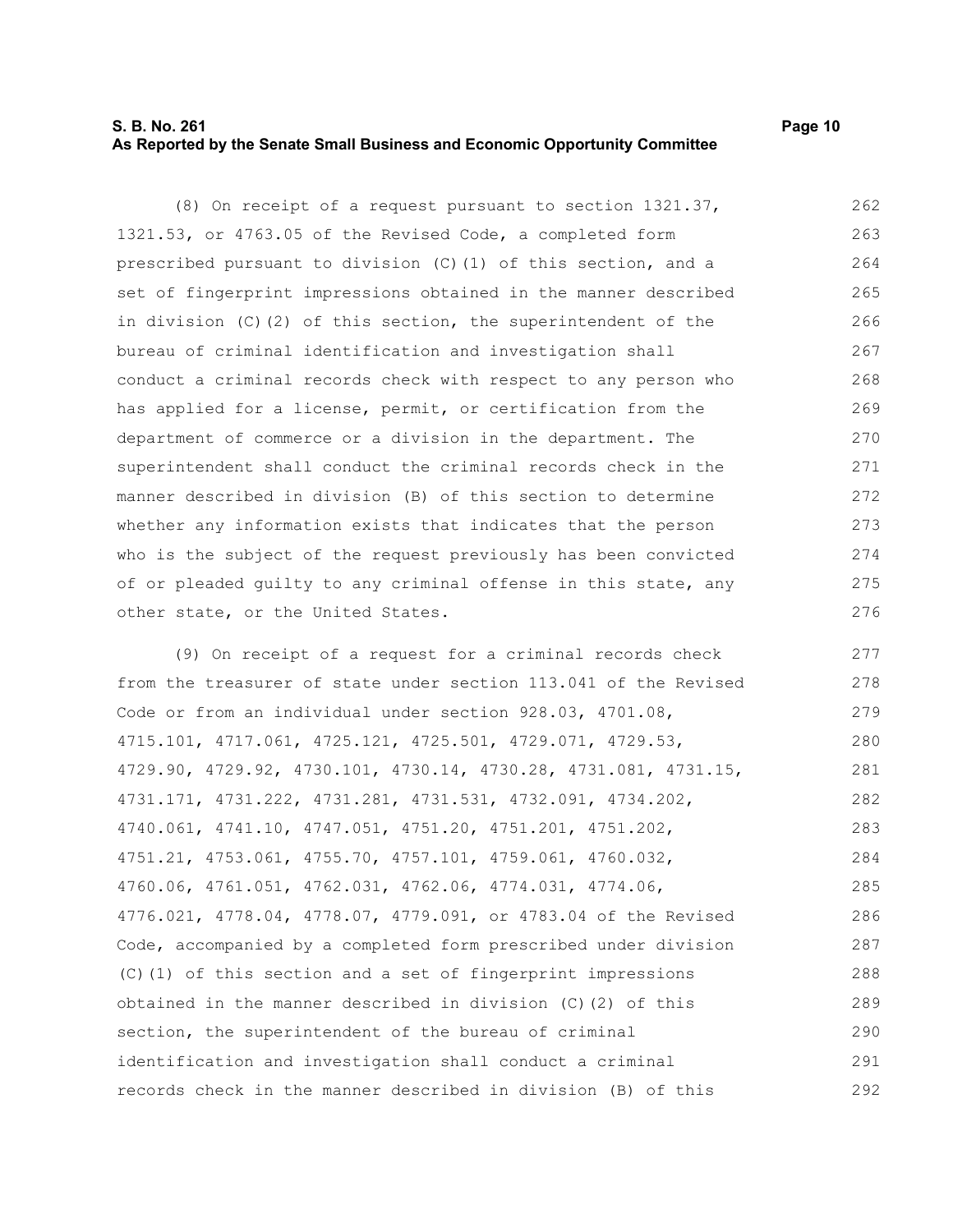(8) On receipt of a request pursuant to section 1321.37, 1321.53, or 4763.05 of the Revised Code, a completed form prescribed pursuant to division (C)(1) of this section, and a set of fingerprint impressions obtained in the manner described in division (C)(2) of this section, the superintendent of the bureau of criminal identification and investigation shall conduct a criminal records check with respect to any person who has applied for a license, permit, or certification from the department of commerce or a division in the department. The superintendent shall conduct the criminal records check in the manner described in division (B) of this section to determine whether any information exists that indicates that the person who is the subject of the request previously has been convicted of or pleaded guilty to any criminal offense in this state, any other state, or the United States.

(9) On receipt of a request for a criminal records check from the treasurer of state under section 113.041 of the Revised Code or from an individual under section 928.03, 4701.08, 4715.101, 4717.061, 4725.121, 4725.501, 4729.071, 4729.53, 4729.90, 4729.92, 4730.101, 4730.14, 4730.28, 4731.081, 4731.15, 4731.171, 4731.222, 4731.281, 4731.531, 4732.091, 4734.202, 4740.061, 4741.10, 4747.051, 4751.20, 4751.201, 4751.202, 4751.21, 4753.061, 4755.70, 4757.101, 4759.061, 4760.032, 4760.06, 4761.051, 4762.031, 4762.06, 4774.031, 4774.06, 4776.021, 4778.04, 4778.07, 4779.091, or 4783.04 of the Revised Code, accompanied by a completed form prescribed under division (C)(1) of this section and a set of fingerprint impressions obtained in the manner described in division (C)(2) of this section, the superintendent of the bureau of criminal identification and investigation shall conduct a criminal records check in the manner described in division (B) of this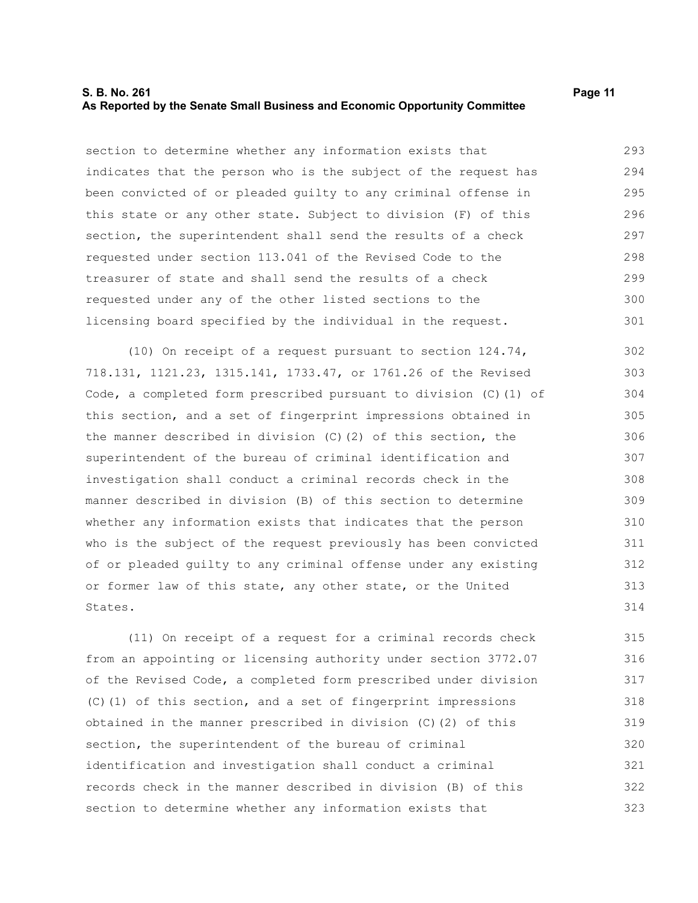section to determine whether any information exists that indicates that the person who is the subject of the request has been convicted of or pleaded guilty to any criminal offense in this state or any other state. Subject to division (F) of this section, the superintendent shall send the results of a check requested under section 113.041 of the Revised Code to the treasurer of state and shall send the results of a check requested under any of the other listed sections to the licensing board specified by the individual in the request.

(10) On receipt of a request pursuant to section 124.74, 718.131, 1121.23, 1315.141, 1733.47, or 1761.26 of the Revised Code, a completed form prescribed pursuant to division (C)(1) of this section, and a set of fingerprint impressions obtained in the manner described in division (C)(2) of this section, the superintendent of the bureau of criminal identification and investigation shall conduct a criminal records check in the manner described in division (B) of this section to determine whether any information exists that indicates that the person who is the subject of the request previously has been convicted of or pleaded guilty to any criminal offense under any existing or former law of this state, any other state, or the United States.

(11) On receipt of a request for a criminal records check from an appointing or licensing authority under section 3772.07 of the Revised Code, a completed form prescribed under division (C)(1) of this section, and a set of fingerprint impressions obtained in the manner prescribed in division (C)(2) of this section, the superintendent of the bureau of criminal identification and investigation shall conduct a criminal records check in the manner described in division (B) of this section to determine whether any information exists that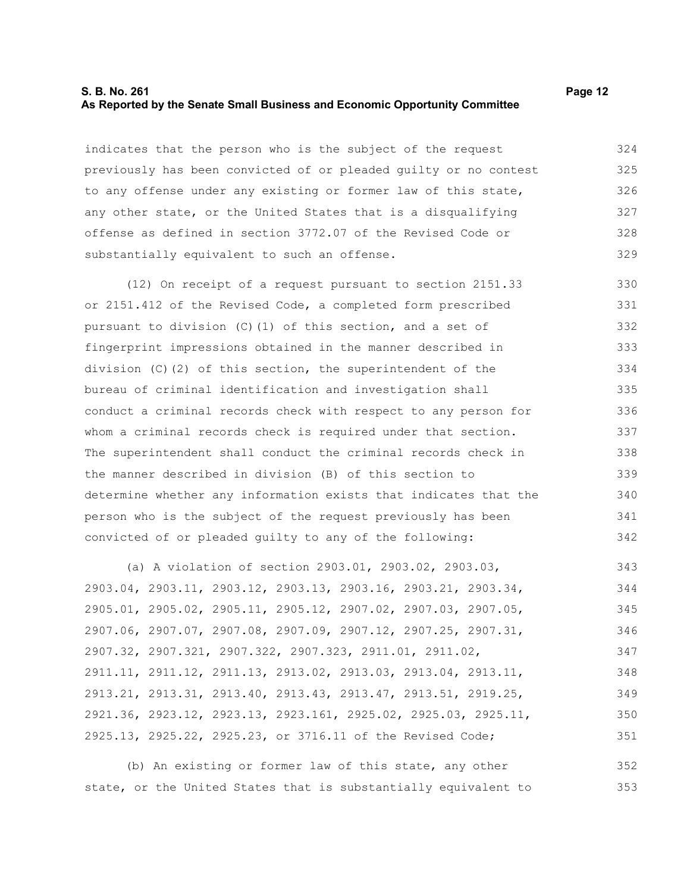indicates that the person who is the subject of the request previously has been convicted of or pleaded guilty or no contest to any offense under any existing or former law of this state, any other state, or the United States that is a disqualifying offense as defined in section 3772.07 of the Revised Code or substantially equivalent to such an offense.

(12) On receipt of a request pursuant to section 2151.33 or 2151.412 of the Revised Code, a completed form prescribed pursuant to division (C)(1) of this section, and a set of fingerprint impressions obtained in the manner described in division (C)(2) of this section, the superintendent of the bureau of criminal identification and investigation shall conduct a criminal records check with respect to any person for whom a criminal records check is required under that section. The superintendent shall conduct the criminal records check in the manner described in division (B) of this section to determine whether any information exists that indicates that the person who is the subject of the request previously has been convicted of or pleaded guilty to any of the following:

(a) A violation of section 2903.01, 2903.02, 2903.03, 2903.04, 2903.11, 2903.12, 2903.13, 2903.16, 2903.21, 2903.34, 2905.01, 2905.02, 2905.11, 2905.12, 2907.02, 2907.03, 2907.05, 2907.06, 2907.07, 2907.08, 2907.09, 2907.12, 2907.25, 2907.31, 2907.32, 2907.321, 2907.322, 2907.323, 2911.01, 2911.02, 2911.11, 2911.12, 2911.13, 2913.02, 2913.03, 2913.04, 2913.11, 2913.21, 2913.31, 2913.40, 2913.43, 2913.47, 2913.51, 2919.25, 2921.36, 2923.12, 2923.13, 2923.161, 2925.02, 2925.03, 2925.11, 2925.13, 2925.22, 2925.23, or 3716.11 of the Revised Code;

(b) An existing or former law of this state, any other state, or the United States that is substantially equivalent to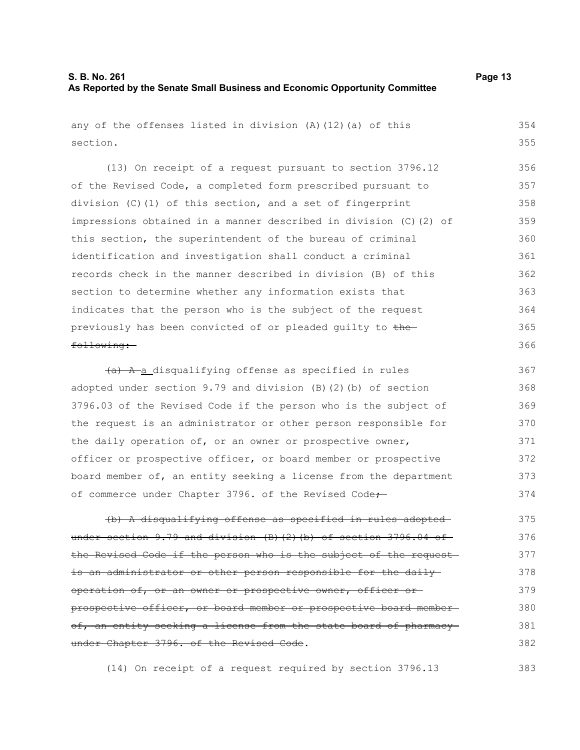any of the offenses listed in division (A)(12)(a) of this section.

(13) On receipt of a request pursuant to section 3796.12 of the Revised Code, a completed form prescribed pursuant to division (C)(1) of this section, and a set of fingerprint impressions obtained in a manner described in division (C)(2) of this section, the superintendent of the bureau of criminal identification and investigation shall conduct a criminal records check in the manner described in division (B) of this section to determine whether any information exists that indicates that the person who is the subject of the request previously has been convicted of or pleaded guilty to ~~the following:~~

~~(a) A~~ a disqualifying offense as specified in rules adopted under section 9.79 and division (B)(2)(b) of section 3796.03 of the Revised Code if the person who is the subject of the request is an administrator or other person responsible for the daily operation of, or an owner or prospective owner, officer or prospective officer, or board member or prospective board member of, an entity seeking a license from the department of commerce under Chapter 3796. of the Revised Code~~;~~

~~(b) A disqualifying offense as specified in rules adopted under section 9.79 and division (B)(2)(b) of section 3796.04 of the Revised Code if the person who is the subject of the request is an administrator or other person responsible for the daily operation of, or an owner or prospective owner, officer or prospective officer, or board member or prospective board member of, an entity seeking a license from the state board of pharmacy under Chapter 3796. of the Revised Code~~.

(14) On receipt of a request required by section 3796.13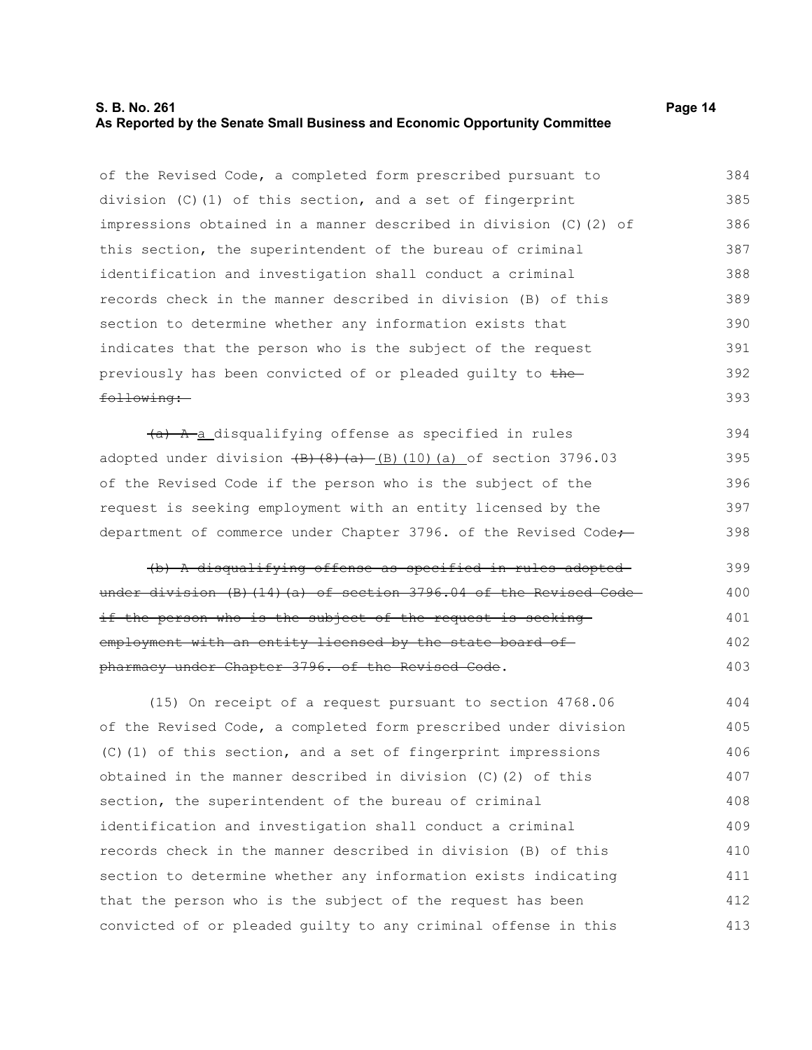of the Revised Code, a completed form prescribed pursuant to division (C)(1) of this section, and a set of fingerprint impressions obtained in a manner described in division (C)(2) of this section, the superintendent of the bureau of criminal identification and investigation shall conduct a criminal records check in the manner described in division (B) of this section to determine whether any information exists that indicates that the person who is the subject of the request previously has been convicted of or pleaded guilty to ~~the following:~~

~~(a) A~~ a disqualifying offense as specified in rules adopted under division ~~(B)(8)(a)~~ (B)(10)(a) of section 3796.03 of the Revised Code if the person who is the subject of the request is seeking employment with an entity licensed by the department of commerce under Chapter 3796. of the Revised Code~~;~~

~~(b) A disqualifying offense as specified in rules adopted under division (B)(14)(a) of section 3796.04 of the Revised Code if the person who is the subject of the request is seeking employment with an entity licensed by the state board of pharmacy under Chapter 3796. of the Revised Code~~.

(15) On receipt of a request pursuant to section 4768.06 of the Revised Code, a completed form prescribed under division (C)(1) of this section, and a set of fingerprint impressions obtained in the manner described in division (C)(2) of this section, the superintendent of the bureau of criminal identification and investigation shall conduct a criminal records check in the manner described in division (B) of this section to determine whether any information exists indicating that the person who is the subject of the request has been convicted of or pleaded guilty to any criminal offense in this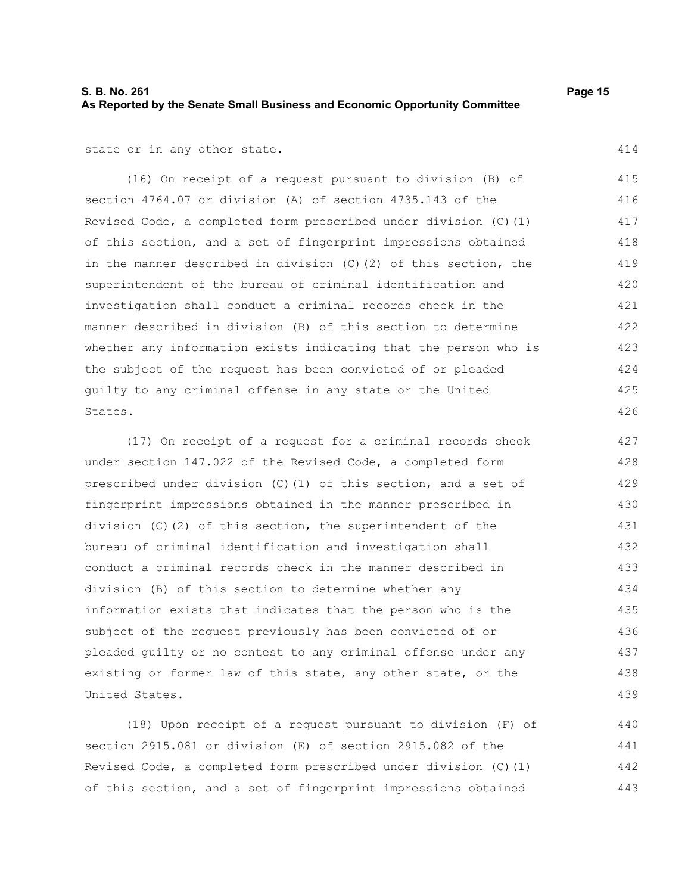state or in any other state.

(16) On receipt of a request pursuant to division (B) of section 4764.07 or division (A) of section 4735.143 of the Revised Code, a completed form prescribed under division (C)(1) of this section, and a set of fingerprint impressions obtained in the manner described in division (C)(2) of this section, the superintendent of the bureau of criminal identification and investigation shall conduct a criminal records check in the manner described in division (B) of this section to determine whether any information exists indicating that the person who is the subject of the request has been convicted of or pleaded guilty to any criminal offense in any state or the United States.

(17) On receipt of a request for a criminal records check under section 147.022 of the Revised Code, a completed form prescribed under division (C)(1) of this section, and a set of fingerprint impressions obtained in the manner prescribed in division (C)(2) of this section, the superintendent of the bureau of criminal identification and investigation shall conduct a criminal records check in the manner described in division (B) of this section to determine whether any information exists that indicates that the person who is the subject of the request previously has been convicted of or pleaded guilty or no contest to any criminal offense under any existing or former law of this state, any other state, or the United States.

(18) Upon receipt of a request pursuant to division (F) of section 2915.081 or division (E) of section 2915.082 of the Revised Code, a completed form prescribed under division (C)(1) of this section, and a set of fingerprint impressions obtained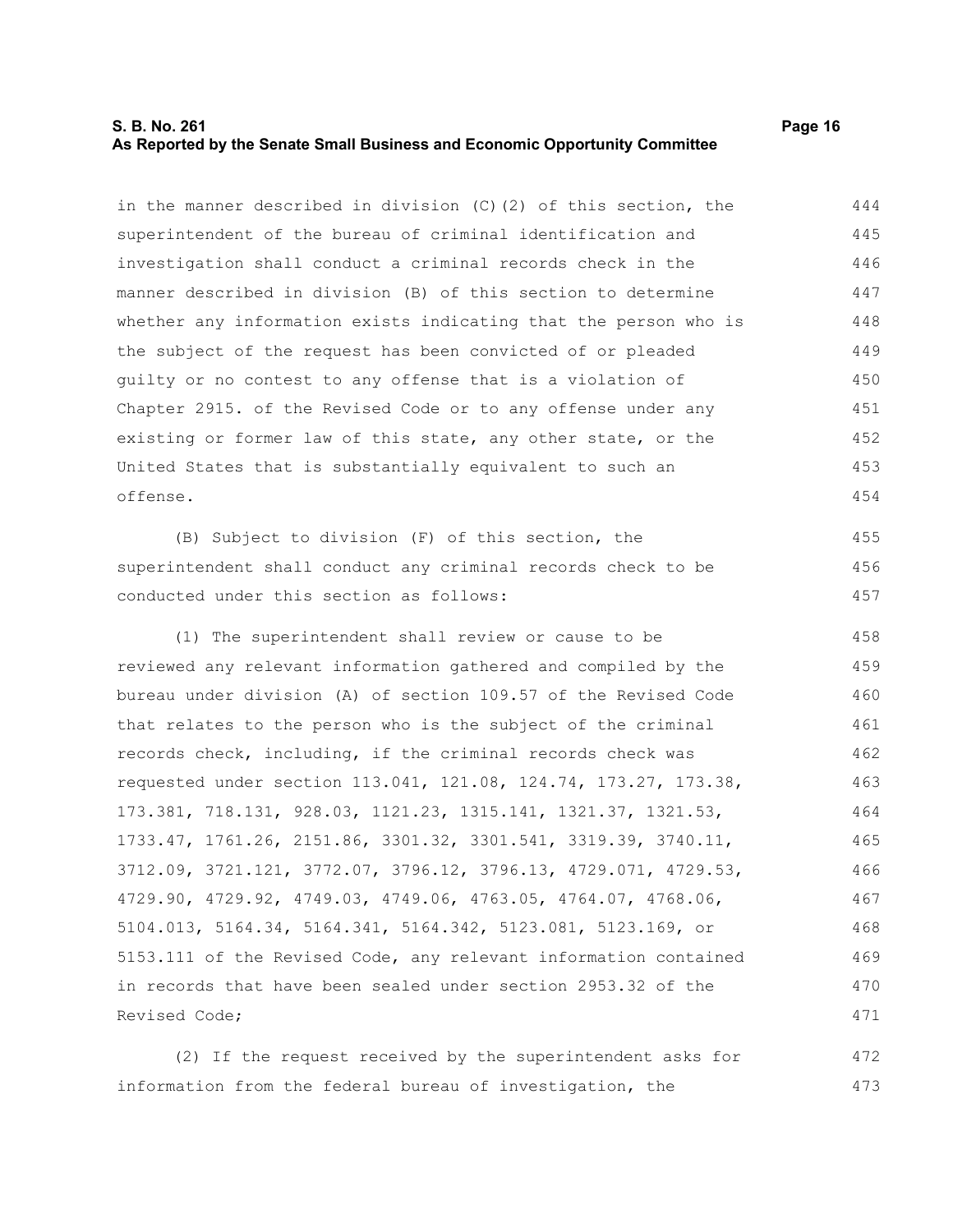in the manner described in division (C)(2) of this section, the superintendent of the bureau of criminal identification and investigation shall conduct a criminal records check in the manner described in division (B) of this section to determine whether any information exists indicating that the person who is the subject of the request has been convicted of or pleaded guilty or no contest to any offense that is a violation of Chapter 2915. of the Revised Code or to any offense under any existing or former law of this state, any other state, or the United States that is substantially equivalent to such an offense.

(B) Subject to division (F) of this section, the superintendent shall conduct any criminal records check to be conducted under this section as follows:

(1) The superintendent shall review or cause to be reviewed any relevant information gathered and compiled by the bureau under division (A) of section 109.57 of the Revised Code that relates to the person who is the subject of the criminal records check, including, if the criminal records check was requested under section 113.041, 121.08, 124.74, 173.27, 173.38, 173.381, 718.131, 928.03, 1121.23, 1315.141, 1321.37, 1321.53, 1733.47, 1761.26, 2151.86, 3301.32, 3301.541, 3319.39, 3740.11, 3712.09, 3721.121, 3772.07, 3796.12, 3796.13, 4729.071, 4729.53, 4729.90, 4729.92, 4749.03, 4749.06, 4763.05, 4764.07, 4768.06, 5104.013, 5164.34, 5164.341, 5164.342, 5123.081, 5123.169, or 5153.111 of the Revised Code, any relevant information contained in records that have been sealed under section 2953.32 of the Revised Code;

(2) If the request received by the superintendent asks for information from the federal bureau of investigation, the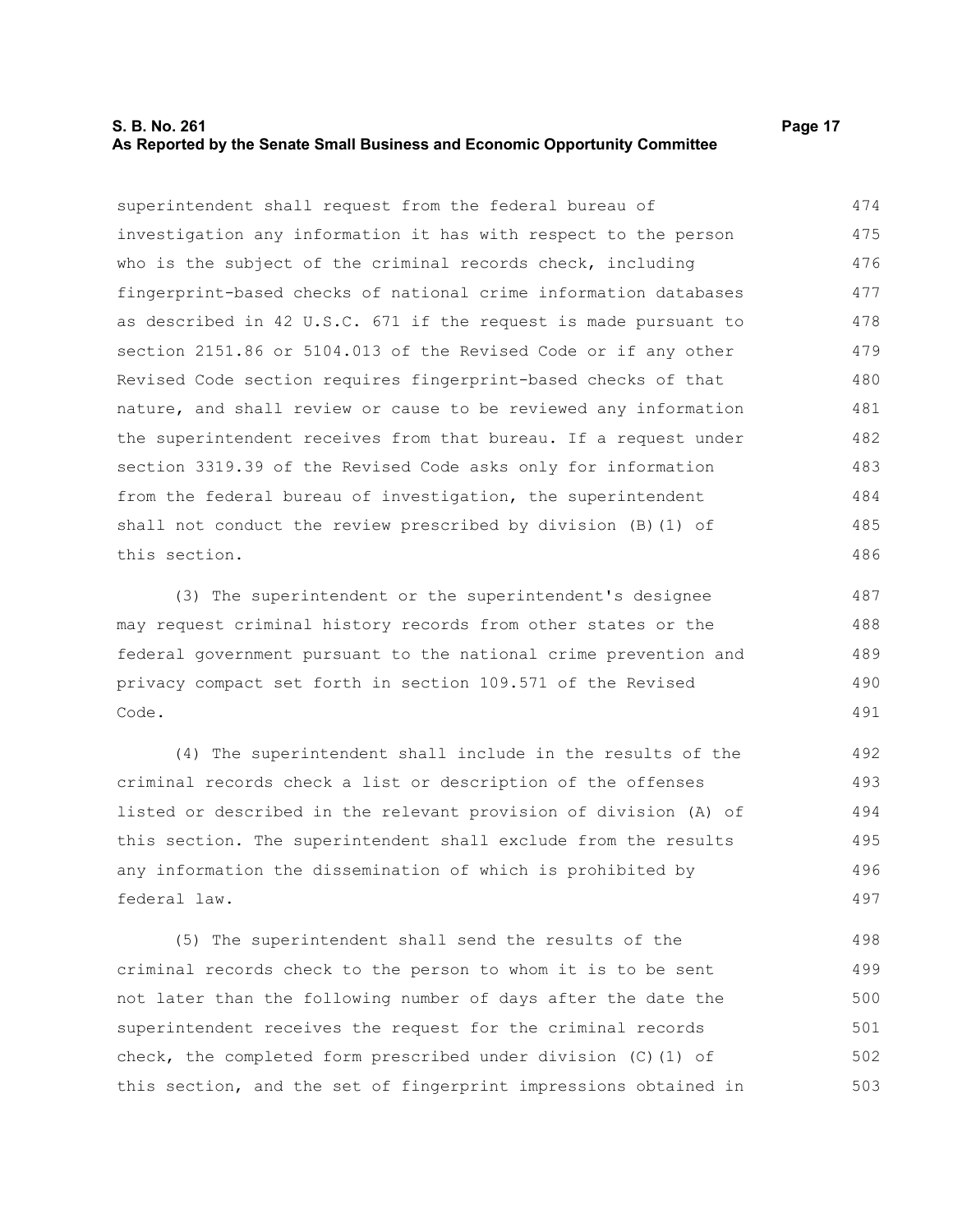superintendent shall request from the federal bureau of investigation any information it has with respect to the person who is the subject of the criminal records check, including fingerprint-based checks of national crime information databases as described in 42 U.S.C. 671 if the request is made pursuant to section 2151.86 or 5104.013 of the Revised Code or if any other Revised Code section requires fingerprint-based checks of that nature, and shall review or cause to be reviewed any information the superintendent receives from that bureau. If a request under section 3319.39 of the Revised Code asks only for information from the federal bureau of investigation, the superintendent shall not conduct the review prescribed by division (B)(1) of this section.

(3) The superintendent or the superintendent's designee may request criminal history records from other states or the federal government pursuant to the national crime prevention and privacy compact set forth in section 109.571 of the Revised Code.

(4) The superintendent shall include in the results of the criminal records check a list or description of the offenses listed or described in the relevant provision of division (A) of this section. The superintendent shall exclude from the results any information the dissemination of which is prohibited by federal law.

(5) The superintendent shall send the results of the criminal records check to the person to whom it is to be sent not later than the following number of days after the date the superintendent receives the request for the criminal records check, the completed form prescribed under division (C)(1) of this section, and the set of fingerprint impressions obtained in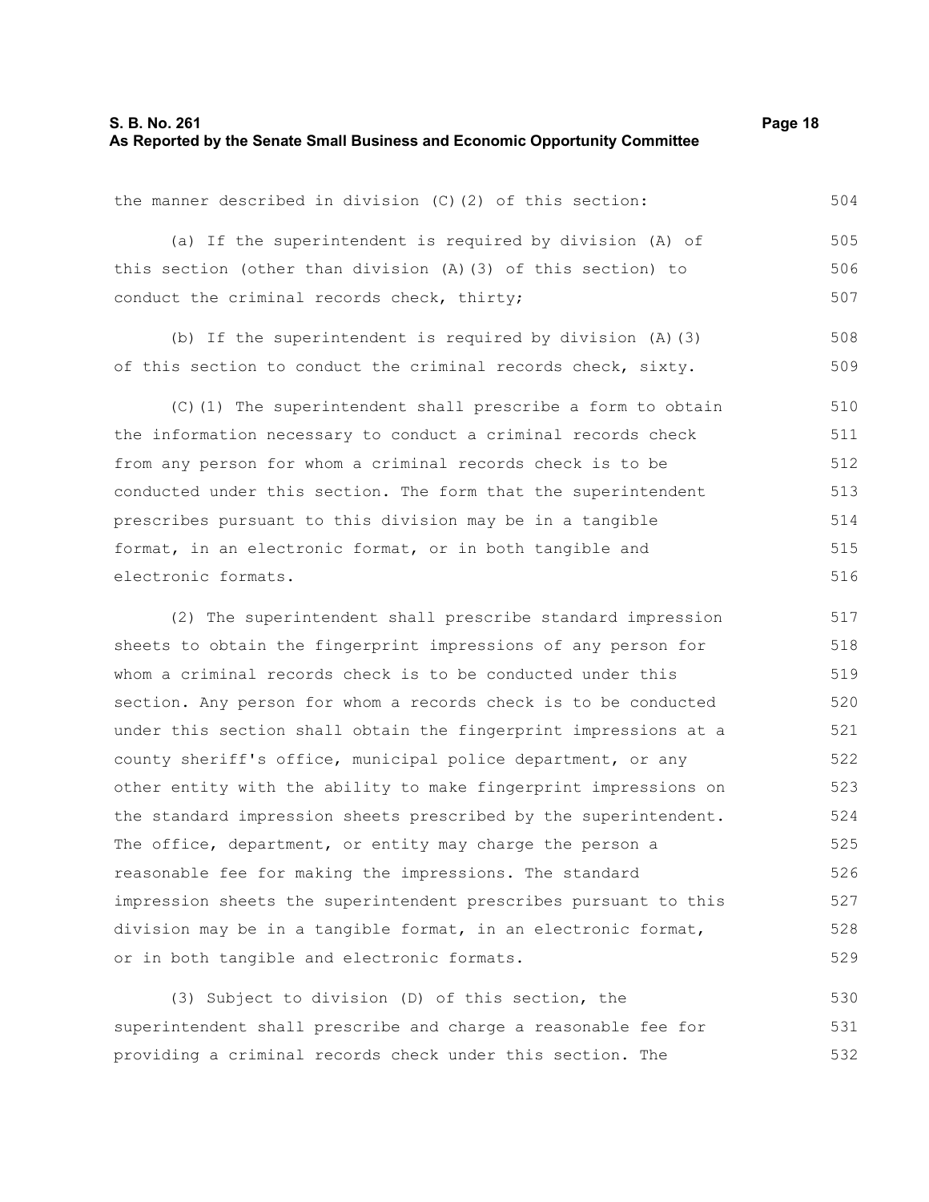the manner described in division (C)(2) of this section:

(a) If the superintendent is required by division (A) of this section (other than division (A)(3) of this section) to conduct the criminal records check, thirty;

(b) If the superintendent is required by division (A)(3) of this section to conduct the criminal records check, sixty.

(C)(1) The superintendent shall prescribe a form to obtain the information necessary to conduct a criminal records check from any person for whom a criminal records check is to be conducted under this section. The form that the superintendent prescribes pursuant to this division may be in a tangible format, in an electronic format, or in both tangible and electronic formats.

(2) The superintendent shall prescribe standard impression sheets to obtain the fingerprint impressions of any person for whom a criminal records check is to be conducted under this section. Any person for whom a records check is to be conducted under this section shall obtain the fingerprint impressions at a county sheriff's office, municipal police department, or any other entity with the ability to make fingerprint impressions on the standard impression sheets prescribed by the superintendent. The office, department, or entity may charge the person a reasonable fee for making the impressions. The standard impression sheets the superintendent prescribes pursuant to this division may be in a tangible format, in an electronic format, or in both tangible and electronic formats.

(3) Subject to division (D) of this section, the superintendent shall prescribe and charge a reasonable fee for providing a criminal records check under this section. The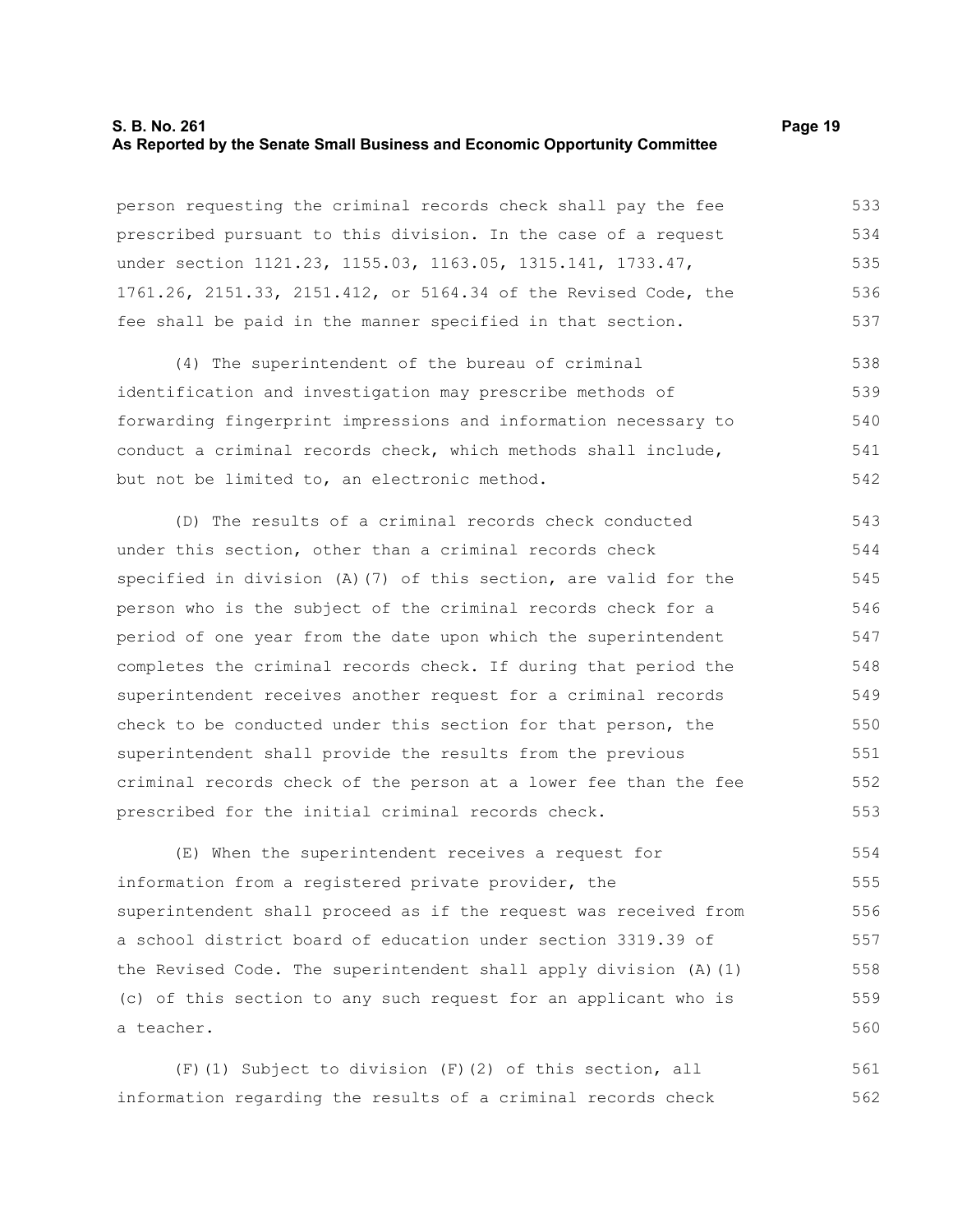person requesting the criminal records check shall pay the fee prescribed pursuant to this division. In the case of a request under section 1121.23, 1155.03, 1163.05, 1315.141, 1733.47, 1761.26, 2151.33, 2151.412, or 5164.34 of the Revised Code, the fee shall be paid in the manner specified in that section.

(4) The superintendent of the bureau of criminal identification and investigation may prescribe methods of forwarding fingerprint impressions and information necessary to conduct a criminal records check, which methods shall include, but not be limited to, an electronic method.

(D) The results of a criminal records check conducted under this section, other than a criminal records check specified in division (A)(7) of this section, are valid for the person who is the subject of the criminal records check for a period of one year from the date upon which the superintendent completes the criminal records check. If during that period the superintendent receives another request for a criminal records check to be conducted under this section for that person, the superintendent shall provide the results from the previous criminal records check of the person at a lower fee than the fee prescribed for the initial criminal records check.

(E) When the superintendent receives a request for information from a registered private provider, the superintendent shall proceed as if the request was received from a school district board of education under section 3319.39 of the Revised Code. The superintendent shall apply division (A)(1)(c) of this section to any such request for an applicant who is a teacher.

(F)(1) Subject to division (F)(2) of this section, all information regarding the results of a criminal records check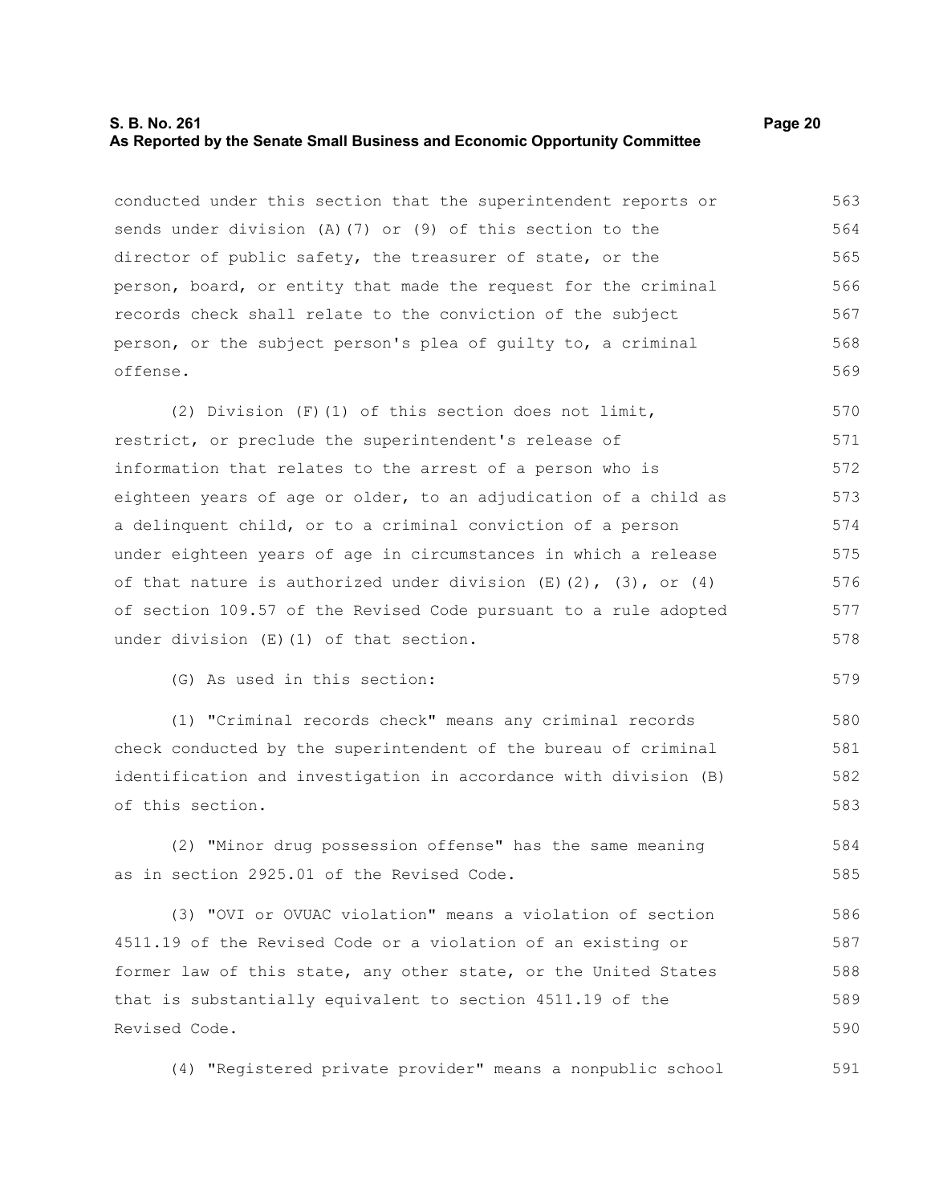conducted under this section that the superintendent reports or sends under division (A)(7) or (9) of this section to the director of public safety, the treasurer of state, or the person, board, or entity that made the request for the criminal records check shall relate to the conviction of the subject person, or the subject person's plea of guilty to, a criminal offense.

(2) Division (F)(1) of this section does not limit, restrict, or preclude the superintendent's release of information that relates to the arrest of a person who is eighteen years of age or older, to an adjudication of a child as a delinquent child, or to a criminal conviction of a person under eighteen years of age in circumstances in which a release of that nature is authorized under division (E)(2), (3), or (4) of section 109.57 of the Revised Code pursuant to a rule adopted under division (E)(1) of that section.

(G) As used in this section:

(1) "Criminal records check" means any criminal records check conducted by the superintendent of the bureau of criminal identification and investigation in accordance with division (B) of this section.

(2) "Minor drug possession offense" has the same meaning as in section 2925.01 of the Revised Code.

(3) "OVI or OVUAC violation" means a violation of section 4511.19 of the Revised Code or a violation of an existing or former law of this state, any other state, or the United States that is substantially equivalent to section 4511.19 of the Revised Code.

(4) "Registered private provider" means a nonpublic school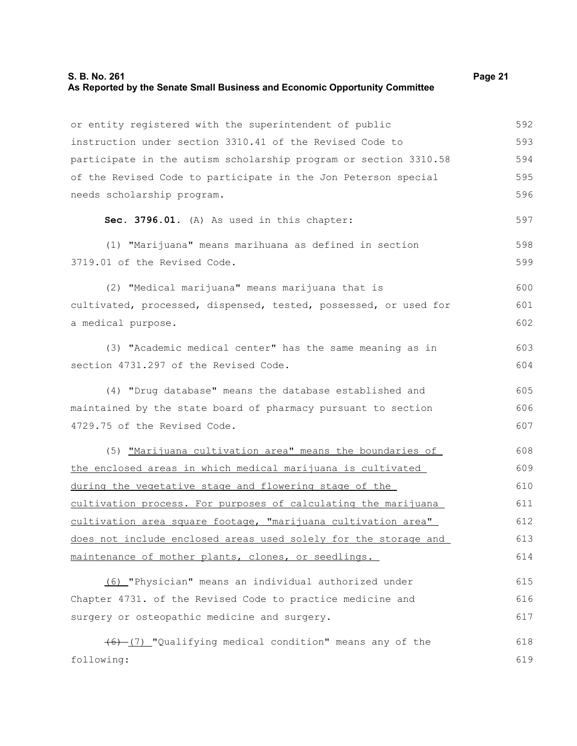or entity registered with the superintendent of public instruction under section 3310.41 of the Revised Code to participate in the autism scholarship program or section 3310.58 of the Revised Code to participate in the Jon Peterson special needs scholarship program.

**Sec. 3796.01.** (A) As used in this chapter:

(1) "Marijuana" means marihuana as defined in section 3719.01 of the Revised Code.

(2) "Medical marijuana" means marijuana that is cultivated, processed, dispensed, tested, possessed, or used for a medical purpose.

(3) "Academic medical center" has the same meaning as in section 4731.297 of the Revised Code.

(4) "Drug database" means the database established and maintained by the state board of pharmacy pursuant to section 4729.75 of the Revised Code.

(5) "Marijuana cultivation area" means the boundaries of the enclosed areas in which medical marijuana is cultivated during the vegetative stage and flowering stage of the cultivation process. For purposes of calculating the marijuana cultivation area square footage, "marijuana cultivation area" does not include enclosed areas used solely for the storage and maintenance of mother plants, clones, or seedlings.

(6) "Physician" means an individual authorized under Chapter 4731. of the Revised Code to practice medicine and surgery or osteopathic medicine and surgery.

~~(6)~~ (7) "Qualifying medical condition" means any of the following: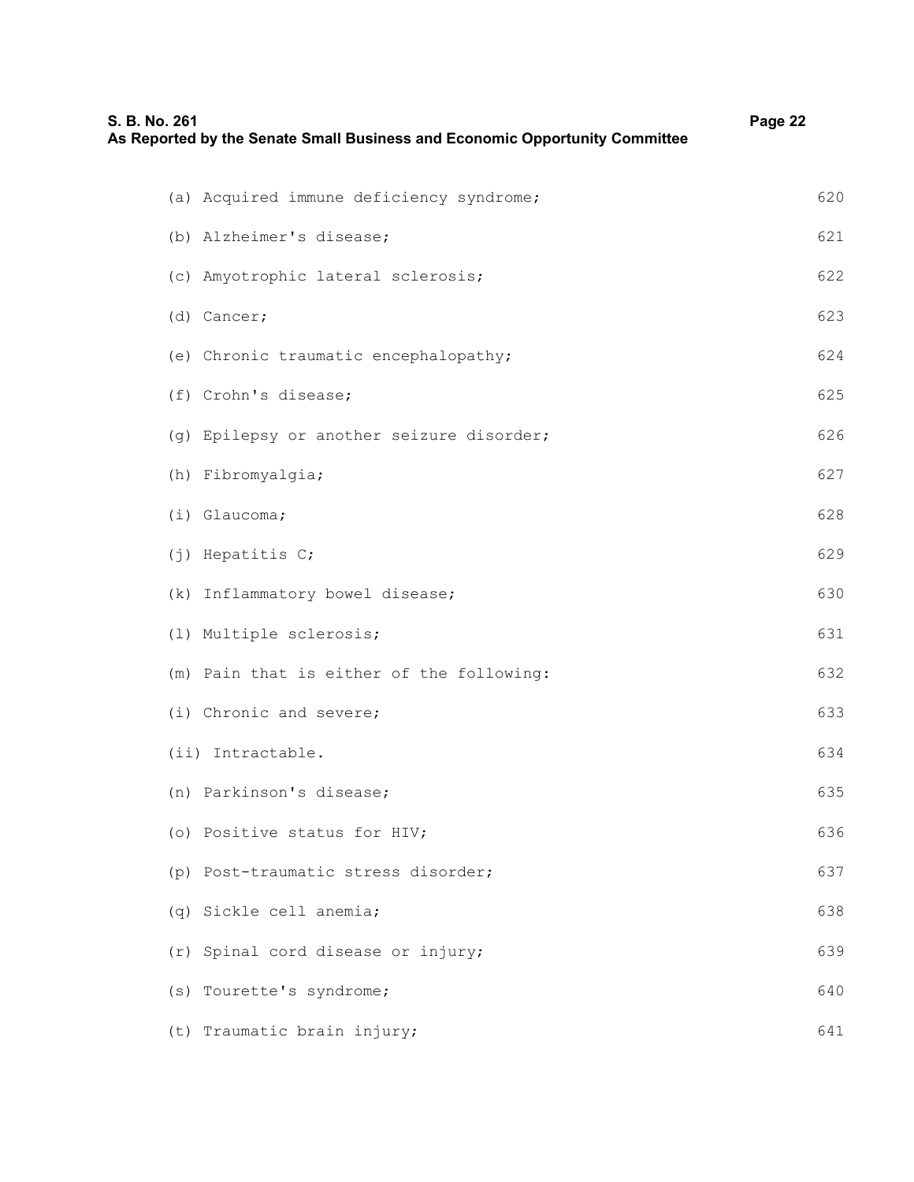(a) Acquired immune deficiency syndrome;

(b) Alzheimer's disease;

(c) Amyotrophic lateral sclerosis;

(d) Cancer;

(e) Chronic traumatic encephalopathy;

(f) Crohn's disease;

(g) Epilepsy or another seizure disorder;

(h) Fibromyalgia;

(i) Glaucoma;

(j) Hepatitis C;

(k) Inflammatory bowel disease;

(l) Multiple sclerosis;

(m) Pain that is either of the following:

(i) Chronic and severe;

(ii) Intractable.

(n) Parkinson's disease;

(o) Positive status for HIV;

(p) Post-traumatic stress disorder;

(q) Sickle cell anemia;

(r) Spinal cord disease or injury;

(s) Tourette's syndrome;

(t) Traumatic brain injury;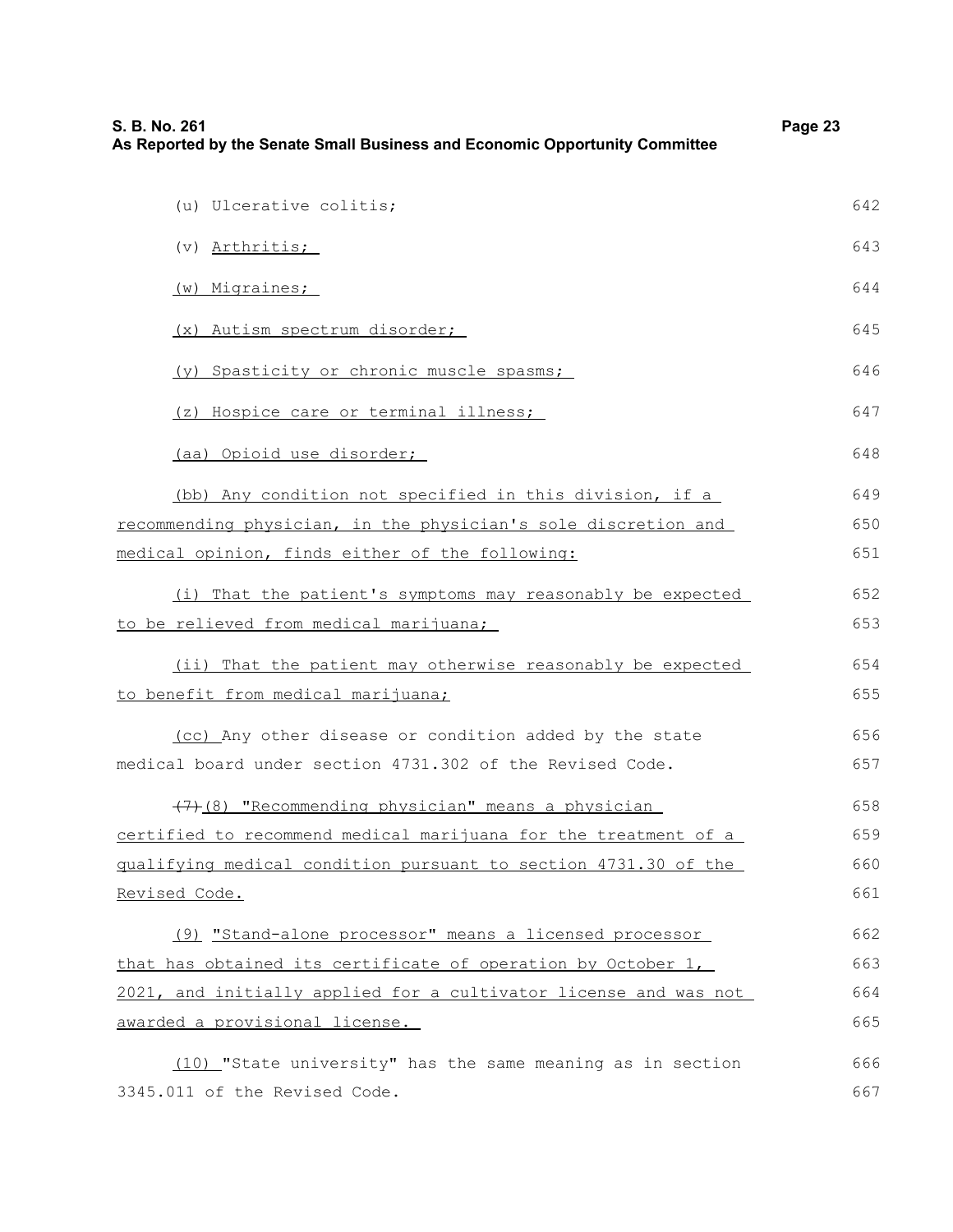(u) Ulcerative colitis;

(v) Arthritis;

(w) Migraines;

(x) Autism spectrum disorder;

(y) Spasticity or chronic muscle spasms;

(z) Hospice care or terminal illness;

(aa) Opioid use disorder;

(bb) Any condition not specified in this division, if a recommending physician, in the physician's sole discretion and medical opinion, finds either of the following:

(i) That the patient's symptoms may reasonably be expected to be relieved from medical marijuana;

(ii) That the patient may otherwise reasonably be expected to benefit from medical marijuana;

(cc) Any other disease or condition added by the state medical board under section 4731.302 of the Revised Code.

~~(7)~~(8) "Recommending physician" means a physician certified to recommend medical marijuana for the treatment of a qualifying medical condition pursuant to section 4731.30 of the Revised Code.

(9) "Stand-alone processor" means a licensed processor that has obtained its certificate of operation by October 1, 2021, and initially applied for a cultivator license and was not awarded a provisional license.

(10) "State university" has the same meaning as in section 3345.011 of the Revised Code.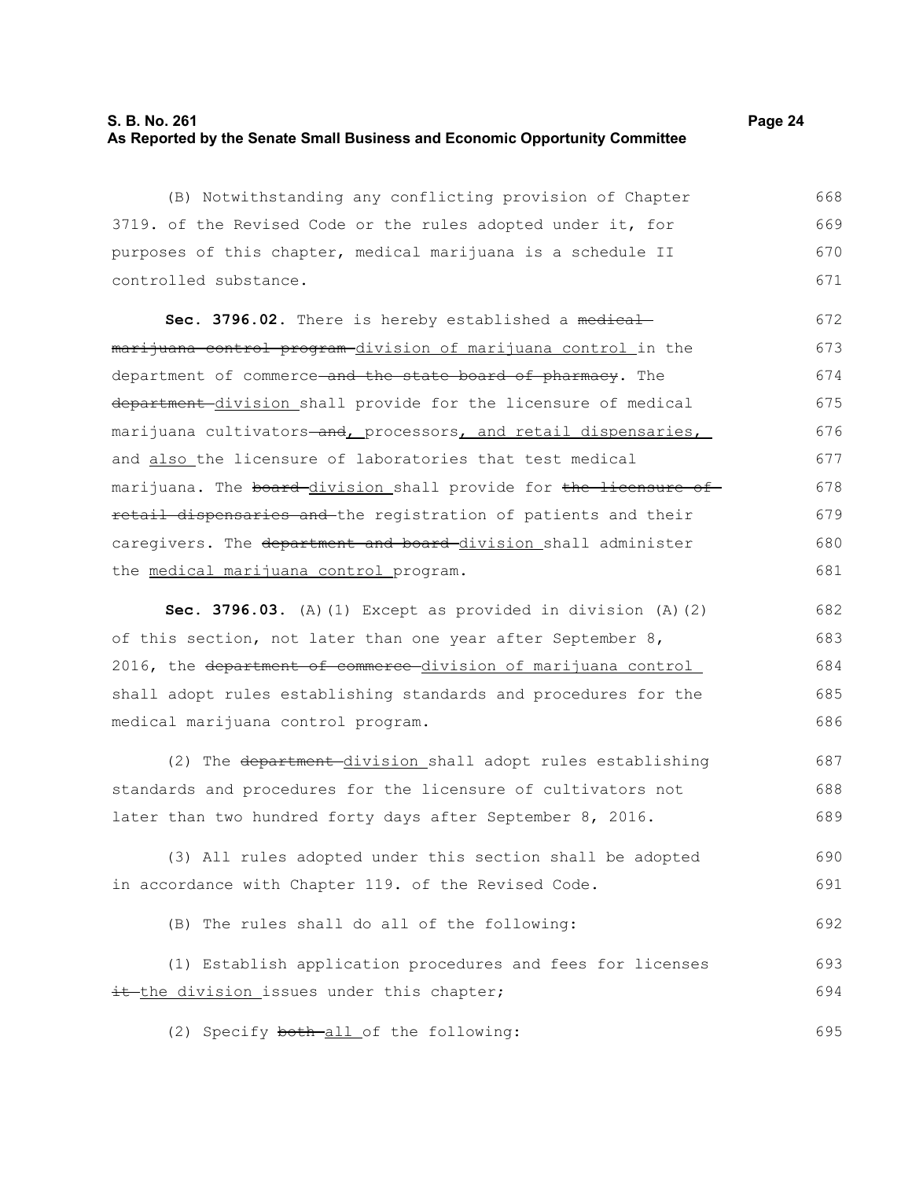(B) Notwithstanding any conflicting provision of Chapter 3719. of the Revised Code or the rules adopted under it, for purposes of this chapter, medical marijuana is a schedule II controlled substance.

**Sec. 3796.02.** There is hereby established a ~~medical marijuana control program~~ division of marijuana control in the department of commerce ~~and the state board of pharmacy~~. The ~~department~~ division shall provide for the licensure of medical marijuana cultivators ~~and~~, processors, and retail dispensaries, and also the licensure of laboratories that test medical marijuana. The ~~board~~ division shall provide for ~~the licensure of retail dispensaries and~~ the registration of patients and their caregivers. The ~~department and board~~ division shall administer the medical marijuana control program.

**Sec. 3796.03.** (A)(1) Except as provided in division (A)(2) of this section, not later than one year after September 8, 2016, the ~~department of commerce~~ division of marijuana control shall adopt rules establishing standards and procedures for the medical marijuana control program.

(2) The ~~department~~ division shall adopt rules establishing standards and procedures for the licensure of cultivators not later than two hundred forty days after September 8, 2016.

(3) All rules adopted under this section shall be adopted in accordance with Chapter 119. of the Revised Code.

(B) The rules shall do all of the following:

(1) Establish application procedures and fees for licenses ~~it~~ the division issues under this chapter;

(2) Specify ~~both~~ all of the following: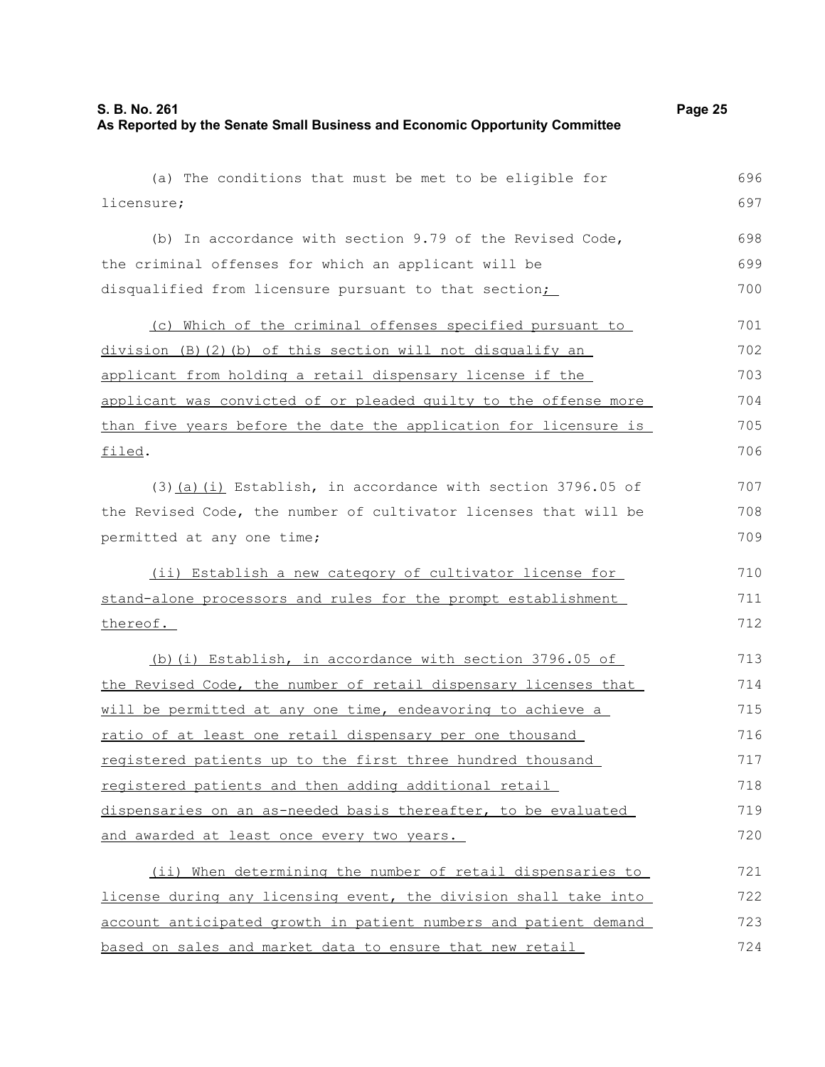(a) The conditions that must be met to be eligible for licensure;

(b) In accordance with section 9.79 of the Revised Code, the criminal offenses for which an applicant will be disqualified from licensure pursuant to that section;

(c) Which of the criminal offenses specified pursuant to division (B)(2)(b) of this section will not disqualify an applicant from holding a retail dispensary license if the applicant was convicted of or pleaded guilty to the offense more than five years before the date the application for licensure is filed.

(3)(a)(i) Establish, in accordance with section 3796.05 of the Revised Code, the number of cultivator licenses that will be permitted at any one time;

(ii) Establish a new category of cultivator license for stand-alone processors and rules for the prompt establishment thereof.

(b)(i) Establish, in accordance with section 3796.05 of the Revised Code, the number of retail dispensary licenses that will be permitted at any one time, endeavoring to achieve a ratio of at least one retail dispensary per one thousand registered patients up to the first three hundred thousand registered patients and then adding additional retail dispensaries on an as-needed basis thereafter, to be evaluated and awarded at least once every two years.

(ii) When determining the number of retail dispensaries to license during any licensing event, the division shall take into account anticipated growth in patient numbers and patient demand based on sales and market data to ensure that new retail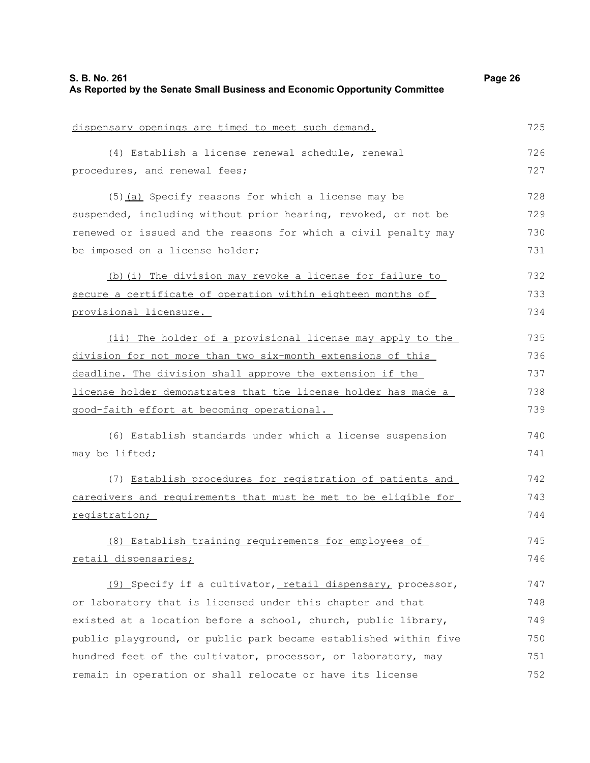dispensary openings are timed to meet such demand.

(4) Establish a license renewal schedule, renewal procedures, and renewal fees;

(5)(a) Specify reasons for which a license may be suspended, including without prior hearing, revoked, or not be renewed or issued and the reasons for which a civil penalty may be imposed on a license holder;

(b)(i) The division may revoke a license for failure to secure a certificate of operation within eighteen months of provisional licensure.

(ii) The holder of a provisional license may apply to the division for not more than two six-month extensions of this deadline. The division shall approve the extension if the license holder demonstrates that the license holder has made a good-faith effort at becoming operational.

(6) Establish standards under which a license suspension may be lifted;

(7) Establish procedures for registration of patients and caregivers and requirements that must be met to be eligible for registration;

(8) Establish training requirements for employees of retail dispensaries;

(9) Specify if a cultivator, retail dispensary, processor, or laboratory that is licensed under this chapter and that existed at a location before a school, church, public library, public playground, or public park became established within five hundred feet of the cultivator, processor, or laboratory, may remain in operation or shall relocate or have its license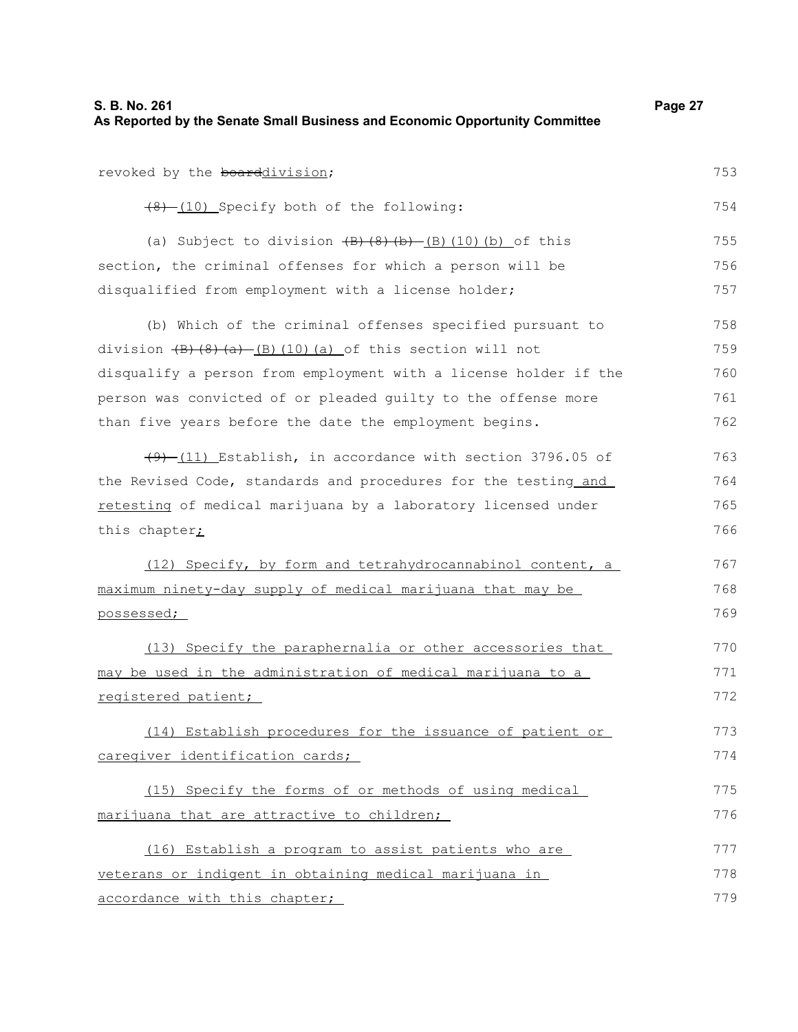revoked by the ~~board~~<u>division</u>;

~~(8)~~ <u>(10)</u> Specify both of the following:

(a) Subject to division ~~(B)(8)(b)~~ <u>(B)(10)(b)</u> of this section, the criminal offenses for which a person will be disqualified from employment with a license holder;

(b) Which of the criminal offenses specified pursuant to division ~~(B)(8)(a)~~ <u>(B)(10)(a)</u> of this section will not disqualify a person from employment with a license holder if the person was convicted of or pleaded guilty to the offense more than five years before the date the employment begins.

~~(9)~~ <u>(11)</u> Establish, in accordance with section 3796.05 of the Revised Code, standards and procedures for the testing <u>and retesting</u> of medical marijuana by a laboratory licensed under this chapter<u>;</u>

<u>(12) Specify, by form and tetrahydrocannabinol content, a maximum ninety-day supply of medical marijuana that may be possessed;</u>

<u>(13) Specify the paraphernalia or other accessories that may be used in the administration of medical marijuana to a registered patient;</u>

<u>(14) Establish procedures for the issuance of patient or caregiver identification cards;</u>

<u>(15) Specify the forms of or methods of using medical marijuana that are attractive to children;</u>

<u>(16) Establish a program to assist patients who are veterans or indigent in obtaining medical marijuana in accordance with this chapter;</u>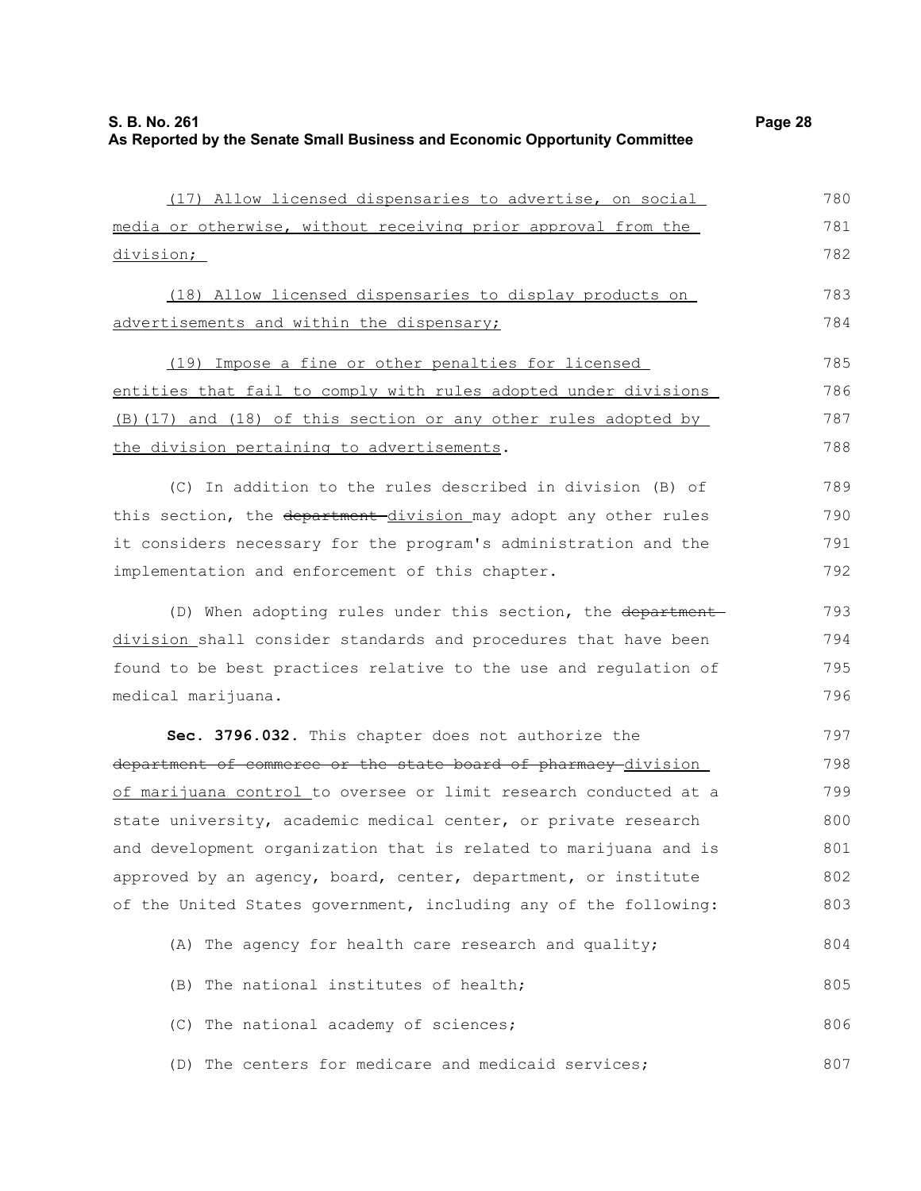(17) Allow licensed dispensaries to advertise, on social media or otherwise, without receiving prior approval from the division;

(18) Allow licensed dispensaries to display products on advertisements and within the dispensary;

(19) Impose a fine or other penalties for licensed entities that fail to comply with rules adopted under divisions (B)(17) and (18) of this section or any other rules adopted by the division pertaining to advertisements.

(C) In addition to the rules described in division (B) of this section, the ~~department~~ division may adopt any other rules it considers necessary for the program's administration and the implementation and enforcement of this chapter.

(D) When adopting rules under this section, the ~~department~~ division shall consider standards and procedures that have been found to be best practices relative to the use and regulation of medical marijuana.

**Sec. 3796.032.** This chapter does not authorize the ~~department of commerce or the state board of pharmacy~~ division of marijuana control to oversee or limit research conducted at a state university, academic medical center, or private research and development organization that is related to marijuana and is approved by an agency, board, center, department, or institute of the United States government, including any of the following:

(A) The agency for health care research and quality;

(B) The national institutes of health;

(C) The national academy of sciences;

(D) The centers for medicare and medicaid services;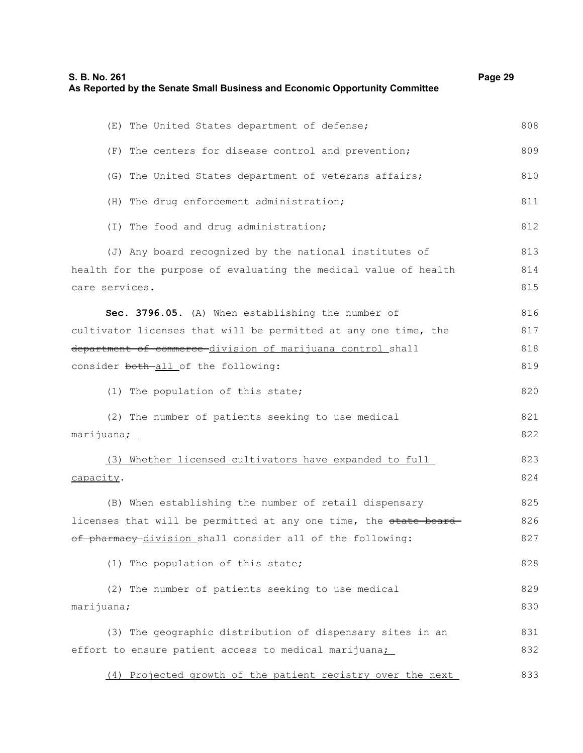(E) The United States department of defense;

(F) The centers for disease control and prevention;

(G) The United States department of veterans affairs;

(H) The drug enforcement administration;

(I) The food and drug administration;

(J) Any board recognized by the national institutes of health for the purpose of evaluating the medical value of health care services.

**Sec. 3796.05.** (A) When establishing the number of cultivator licenses that will be permitted at any one time, the ~~department of commerce~~ division of marijuana control shall consider ~~both~~ all of the following:

(1) The population of this state;

(2) The number of patients seeking to use medical marijuana;

(3) Whether licensed cultivators have expanded to full capacity.

(B) When establishing the number of retail dispensary licenses that will be permitted at any one time, the ~~state board of pharmacy~~ division shall consider all of the following:

(1) The population of this state;

(2) The number of patients seeking to use medical marijuana;

(3) The geographic distribution of dispensary sites in an effort to ensure patient access to medical marijuana;

(4) Projected growth of the patient registry over the next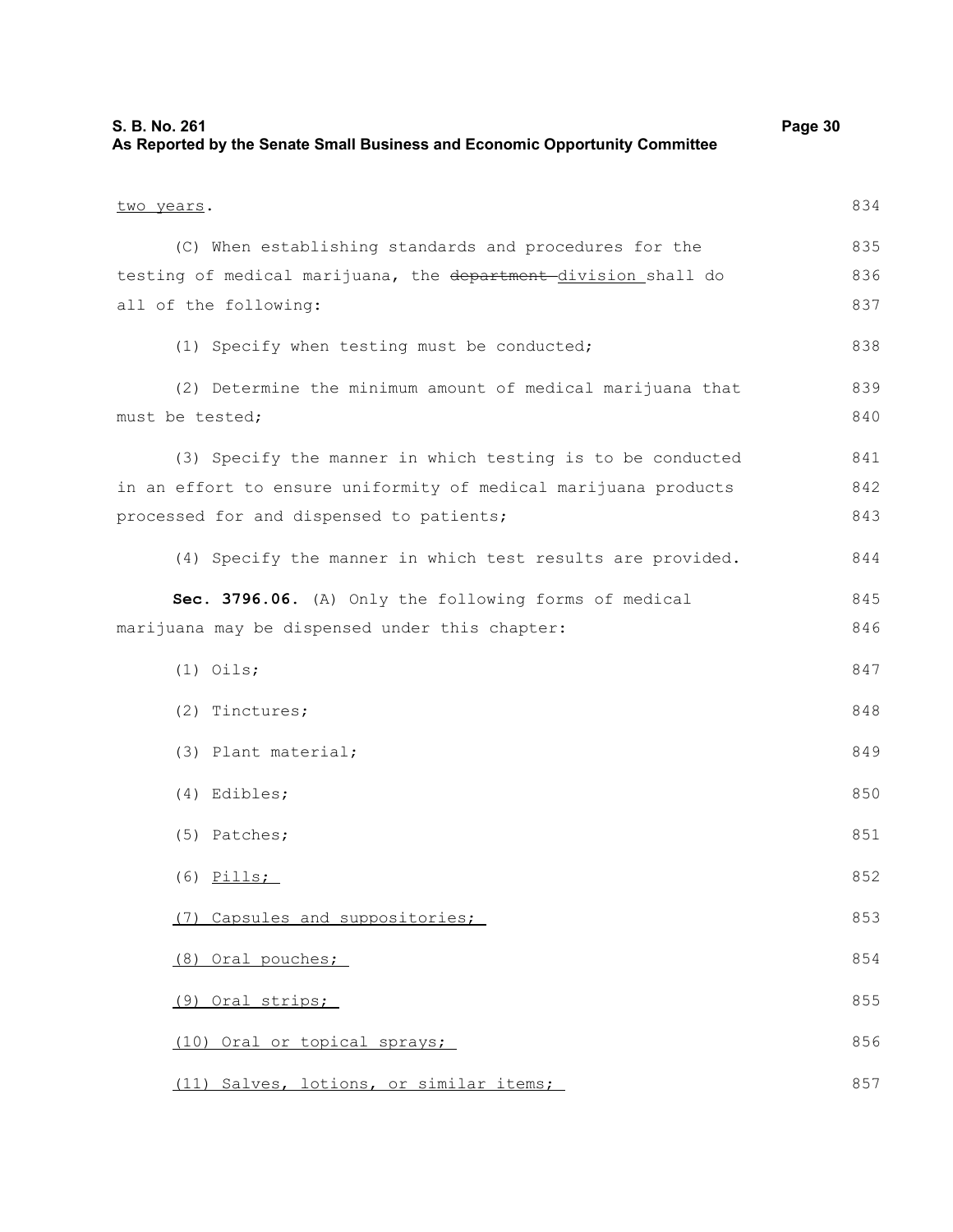two years.

(C) When establishing standards and procedures for the testing of medical marijuana, the ~~department~~ division shall do all of the following:

(1) Specify when testing must be conducted;

(2) Determine the minimum amount of medical marijuana that must be tested;

(3) Specify the manner in which testing is to be conducted in an effort to ensure uniformity of medical marijuana products processed for and dispensed to patients;

(4) Specify the manner in which test results are provided.

**Sec. 3796.06.** (A) Only the following forms of medical marijuana may be dispensed under this chapter:

(1) Oils;

(2) Tinctures;

(3) Plant material;

(4) Edibles;

(5) Patches;

(6) Pills;

(7) Capsules and suppositories;

(8) Oral pouches;

(9) Oral strips;

(10) Oral or topical sprays;

(11) Salves, lotions, or similar items;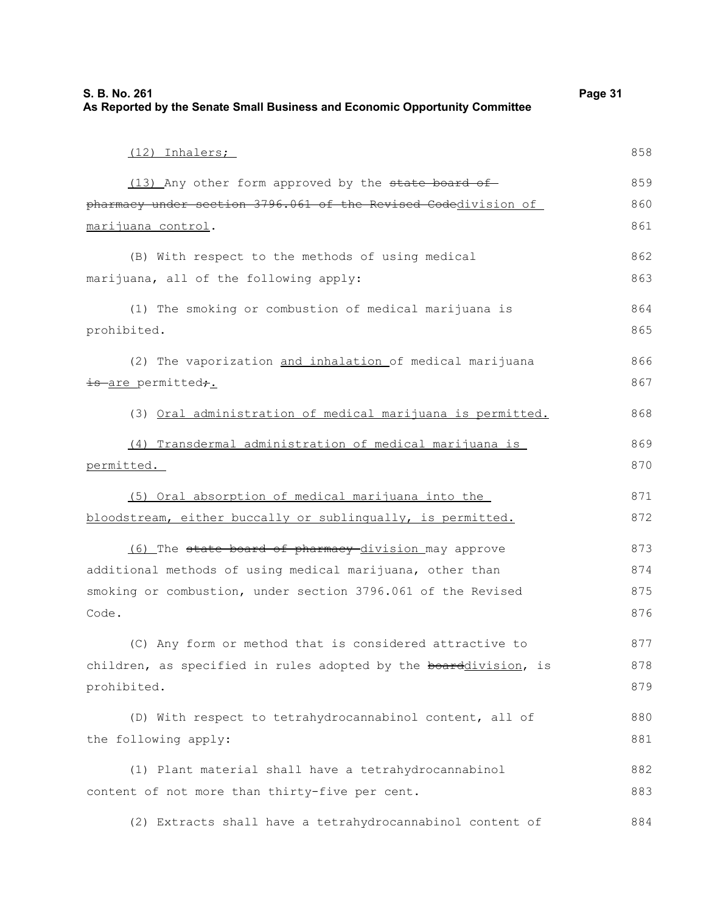(12) Inhalers;

(13) Any other form approved by the ~~state board of pharmacy under section 3796.061 of the Revised Code~~division of marijuana control.

(B) With respect to the methods of using medical marijuana, all of the following apply:

(1) The smoking or combustion of medical marijuana is prohibited.

(2) The vaporization and inhalation of medical marijuana ~~is~~ are permitted~~;~~.

(3) Oral administration of medical marijuana is permitted.

(4) Transdermal administration of medical marijuana is permitted.

(5) Oral absorption of medical marijuana into the bloodstream, either buccally or sublingually, is permitted.

(6) The ~~state board of pharmacy~~ division may approve additional methods of using medical marijuana, other than smoking or combustion, under section 3796.061 of the Revised Code.

(C) Any form or method that is considered attractive to children, as specified in rules adopted by the ~~board~~division, is prohibited.

(D) With respect to tetrahydrocannabinol content, all of the following apply:

(1) Plant material shall have a tetrahydrocannabinol content of not more than thirty-five per cent.

(2) Extracts shall have a tetrahydrocannabinol content of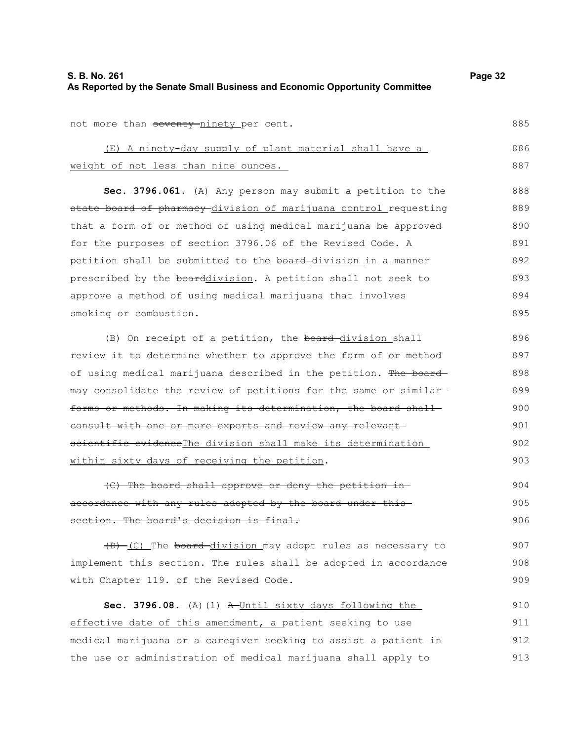not more than ~~seventy~~ ninety per cent.

(E) A ninety-day supply of plant material shall have a weight of not less than nine ounces.

**Sec. 3796.061.** (A) Any person may submit a petition to the ~~state board of pharmacy~~ division of marijuana control requesting that a form of or method of using medical marijuana be approved for the purposes of section 3796.06 of the Revised Code. A petition shall be submitted to the ~~board~~ division in a manner prescribed by the ~~board~~division. A petition shall not seek to approve a method of using medical marijuana that involves smoking or combustion.

(B) On receipt of a petition, the ~~board~~ division shall review it to determine whether to approve the form of or method of using medical marijuana described in the petition. ~~The board may consolidate the review of petitions for the same or similar forms or methods. In making its determination, the board shall consult with one or more experts and review any relevant scientific evidence~~The division shall make its determination within sixty days of receiving the petition.

~~(C) The board shall approve or deny the petition in accordance with any rules adopted by the board under this section. The board's decision is final.~~

~~(D)~~ (C) The ~~board~~ division may adopt rules as necessary to implement this section. The rules shall be adopted in accordance with Chapter 119. of the Revised Code.

**Sec. 3796.08.** (A)(1) ~~A~~ Until sixty days following the effective date of this amendment, a patient seeking to use medical marijuana or a caregiver seeking to assist a patient in the use or administration of medical marijuana shall apply to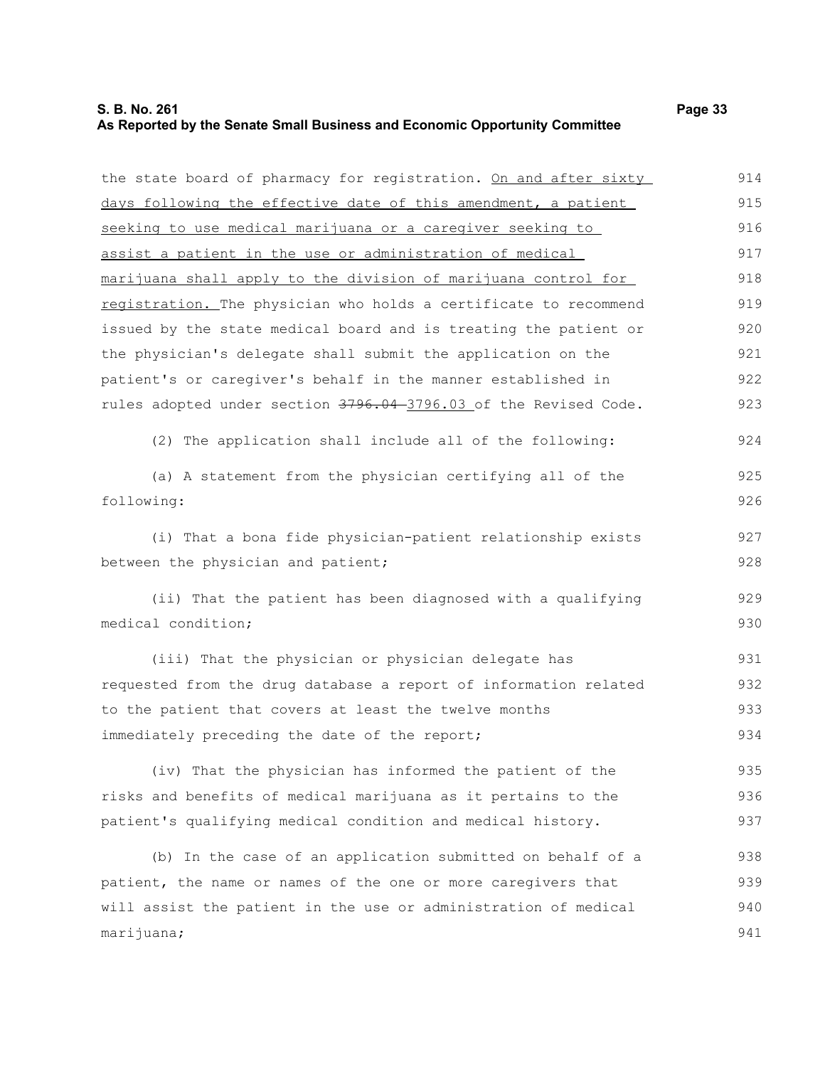the state board of pharmacy for registration. <u>On and after sixty days following the effective date of this amendment, a patient seeking to use medical marijuana or a caregiver seeking to assist a patient in the use or administration of medical marijuana shall apply to the division of marijuana control for registration.</u> The physician who holds a certificate to recommend issued by the state medical board and is treating the patient or the physician's delegate shall submit the application on the patient's or caregiver's behalf in the manner established in rules adopted under section ~~3796.04~~ <u>3796.03</u> of the Revised Code.

(2) The application shall include all of the following:

(a) A statement from the physician certifying all of the following:

(i) That a bona fide physician-patient relationship exists between the physician and patient;

(ii) That the patient has been diagnosed with a qualifying medical condition;

(iii) That the physician or physician delegate has requested from the drug database a report of information related to the patient that covers at least the twelve months immediately preceding the date of the report;

(iv) That the physician has informed the patient of the risks and benefits of medical marijuana as it pertains to the patient's qualifying medical condition and medical history.

(b) In the case of an application submitted on behalf of a patient, the name or names of the one or more caregivers that will assist the patient in the use or administration of medical marijuana;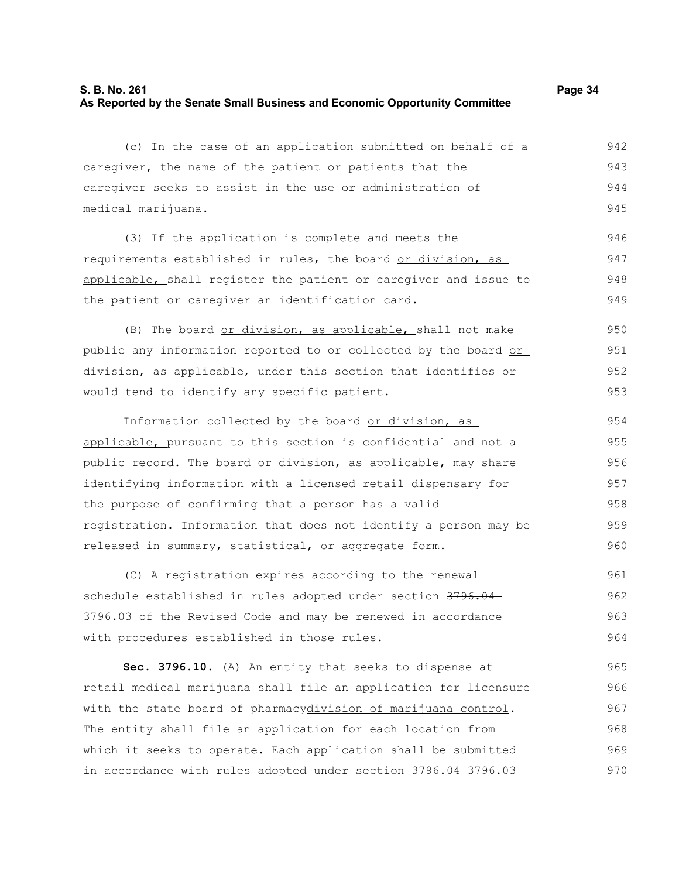(c) In the case of an application submitted on behalf of a caregiver, the name of the patient or patients that the caregiver seeks to assist in the use or administration of medical marijuana.

(3) If the application is complete and meets the requirements established in rules, the board <u>or division, as applicable,</u> shall register the patient or caregiver and issue to the patient or caregiver an identification card.

(B) The board <u>or division, as applicable,</u> shall not make public any information reported to or collected by the board <u>or division, as applicable,</u> under this section that identifies or would tend to identify any specific patient.

Information collected by the board <u>or division, as applicable,</u> pursuant to this section is confidential and not a public record. The board <u>or division, as applicable,</u> may share identifying information with a licensed retail dispensary for the purpose of confirming that a person has a valid registration. Information that does not identify a person may be released in summary, statistical, or aggregate form.

(C) A registration expires according to the renewal schedule established in rules adopted under section ~~3796.04~~ <u>3796.03</u> of the Revised Code and may be renewed in accordance with procedures established in those rules.

**Sec. 3796.10.** (A) An entity that seeks to dispense at retail medical marijuana shall file an application for licensure with the ~~state board of pharmacy~~<u>division of marijuana control</u>. The entity shall file an application for each location from which it seeks to operate. Each application shall be submitted in accordance with rules adopted under section ~~3796.04~~ <u>3796.03</u>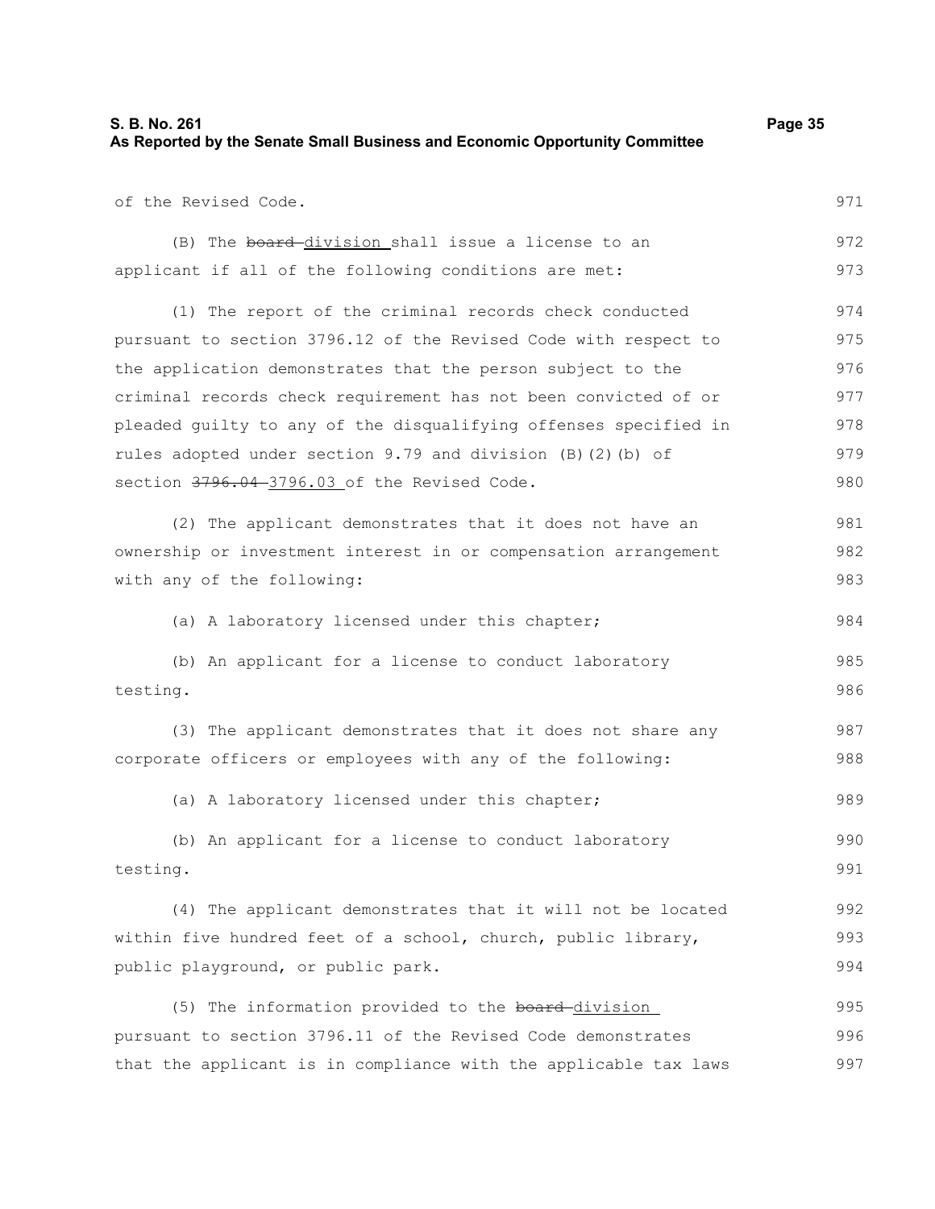of the Revised Code.

(B) The ~~board~~ division shall issue a license to an applicant if all of the following conditions are met:

(1) The report of the criminal records check conducted pursuant to section 3796.12 of the Revised Code with respect to the application demonstrates that the person subject to the criminal records check requirement has not been convicted of or pleaded guilty to any of the disqualifying offenses specified in rules adopted under section 9.79 and division (B)(2)(b) of section ~~3796.04~~ 3796.03 of the Revised Code.

(2) The applicant demonstrates that it does not have an ownership or investment interest in or compensation arrangement with any of the following:

(a) A laboratory licensed under this chapter;

(b) An applicant for a license to conduct laboratory testing.

(3) The applicant demonstrates that it does not share any corporate officers or employees with any of the following:

(a) A laboratory licensed under this chapter;

(b) An applicant for a license to conduct laboratory testing.

(4) The applicant demonstrates that it will not be located within five hundred feet of a school, church, public library, public playground, or public park.

(5) The information provided to the ~~board~~ division pursuant to section 3796.11 of the Revised Code demonstrates that the applicant is in compliance with the applicable tax laws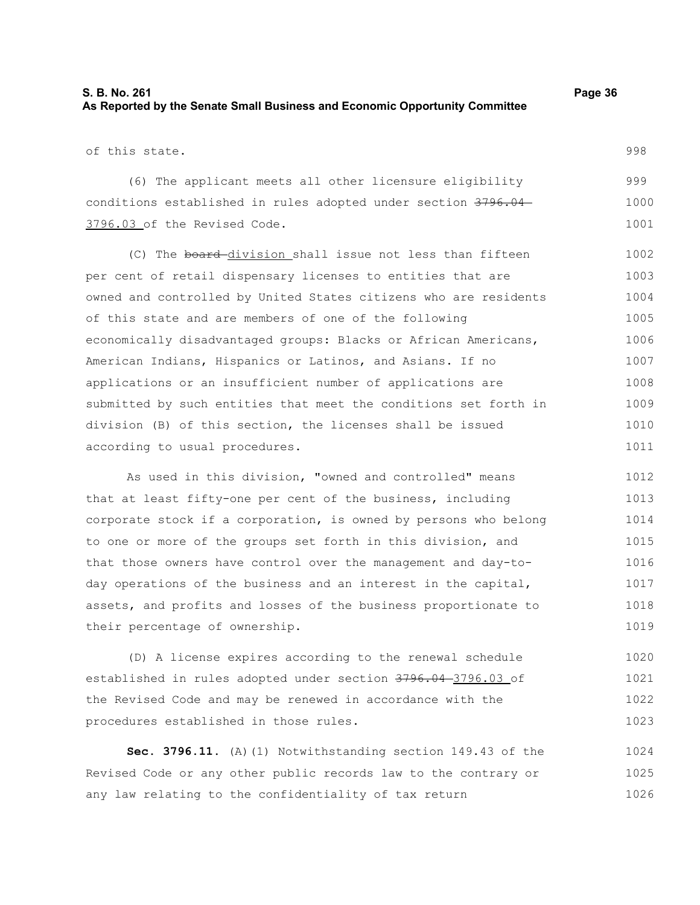of this state.

(6) The applicant meets all other licensure eligibility conditions established in rules adopted under section ~~3796.04~~ 3796.03 of the Revised Code.

(C) The ~~board~~ division shall issue not less than fifteen per cent of retail dispensary licenses to entities that are owned and controlled by United States citizens who are residents of this state and are members of one of the following economically disadvantaged groups: Blacks or African Americans, American Indians, Hispanics or Latinos, and Asians. If no applications or an insufficient number of applications are submitted by such entities that meet the conditions set forth in division (B) of this section, the licenses shall be issued according to usual procedures.

As used in this division, "owned and controlled" means that at least fifty-one per cent of the business, including corporate stock if a corporation, is owned by persons who belong to one or more of the groups set forth in this division, and that those owners have control over the management and day-to-day operations of the business and an interest in the capital, assets, and profits and losses of the business proportionate to their percentage of ownership.

(D) A license expires according to the renewal schedule established in rules adopted under section ~~3796.04~~ 3796.03 of the Revised Code and may be renewed in accordance with the procedures established in those rules.

**Sec. 3796.11.** (A)(1) Notwithstanding section 149.43 of the Revised Code or any other public records law to the contrary or any law relating to the confidentiality of tax return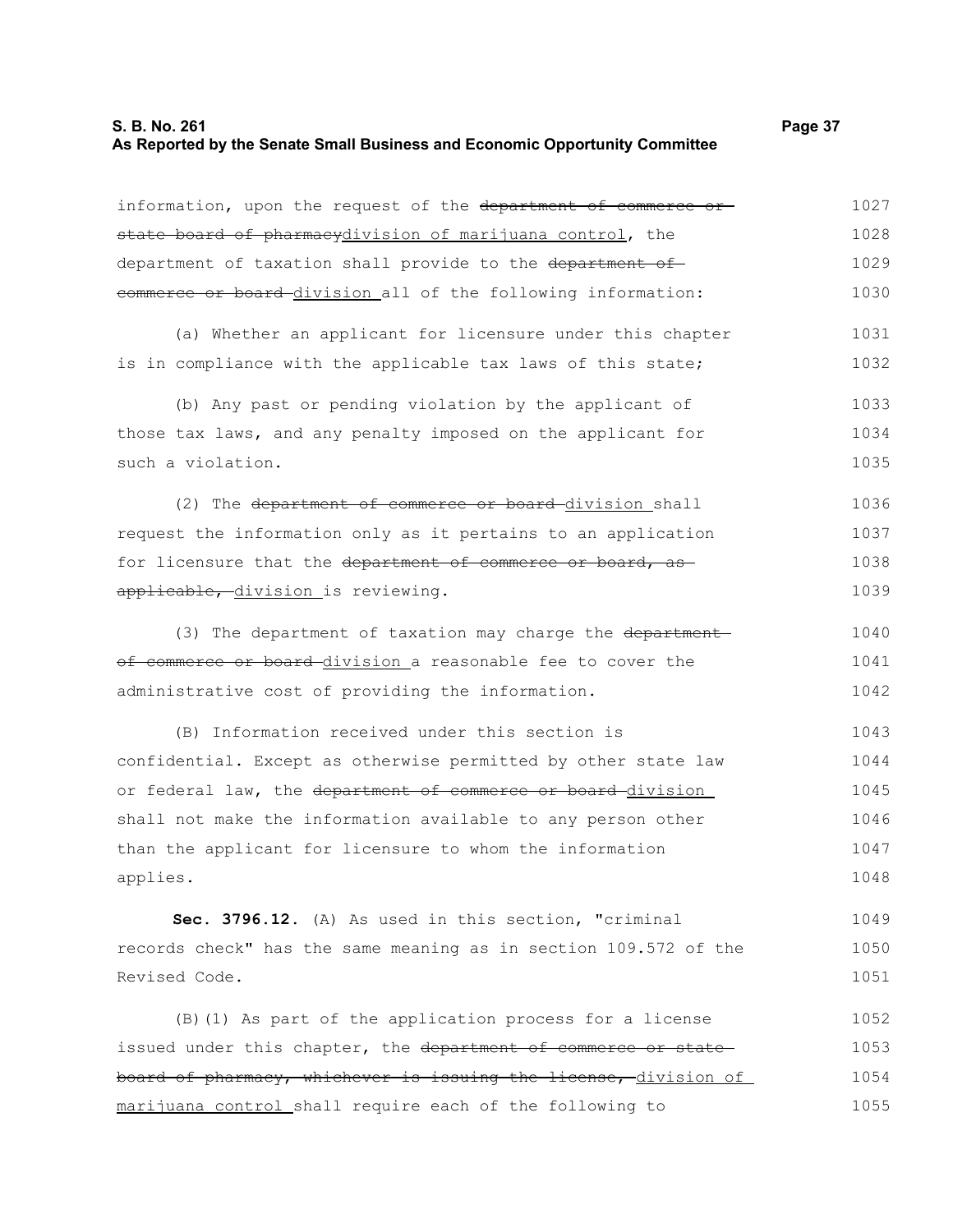information, upon the request of the ~~department of commerce or state board of pharmacy~~division of marijuana control, the department of taxation shall provide to the ~~department of commerce or board~~ division all of the following information:

(a) Whether an applicant for licensure under this chapter is in compliance with the applicable tax laws of this state;

(b) Any past or pending violation by the applicant of those tax laws, and any penalty imposed on the applicant for such a violation.

(2) The ~~department of commerce or board~~ division shall request the information only as it pertains to an application for licensure that the ~~department of commerce or board, as applicable,~~ division is reviewing.

(3) The department of taxation may charge the ~~department of commerce or board~~ division a reasonable fee to cover the administrative cost of providing the information.

(B) Information received under this section is confidential. Except as otherwise permitted by other state law or federal law, the ~~department of commerce or board~~ division shall not make the information available to any person other than the applicant for licensure to whom the information applies.

**Sec. 3796.12.** (A) As used in this section, "criminal records check" has the same meaning as in section 109.572 of the Revised Code.

(B)(1) As part of the application process for a license issued under this chapter, the ~~department of commerce or state board of pharmacy, whichever is issuing the license,~~ division of marijuana control shall require each of the following to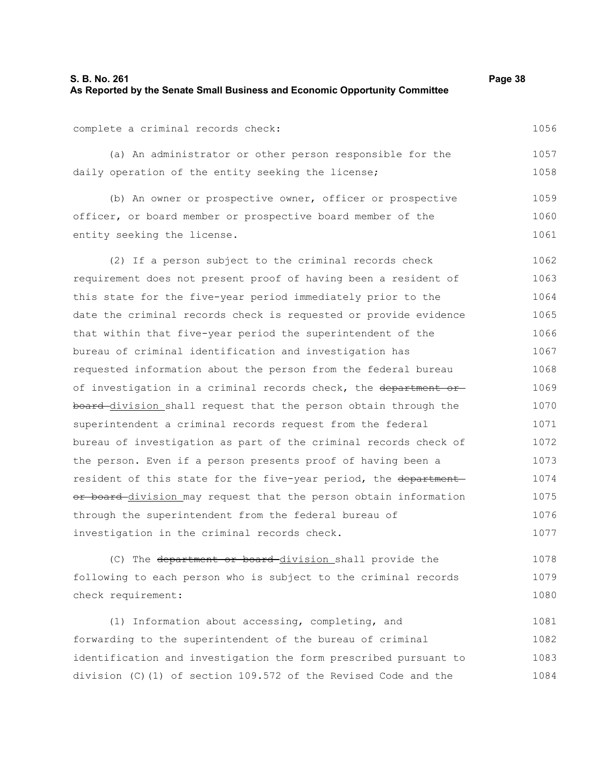complete a criminal records check:

(a) An administrator or other person responsible for the daily operation of the entity seeking the license;

(b) An owner or prospective owner, officer or prospective officer, or board member or prospective board member of the entity seeking the license.

(2) If a person subject to the criminal records check requirement does not present proof of having been a resident of this state for the five-year period immediately prior to the date the criminal records check is requested or provide evidence that within that five-year period the superintendent of the bureau of criminal identification and investigation has requested information about the person from the federal bureau of investigation in a criminal records check, the ~~department or board~~ division shall request that the person obtain through the superintendent a criminal records request from the federal bureau of investigation as part of the criminal records check of the person. Even if a person presents proof of having been a resident of this state for the five-year period, the ~~department or board~~ division may request that the person obtain information through the superintendent from the federal bureau of investigation in the criminal records check.

(C) The ~~department or board~~ division shall provide the following to each person who is subject to the criminal records check requirement:

(1) Information about accessing, completing, and forwarding to the superintendent of the bureau of criminal identification and investigation the form prescribed pursuant to division (C)(1) of section 109.572 of the Revised Code and the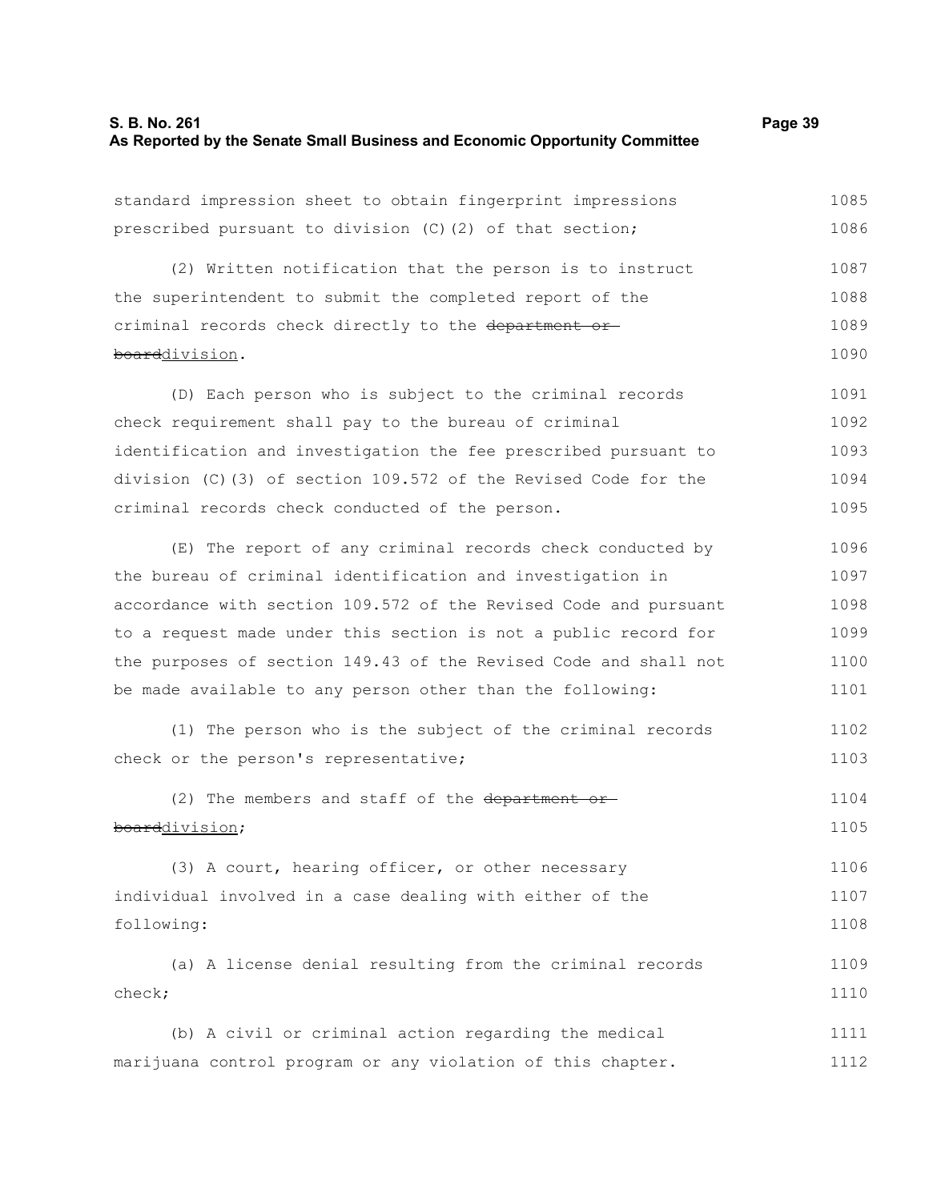standard impression sheet to obtain fingerprint impressions prescribed pursuant to division (C)(2) of that section;

(2) Written notification that the person is to instruct the superintendent to submit the completed report of the criminal records check directly to the ~~department or board~~division.

(D) Each person who is subject to the criminal records check requirement shall pay to the bureau of criminal identification and investigation the fee prescribed pursuant to division (C)(3) of section 109.572 of the Revised Code for the criminal records check conducted of the person.

(E) The report of any criminal records check conducted by the bureau of criminal identification and investigation in accordance with section 109.572 of the Revised Code and pursuant to a request made under this section is not a public record for the purposes of section 149.43 of the Revised Code and shall not be made available to any person other than the following:

(1) The person who is the subject of the criminal records check or the person's representative;

(2) The members and staff of the ~~department or board~~division;

(3) A court, hearing officer, or other necessary individual involved in a case dealing with either of the following:

(a) A license denial resulting from the criminal records check;

(b) A civil or criminal action regarding the medical marijuana control program or any violation of this chapter.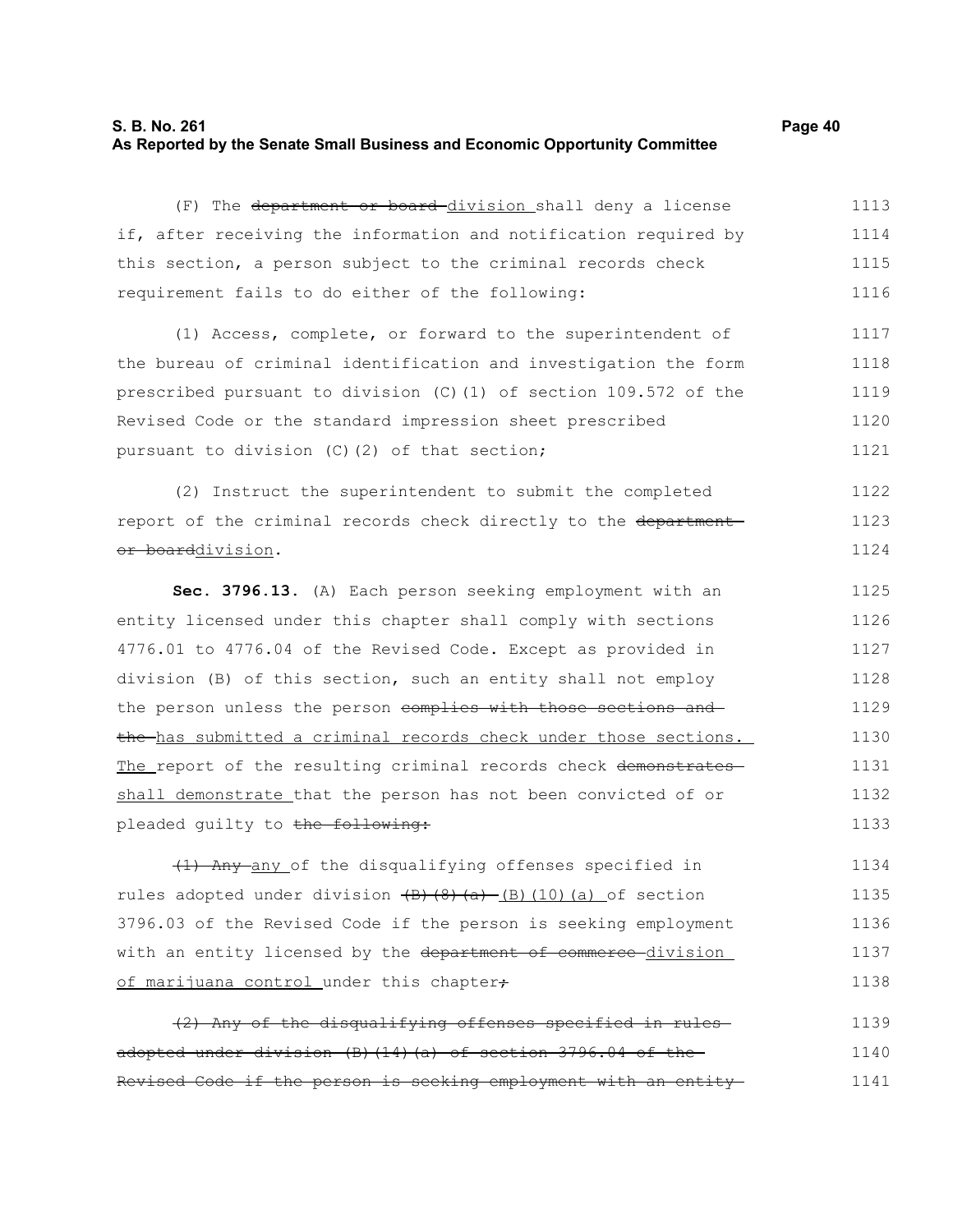(F) The ~~department or board~~ division shall deny a license if, after receiving the information and notification required by this section, a person subject to the criminal records check requirement fails to do either of the following:

(1) Access, complete, or forward to the superintendent of the bureau of criminal identification and investigation the form prescribed pursuant to division (C)(1) of section 109.572 of the Revised Code or the standard impression sheet prescribed pursuant to division (C)(2) of that section;

(2) Instruct the superintendent to submit the completed report of the criminal records check directly to the ~~department or board~~division.

**Sec. 3796.13.** (A) Each person seeking employment with an entity licensed under this chapter shall comply with sections 4776.01 to 4776.04 of the Revised Code. Except as provided in division (B) of this section, such an entity shall not employ the person unless the person ~~complies with those sections and the~~ has submitted a criminal records check under those sections. The report of the resulting criminal records check ~~demonstrates~~ shall demonstrate that the person has not been convicted of or pleaded guilty to ~~the following:~~

~~(1) Any~~ any of the disqualifying offenses specified in rules adopted under division ~~(B)(8)(a)~~ (B)(10)(a) of section 3796.03 of the Revised Code if the person is seeking employment with an entity licensed by the ~~department of commerce~~ division of marijuana control under this chapter~~;~~

~~(2) Any of the disqualifying offenses specified in rules adopted under division (B)(14)(a) of section 3796.04 of the Revised Code if the person is seeking employment with an entity~~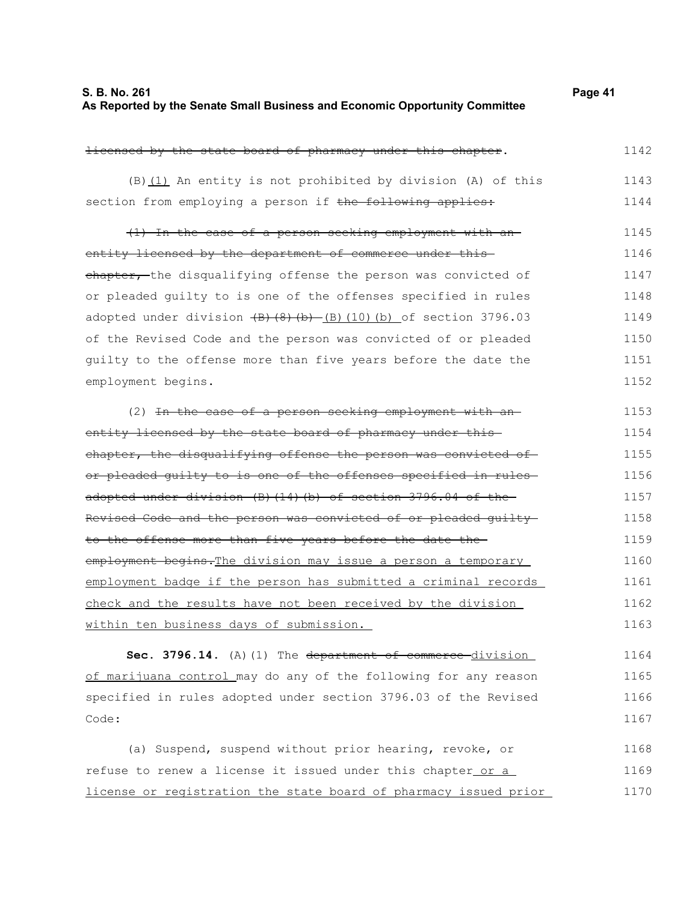~~licensed by the state board of pharmacy under this chapter~~. 1142

(B)<u>(1)</u> An entity is not prohibited by division (A) of this section from employing a person if ~~the following applies:~~ 1143 1144

~~(1) In the case of a person seeking employment with an entity licensed by the department of commerce under this chapter,~~ the disqualifying offense the person was convicted of or pleaded guilty to is one of the offenses specified in rules adopted under division ~~(B)(8)(b)~~ <u>(B)(10)(b)</u> of section 3796.03 of the Revised Code and the person was convicted of or pleaded guilty to the offense more than five years before the date the employment begins. 1145 1146 1147 1148 1149 1150 1151 1152

(2) ~~In the case of a person seeking employment with an entity licensed by the state board of pharmacy under this chapter, the disqualifying offense the person was convicted of or pleaded guilty to is one of the offenses specified in rules adopted under division (B)(14)(b) of section 3796.04 of the Revised Code and the person was convicted of or pleaded guilty to the offense more than five years before the date the employment begins.~~<u>The division may issue a person a temporary employment badge if the person has submitted a criminal records check and the results have not been received by the division within ten business days of submission.</u> 1153 1154 1155 1156 1157 1158 1159 1160 1161 1162 1163

**Sec. 3796.14.** (A)(1) The ~~department of commerce~~ <u>division of marijuana control</u> may do any of the following for any reason specified in rules adopted under section 3796.03 of the Revised Code: 1164 1165 1166 1167

(a) Suspend, suspend without prior hearing, revoke, or refuse to renew a license it issued under this chapter<u> or a license or registration the state board of pharmacy issued prior</u> 1168 1169 1170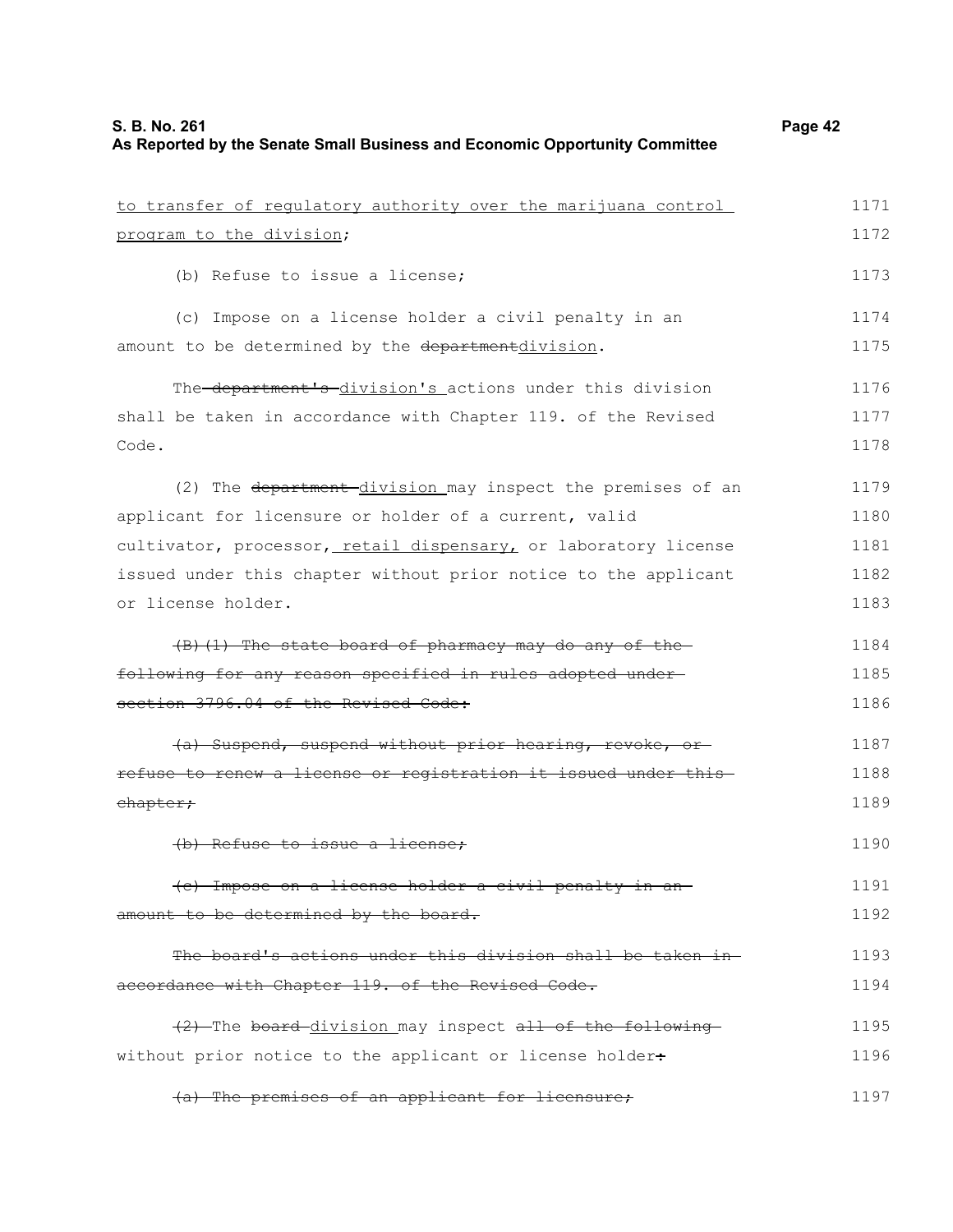to transfer of regulatory authority over the marijuana control program to the division;

(b) Refuse to issue a license;

(c) Impose on a license holder a civil penalty in an amount to be determined by the departmentdivision.

The department's division's actions under this division shall be taken in accordance with Chapter 119. of the Revised Code.

(2) The department division may inspect the premises of an applicant for licensure or holder of a current, valid cultivator, processor, retail dispensary, or laboratory license issued under this chapter without prior notice to the applicant or license holder.

(B)(1) The state board of pharmacy may do any of the following for any reason specified in rules adopted under section 3796.04 of the Revised Code:

(a) Suspend, suspend without prior hearing, revoke, or refuse to renew a license or registration it issued under this chapter;

(b) Refuse to issue a license;

(c) Impose on a license holder a civil penalty in an amount to be determined by the board.

The board's actions under this division shall be taken in accordance with Chapter 119. of the Revised Code.

(2) The board division may inspect all of the following without prior notice to the applicant or license holder:

(a) The premises of an applicant for licensure;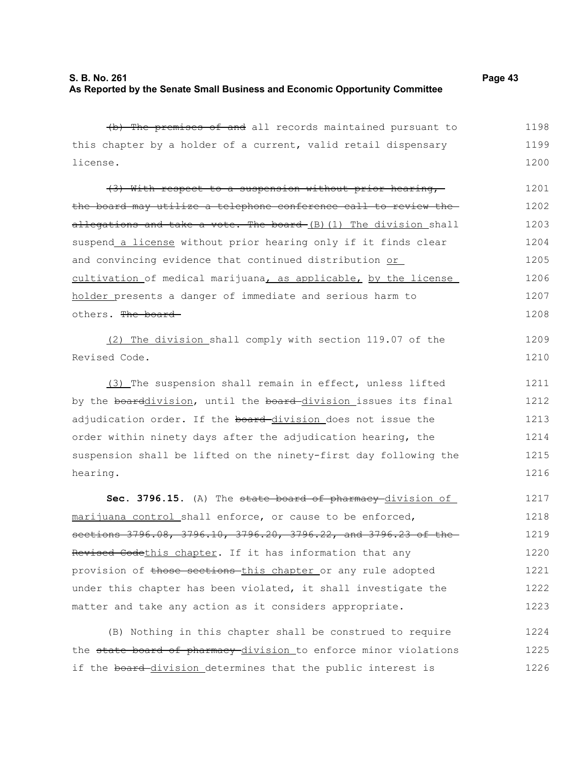~~(b) The premises of and~~ all records maintained pursuant to this chapter by a holder of a current, valid retail dispensary license.

~~(3) With respect to a suspension without prior hearing, the board may utilize a telephone conference call to review the allegations and take a vote. The board~~ <u>(B)(1) The division</u> shall suspend <u>a license</u> without prior hearing only if it finds clear and convincing evidence that continued distribution <u>or cultivation</u> of medical marijuana<u>, as applicable,</u> <u>by the license holder</u> presents a danger of immediate and serious harm to others. ~~The board~~

<u>(2) The division</u> shall comply with section 119.07 of the Revised Code.

<u>(3)</u> The suspension shall remain in effect, unless lifted by the ~~board~~<u>division</u>, until the ~~board~~ <u>division</u> issues its final adjudication order. If the ~~board~~ <u>division</u> does not issue the order within ninety days after the adjudication hearing, the suspension shall be lifted on the ninety-first day following the hearing.

**Sec. 3796.15.** (A) The ~~state board of pharmacy~~ <u>division of marijuana control</u> shall enforce, or cause to be enforced, ~~sections 3796.08, 3796.10, 3796.20, 3796.22, and 3796.23 of the Revised Code~~<u>this chapter</u>. If it has information that any provision of ~~those sections~~ <u>this chapter</u> or any rule adopted under this chapter has been violated, it shall investigate the matter and take any action as it considers appropriate.

(B) Nothing in this chapter shall be construed to require the ~~state board of pharmacy~~ <u>division</u> to enforce minor violations if the ~~board~~ <u>division</u> determines that the public interest is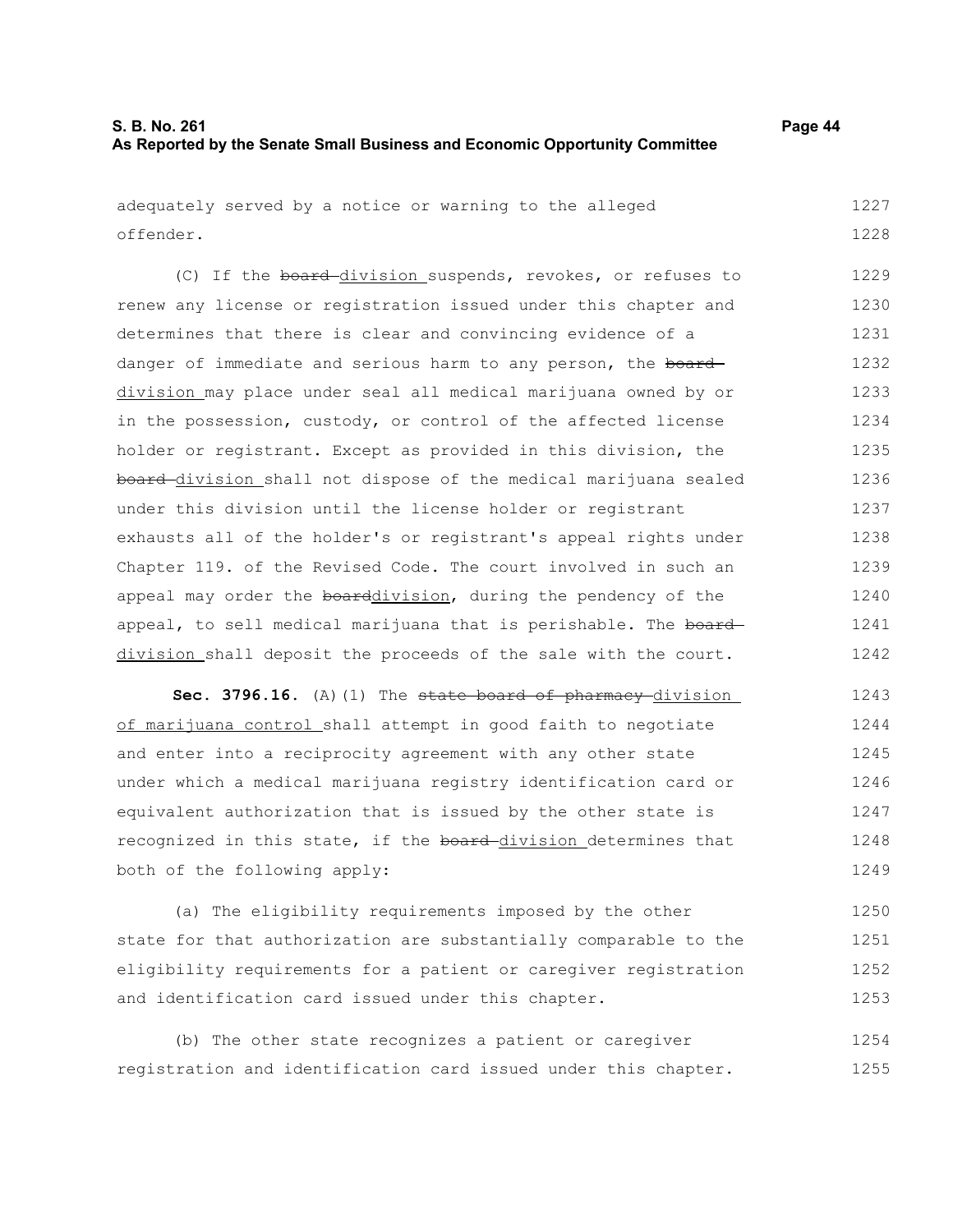adequately served by a notice or warning to the alleged offender.

(C) If the ~~board~~ division suspends, revokes, or refuses to renew any license or registration issued under this chapter and determines that there is clear and convincing evidence of a danger of immediate and serious harm to any person, the ~~board~~ division may place under seal all medical marijuana owned by or in the possession, custody, or control of the affected license holder or registrant. Except as provided in this division, the ~~board~~ division shall not dispose of the medical marijuana sealed under this division until the license holder or registrant exhausts all of the holder's or registrant's appeal rights under Chapter 119. of the Revised Code. The court involved in such an appeal may order the ~~board~~division, during the pendency of the appeal, to sell medical marijuana that is perishable. The ~~board~~ division shall deposit the proceeds of the sale with the court.

**Sec. 3796.16.** (A)(1) The ~~state board of pharmacy~~ division of marijuana control shall attempt in good faith to negotiate and enter into a reciprocity agreement with any other state under which a medical marijuana registry identification card or equivalent authorization that is issued by the other state is recognized in this state, if the ~~board~~ division determines that both of the following apply:

(a) The eligibility requirements imposed by the other state for that authorization are substantially comparable to the eligibility requirements for a patient or caregiver registration and identification card issued under this chapter.

(b) The other state recognizes a patient or caregiver registration and identification card issued under this chapter.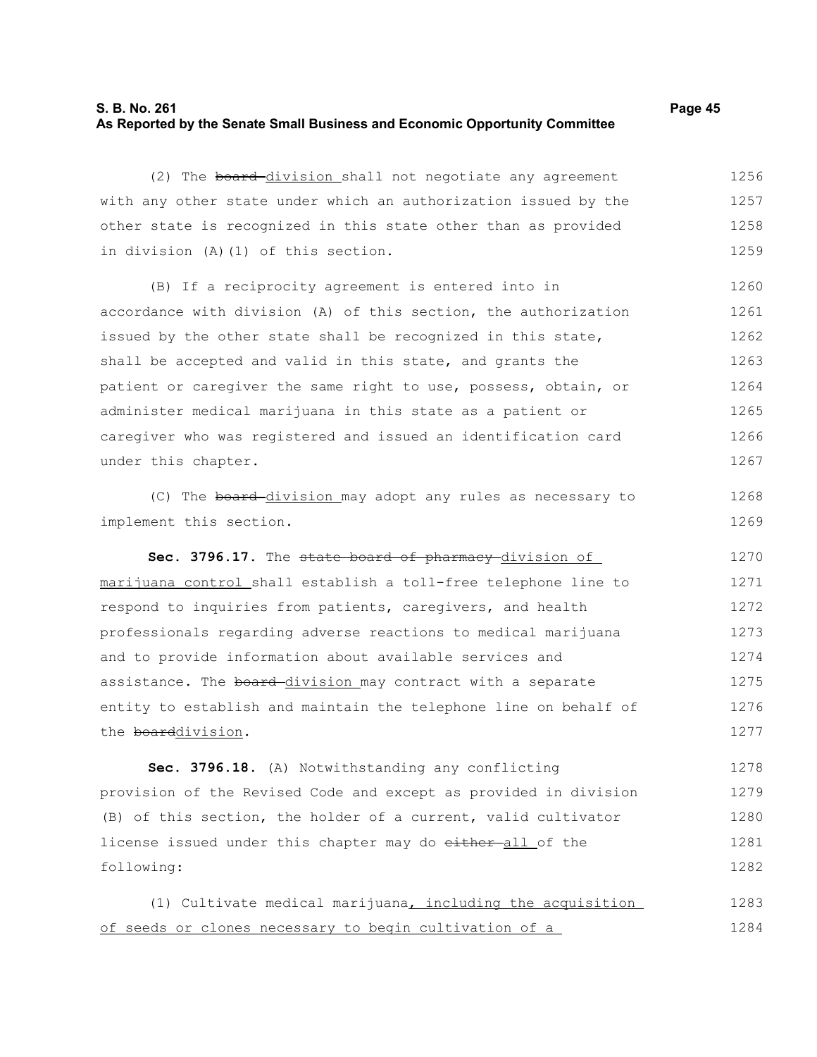(2) The ~~board~~ division shall not negotiate any agreement with any other state under which an authorization issued by the other state is recognized in this state other than as provided in division (A)(1) of this section.

(B) If a reciprocity agreement is entered into in accordance with division (A) of this section, the authorization issued by the other state shall be recognized in this state, shall be accepted and valid in this state, and grants the patient or caregiver the same right to use, possess, obtain, or administer medical marijuana in this state as a patient or caregiver who was registered and issued an identification card under this chapter.

(C) The ~~board~~ division may adopt any rules as necessary to implement this section.

**Sec. 3796.17.** The ~~state board of pharmacy~~ division of marijuana control shall establish a toll-free telephone line to respond to inquiries from patients, caregivers, and health professionals regarding adverse reactions to medical marijuana and to provide information about available services and assistance. The ~~board~~ division may contract with a separate entity to establish and maintain the telephone line on behalf of the ~~board~~division.

**Sec. 3796.18.** (A) Notwithstanding any conflicting provision of the Revised Code and except as provided in division (B) of this section, the holder of a current, valid cultivator license issued under this chapter may do ~~either~~ all of the following:

(1) Cultivate medical marijuana, including the acquisition of seeds or clones necessary to begin cultivation of a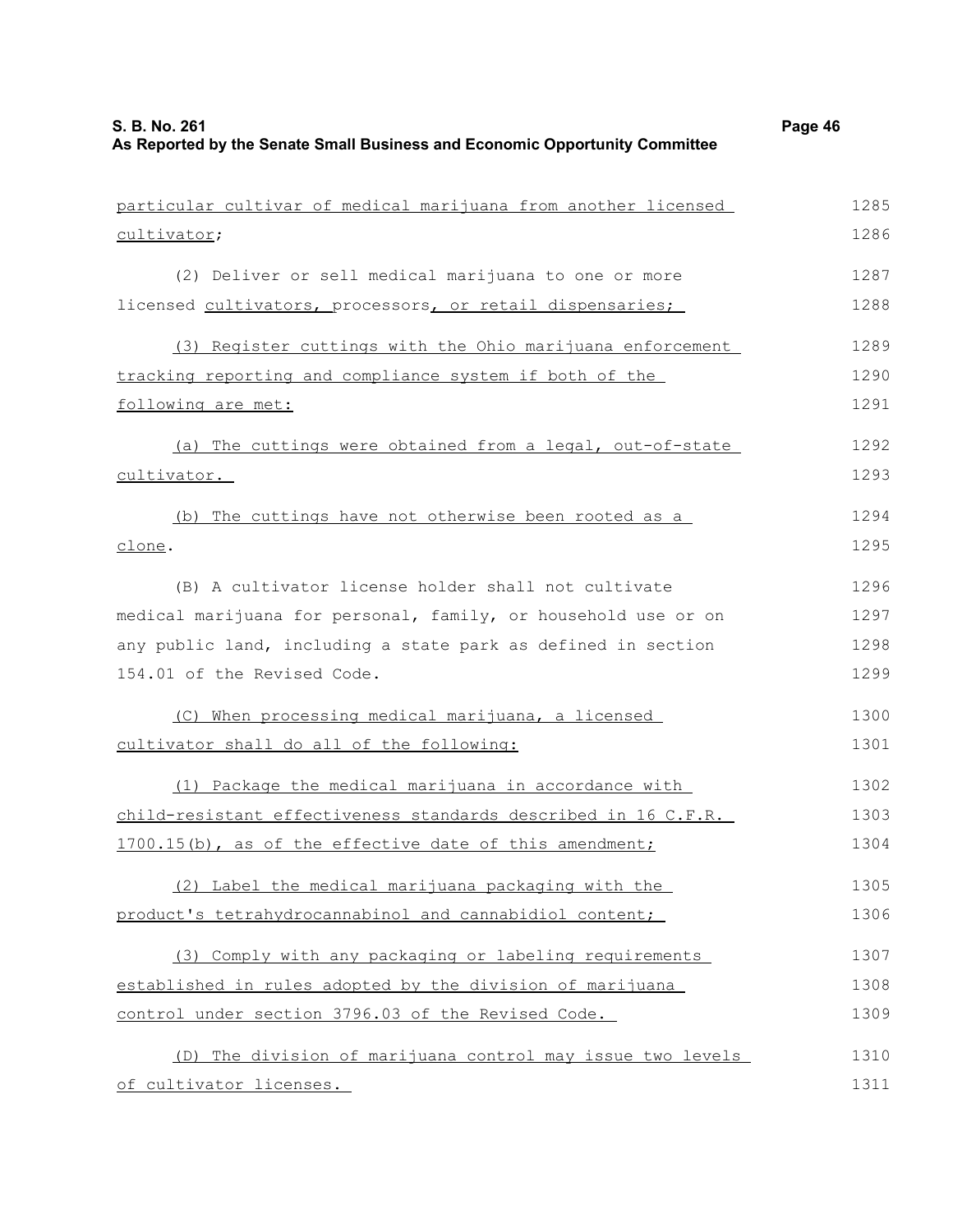particular cultivar of medical marijuana from another licensed cultivator;

(2) Deliver or sell medical marijuana to one or more licensed cultivators, processors, or retail dispensaries;

(3) Register cuttings with the Ohio marijuana enforcement tracking reporting and compliance system if both of the following are met:

(a) The cuttings were obtained from a legal, out-of-state cultivator.

(b) The cuttings have not otherwise been rooted as a clone.

(B) A cultivator license holder shall not cultivate medical marijuana for personal, family, or household use or on any public land, including a state park as defined in section 154.01 of the Revised Code.

(C) When processing medical marijuana, a licensed cultivator shall do all of the following:

(1) Package the medical marijuana in accordance with child-resistant effectiveness standards described in 16 C.F.R. 1700.15(b), as of the effective date of this amendment;

(2) Label the medical marijuana packaging with the product's tetrahydrocannabinol and cannabidiol content;

(3) Comply with any packaging or labeling requirements established in rules adopted by the division of marijuana control under section 3796.03 of the Revised Code.

(D) The division of marijuana control may issue two levels of cultivator licenses.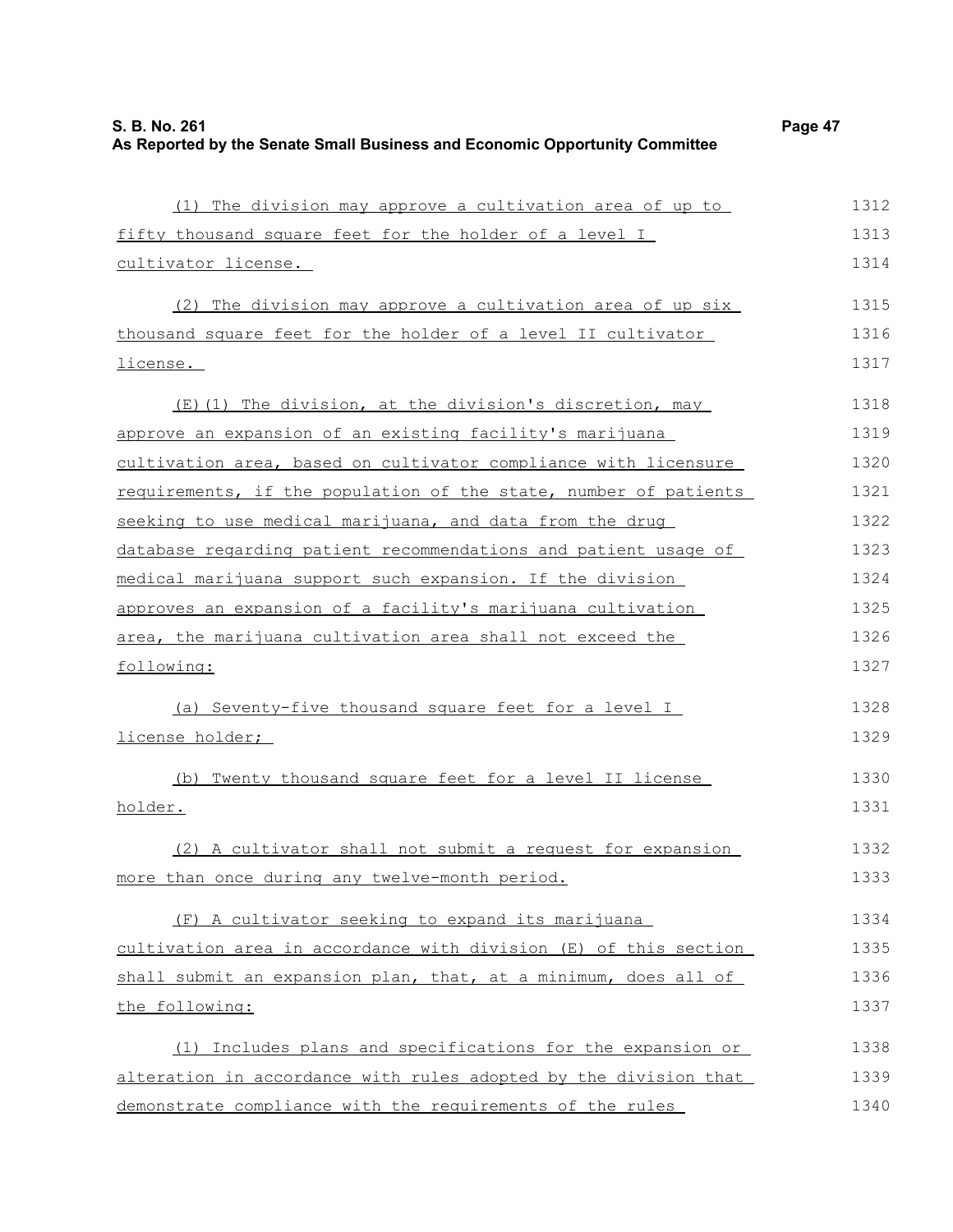(1) The division may approve a cultivation area of up to fifty thousand square feet for the holder of a level I cultivator license.

(2) The division may approve a cultivation area of up six thousand square feet for the holder of a level II cultivator license.

(E)(1) The division, at the division's discretion, may approve an expansion of an existing facility's marijuana cultivation area, based on cultivator compliance with licensure requirements, if the population of the state, number of patients seeking to use medical marijuana, and data from the drug database regarding patient recommendations and patient usage of medical marijuana support such expansion. If the division approves an expansion of a facility's marijuana cultivation area, the marijuana cultivation area shall not exceed the following:

(a) Seventy-five thousand square feet for a level I license holder;

(b) Twenty thousand square feet for a level II license holder.

(2) A cultivator shall not submit a request for expansion more than once during any twelve-month period.

(F) A cultivator seeking to expand its marijuana cultivation area in accordance with division (E) of this section shall submit an expansion plan, that, at a minimum, does all of the following:

(1) Includes plans and specifications for the expansion or alteration in accordance with rules adopted by the division that demonstrate compliance with the requirements of the rules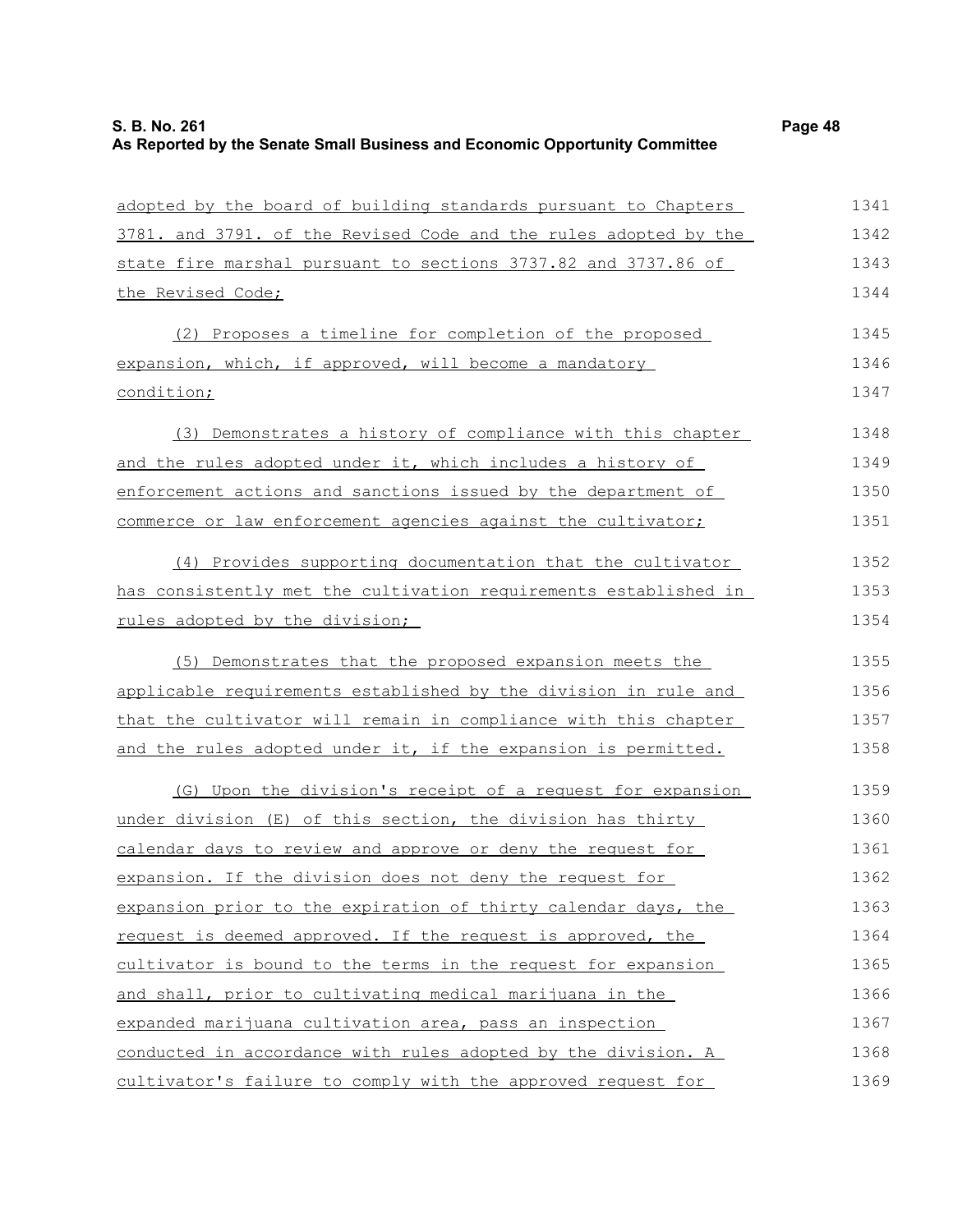adopted by the board of building standards pursuant to Chapters 3781. and 3791. of the Revised Code and the rules adopted by the state fire marshal pursuant to sections 3737.82 and 3737.86 of the Revised Code;

(2) Proposes a timeline for completion of the proposed expansion, which, if approved, will become a mandatory condition;

(3) Demonstrates a history of compliance with this chapter and the rules adopted under it, which includes a history of enforcement actions and sanctions issued by the department of commerce or law enforcement agencies against the cultivator;

(4) Provides supporting documentation that the cultivator has consistently met the cultivation requirements established in rules adopted by the division;

(5) Demonstrates that the proposed expansion meets the applicable requirements established by the division in rule and that the cultivator will remain in compliance with this chapter and the rules adopted under it, if the expansion is permitted.

(G) Upon the division's receipt of a request for expansion under division (E) of this section, the division has thirty calendar days to review and approve or deny the request for expansion. If the division does not deny the request for expansion prior to the expiration of thirty calendar days, the request is deemed approved. If the request is approved, the cultivator is bound to the terms in the request for expansion and shall, prior to cultivating medical marijuana in the expanded marijuana cultivation area, pass an inspection conducted in accordance with rules adopted by the division. A cultivator's failure to comply with the approved request for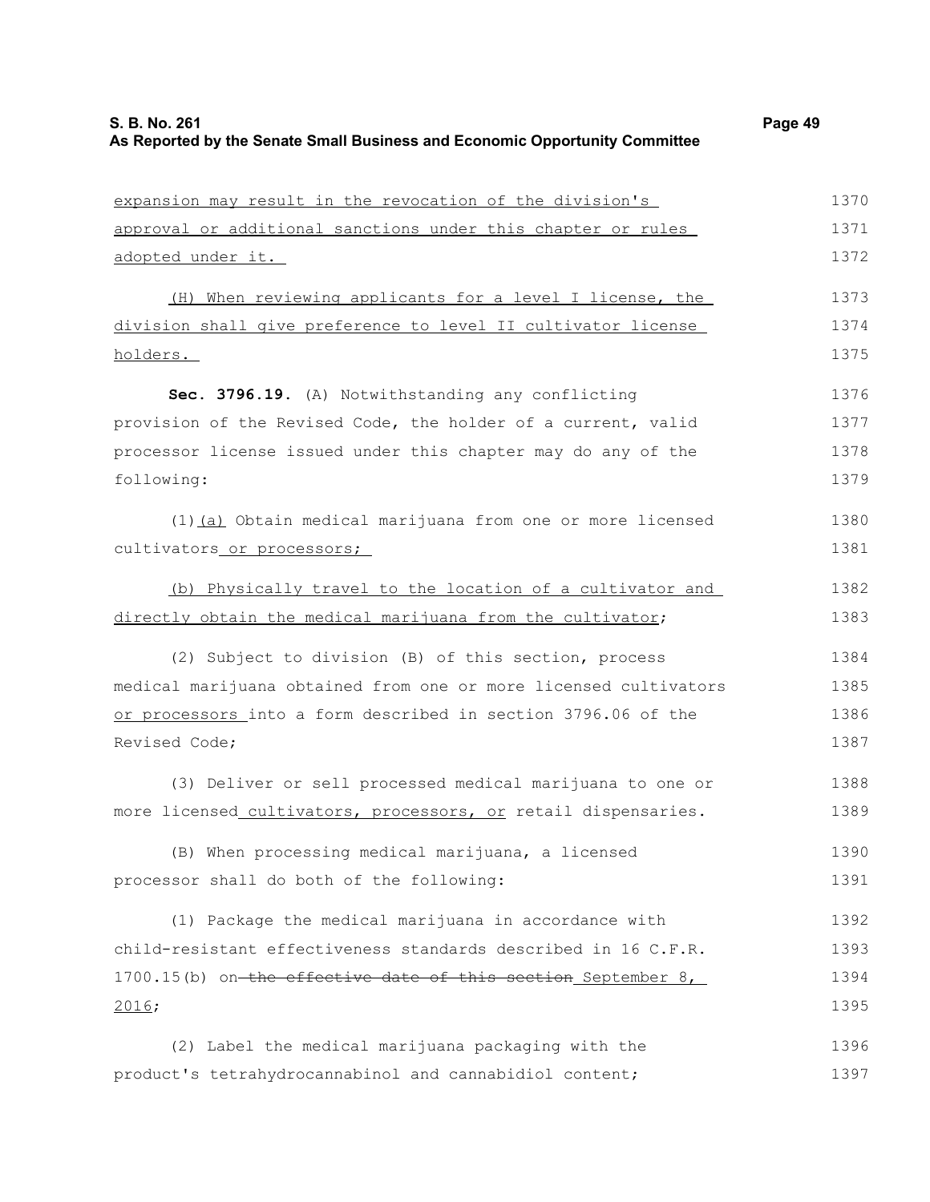expansion may result in the revocation of the division's approval or additional sanctions under this chapter or rules adopted under it. 1370 1371 1372

(H) When reviewing applicants for a level I license, the division shall give preference to level II cultivator license holders. 1373 1374 1375

**Sec. 3796.19.** (A) Notwithstanding any conflicting provision of the Revised Code, the holder of a current, valid processor license issued under this chapter may do any of the following: 1376 1377 1378 1379

(1)(a) Obtain medical marijuana from one or more licensed cultivators or processors; 1380 1381

(b) Physically travel to the location of a cultivator and directly obtain the medical marijuana from the cultivator; 1382 1383

(2) Subject to division (B) of this section, process medical marijuana obtained from one or more licensed cultivators or processors into a form described in section 3796.06 of the Revised Code; 1384 1385 1386 1387

(3) Deliver or sell processed medical marijuana to one or more licensed cultivators, processors, or retail dispensaries. 1388 1389

(B) When processing medical marijuana, a licensed processor shall do both of the following: 1390 1391

(1) Package the medical marijuana in accordance with child-resistant effectiveness standards described in 16 C.F.R. 1700.15(b) on ~~the effective date of this section~~ September 8, 2016; 1392 1393 1394 1395

(2) Label the medical marijuana packaging with the product's tetrahydrocannabinol and cannabidiol content; 1396 1397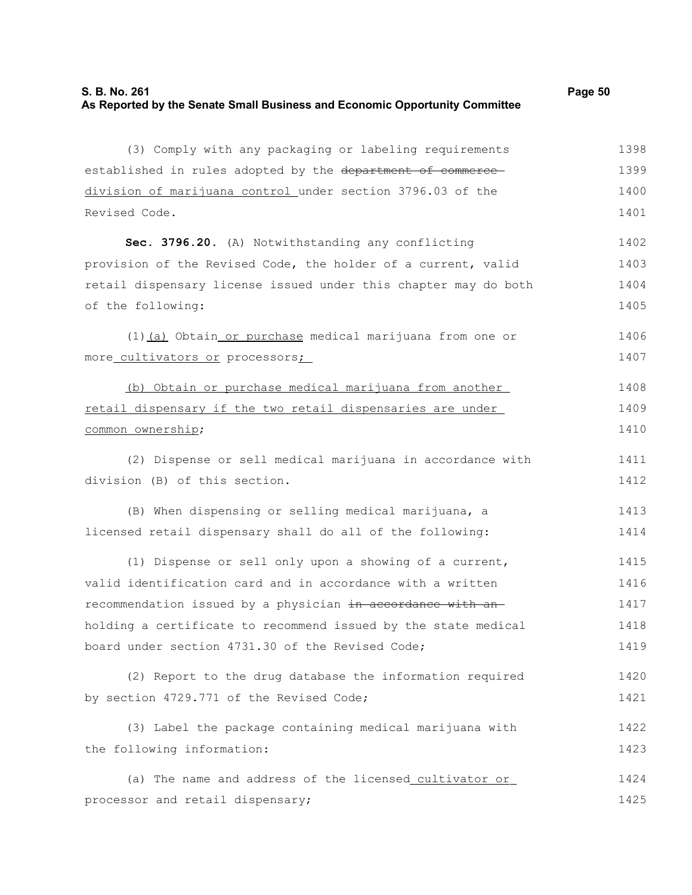(3) Comply with any packaging or labeling requirements established in rules adopted by the ~~department of commerce~~ <u>division of marijuana control</u> under section 3796.03 of the Revised Code.

**Sec. 3796.20.** (A) Notwithstanding any conflicting provision of the Revised Code, the holder of a current, valid retail dispensary license issued under this chapter may do both of the following:

(1)<u>(a)</u> Obtain<u> or purchase</u> medical marijuana from one or more<u> cultivators or</u> processors<u>;</u>

<u>(b) Obtain or purchase medical marijuana from another retail dispensary if the two retail dispensaries are under common ownership</u>;

(2) Dispense or sell medical marijuana in accordance with division (B) of this section.

(B) When dispensing or selling medical marijuana, a licensed retail dispensary shall do all of the following:

(1) Dispense or sell only upon a showing of a current, valid identification card and in accordance with a written recommendation issued by a physician ~~in accordance with an~~ holding a certificate to recommend issued by the state medical board under section 4731.30 of the Revised Code;

(2) Report to the drug database the information required by section 4729.771 of the Revised Code;

(3) Label the package containing medical marijuana with the following information:

(a) The name and address of the licensed<u> cultivator or</u> processor and retail dispensary;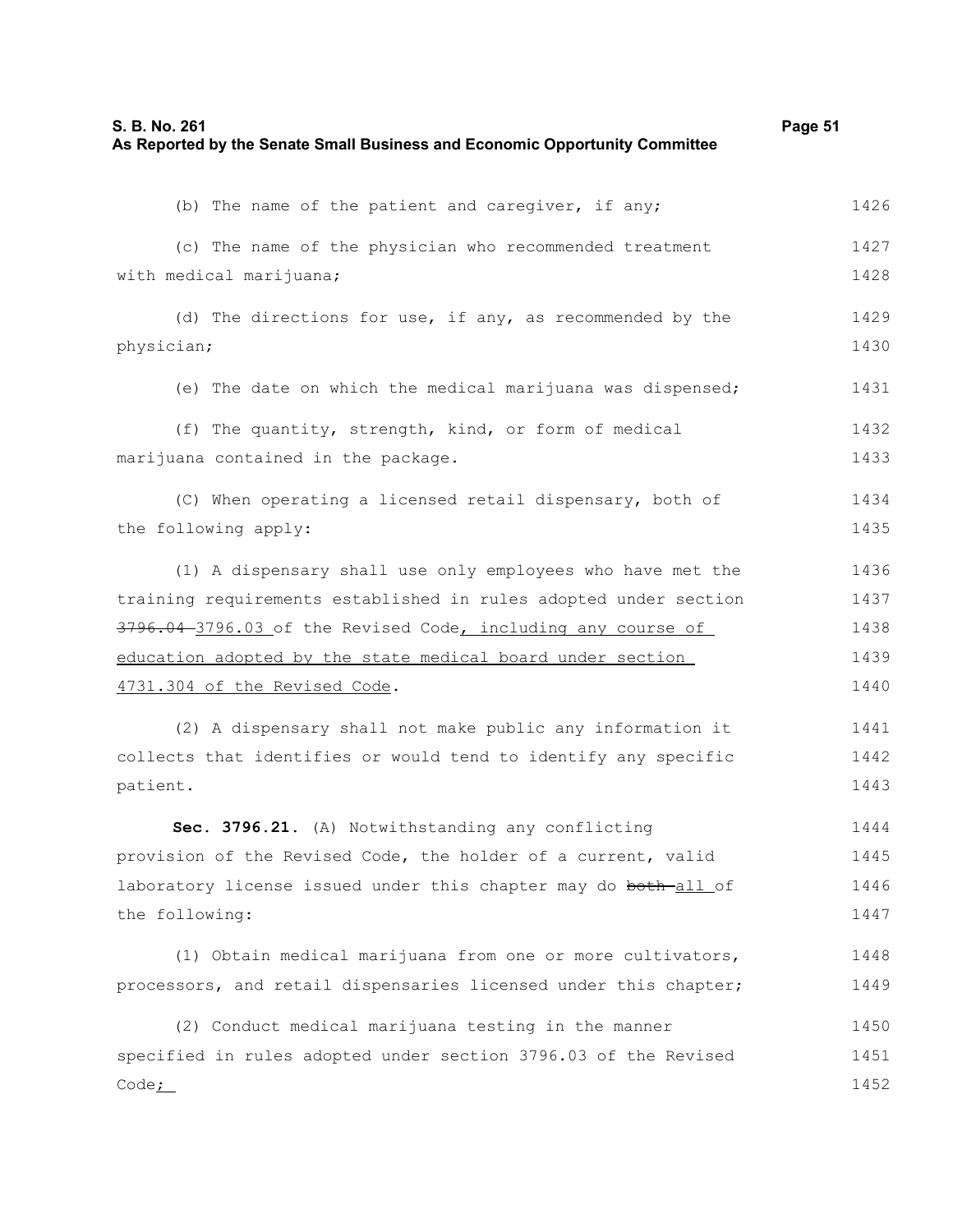(b) The name of the patient and caregiver, if any;

(c) The name of the physician who recommended treatment with medical marijuana;

(d) The directions for use, if any, as recommended by the physician;

(e) The date on which the medical marijuana was dispensed;

(f) The quantity, strength, kind, or form of medical marijuana contained in the package.

(C) When operating a licensed retail dispensary, both of the following apply:

(1) A dispensary shall use only employees who have met the training requirements established in rules adopted under section ~~3796.04~~ 3796.03 of the Revised Code, including any course of education adopted by the state medical board under section 4731.304 of the Revised Code.

(2) A dispensary shall not make public any information it collects that identifies or would tend to identify any specific patient.

**Sec. 3796.21.** (A) Notwithstanding any conflicting provision of the Revised Code, the holder of a current, valid laboratory license issued under this chapter may do ~~both~~ all of the following:

(1) Obtain medical marijuana from one or more cultivators, processors, and retail dispensaries licensed under this chapter;

(2) Conduct medical marijuana testing in the manner specified in rules adopted under section 3796.03 of the Revised Code;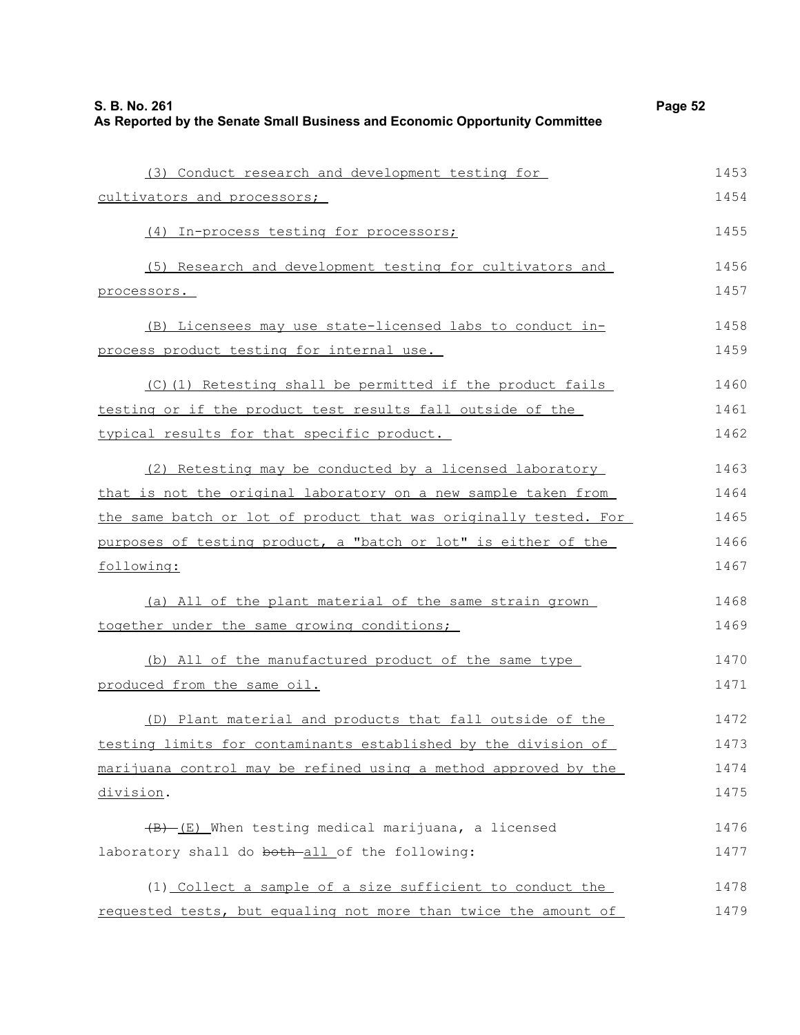(3) Conduct research and development testing for cultivators and processors;

(4) In-process testing for processors;

(5) Research and development testing for cultivators and processors.

(B) Licensees may use state-licensed labs to conduct in-process product testing for internal use.

(C)(1) Retesting shall be permitted if the product fails testing or if the product test results fall outside of the typical results for that specific product.

(2) Retesting may be conducted by a licensed laboratory that is not the original laboratory on a new sample taken from the same batch or lot of product that was originally tested. For purposes of testing product, a "batch or lot" is either of the following:

(a) All of the plant material of the same strain grown together under the same growing conditions;

(b) All of the manufactured product of the same type produced from the same oil.

(D) Plant material and products that fall outside of the testing limits for contaminants established by the division of marijuana control may be refined using a method approved by the division.

~~(B)~~ (E) When testing medical marijuana, a licensed laboratory shall do ~~both~~ all of the following:

(1) Collect a sample of a size sufficient to conduct the requested tests, but equaling not more than twice the amount of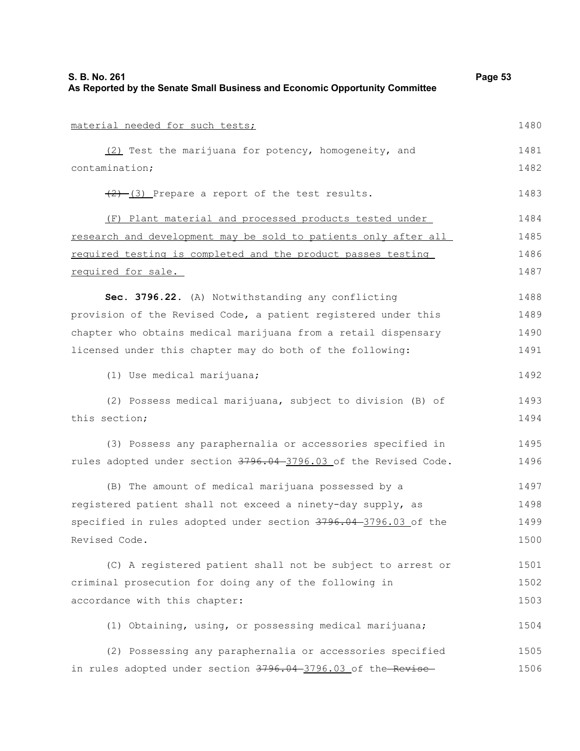material needed for such tests;

(2) Test the marijuana for potency, homogeneity, and contamination;

~~(2)~~ (3) Prepare a report of the test results.

(F) Plant material and processed products tested under research and development may be sold to patients only after all required testing is completed and the product passes testing required for sale.

**Sec. 3796.22.** (A) Notwithstanding any conflicting provision of the Revised Code, a patient registered under this chapter who obtains medical marijuana from a retail dispensary licensed under this chapter may do both of the following:

(1) Use medical marijuana;

(2) Possess medical marijuana, subject to division (B) of this section;

(3) Possess any paraphernalia or accessories specified in rules adopted under section ~~3796.04~~ 3796.03 of the Revised Code.

(B) The amount of medical marijuana possessed by a registered patient shall not exceed a ninety-day supply, as specified in rules adopted under section ~~3796.04~~ 3796.03 of the Revised Code.

(C) A registered patient shall not be subject to arrest or criminal prosecution for doing any of the following in accordance with this chapter:

(1) Obtaining, using, or possessing medical marijuana;

(2) Possessing any paraphernalia or accessories specified in rules adopted under section ~~3796.04~~ 3796.03 of the ~~Revise~~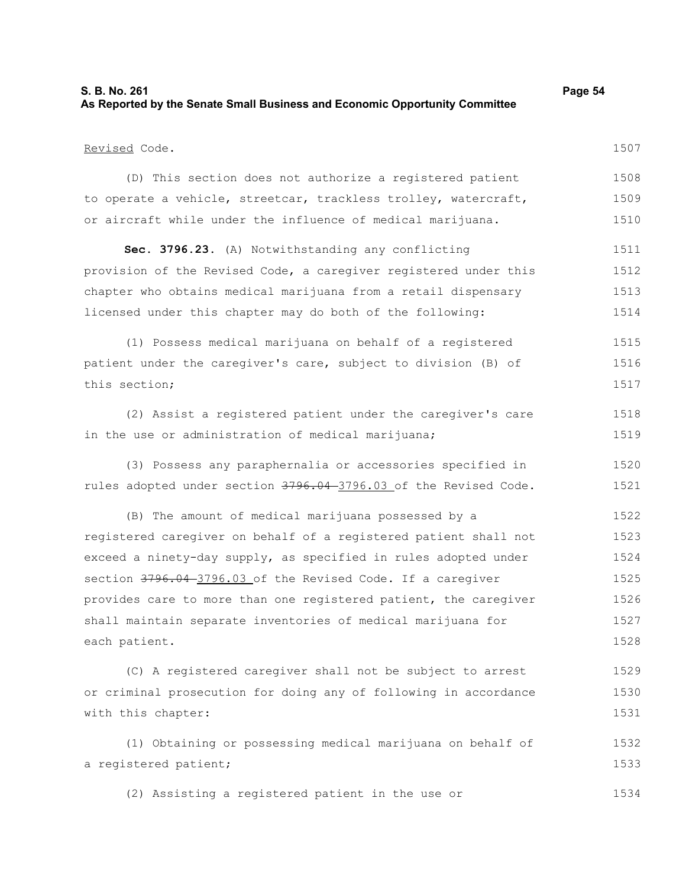Revised Code.

(D) This section does not authorize a registered patient to operate a vehicle, streetcar, trackless trolley, watercraft, or aircraft while under the influence of medical marijuana.

**Sec. 3796.23.** (A) Notwithstanding any conflicting provision of the Revised Code, a caregiver registered under this chapter who obtains medical marijuana from a retail dispensary licensed under this chapter may do both of the following:

(1) Possess medical marijuana on behalf of a registered patient under the caregiver's care, subject to division (B) of this section;

(2) Assist a registered patient under the caregiver's care in the use or administration of medical marijuana;

(3) Possess any paraphernalia or accessories specified in rules adopted under section ~~3796.04~~ 3796.03 of the Revised Code.

(B) The amount of medical marijuana possessed by a registered caregiver on behalf of a registered patient shall not exceed a ninety-day supply, as specified in rules adopted under section ~~3796.04~~ 3796.03 of the Revised Code. If a caregiver provides care to more than one registered patient, the caregiver shall maintain separate inventories of medical marijuana for each patient.

(C) A registered caregiver shall not be subject to arrest or criminal prosecution for doing any of following in accordance with this chapter:

(1) Obtaining or possessing medical marijuana on behalf of a registered patient;

(2) Assisting a registered patient in the use or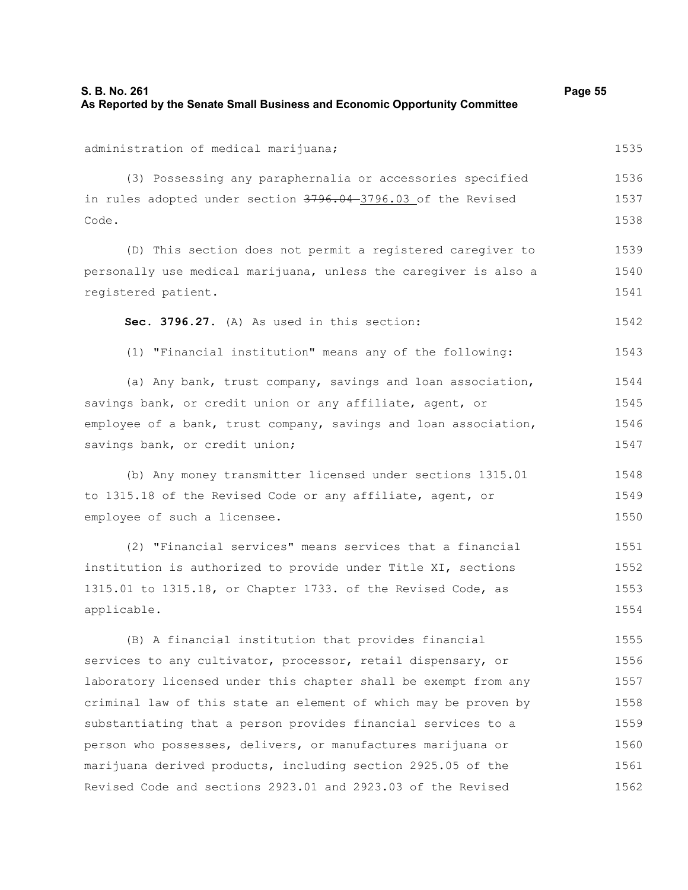administration of medical marijuana;

(3) Possessing any paraphernalia or accessories specified in rules adopted under section ~~3796.04~~ 3796.03 of the Revised Code.

(D) This section does not permit a registered caregiver to personally use medical marijuana, unless the caregiver is also a registered patient.

**Sec. 3796.27.** (A) As used in this section:

(1) "Financial institution" means any of the following:

(a) Any bank, trust company, savings and loan association, savings bank, or credit union or any affiliate, agent, or employee of a bank, trust company, savings and loan association, savings bank, or credit union;

(b) Any money transmitter licensed under sections 1315.01 to 1315.18 of the Revised Code or any affiliate, agent, or employee of such a licensee.

(2) "Financial services" means services that a financial institution is authorized to provide under Title XI, sections 1315.01 to 1315.18, or Chapter 1733. of the Revised Code, as applicable.

(B) A financial institution that provides financial services to any cultivator, processor, retail dispensary, or laboratory licensed under this chapter shall be exempt from any criminal law of this state an element of which may be proven by substantiating that a person provides financial services to a person who possesses, delivers, or manufactures marijuana or marijuana derived products, including section 2925.05 of the Revised Code and sections 2923.01 and 2923.03 of the Revised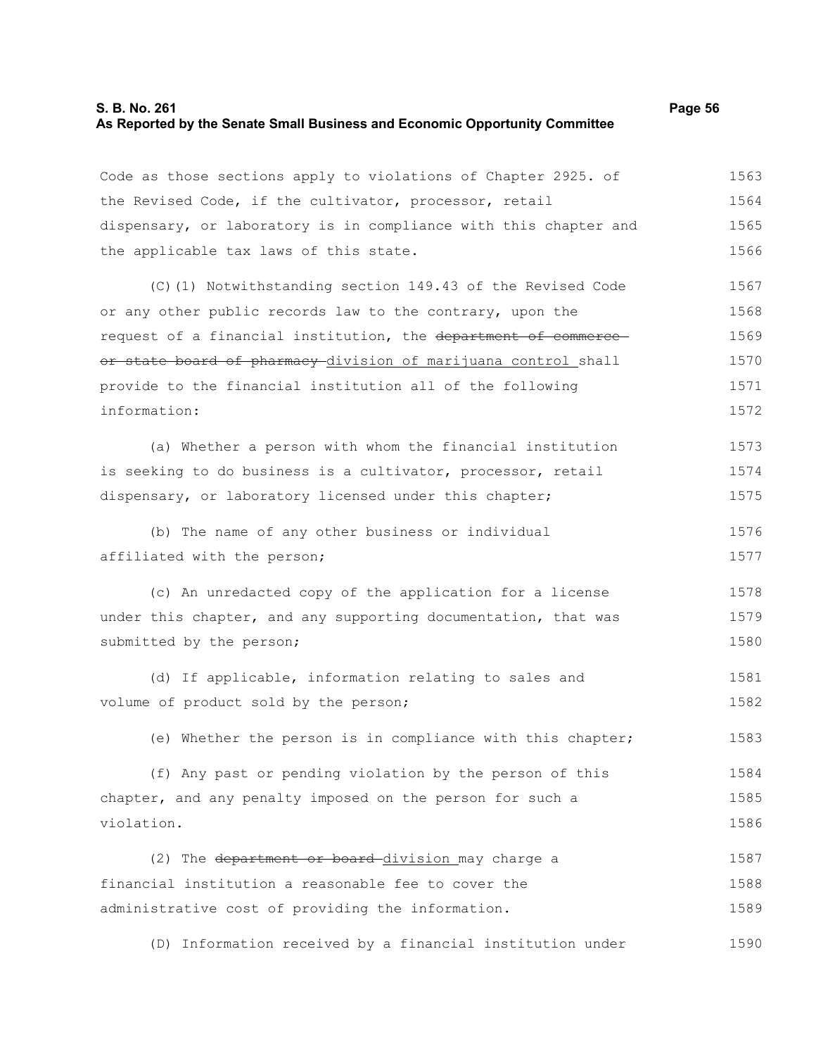Code as those sections apply to violations of Chapter 2925. of the Revised Code, if the cultivator, processor, retail dispensary, or laboratory is in compliance with this chapter and the applicable tax laws of this state.

(C)(1) Notwithstanding section 149.43 of the Revised Code or any other public records law to the contrary, upon the request of a financial institution, the ~~department of commerce or state board of pharmacy~~ division of marijuana control shall provide to the financial institution all of the following information:

(a) Whether a person with whom the financial institution is seeking to do business is a cultivator, processor, retail dispensary, or laboratory licensed under this chapter;

(b) The name of any other business or individual affiliated with the person;

(c) An unredacted copy of the application for a license under this chapter, and any supporting documentation, that was submitted by the person;

(d) If applicable, information relating to sales and volume of product sold by the person;

(e) Whether the person is in compliance with this chapter;

(f) Any past or pending violation by the person of this chapter, and any penalty imposed on the person for such a violation.

(2) The ~~department or board~~ division may charge a financial institution a reasonable fee to cover the administrative cost of providing the information.

(D) Information received by a financial institution under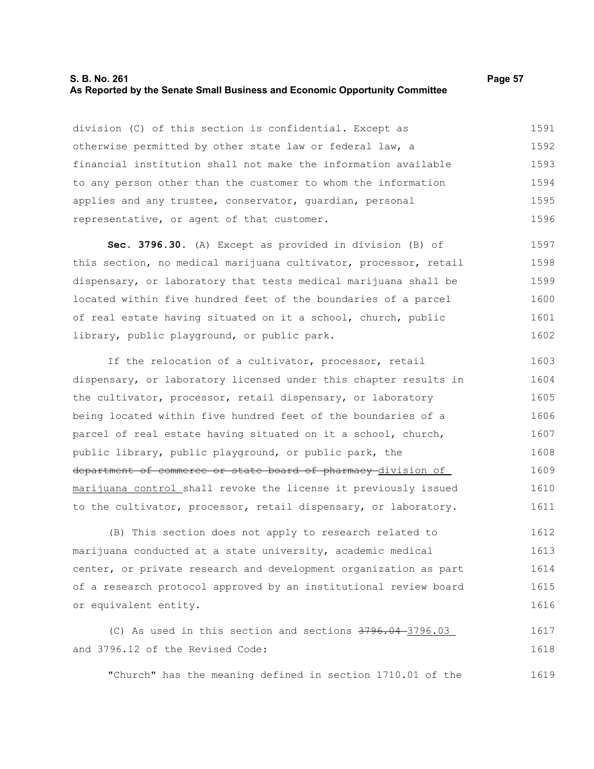division (C) of this section is confidential. Except as otherwise permitted by other state law or federal law, a financial institution shall not make the information available to any person other than the customer to whom the information applies and any trustee, conservator, guardian, personal representative, or agent of that customer.

**Sec. 3796.30.** (A) Except as provided in division (B) of this section, no medical marijuana cultivator, processor, retail dispensary, or laboratory that tests medical marijuana shall be located within five hundred feet of the boundaries of a parcel of real estate having situated on it a school, church, public library, public playground, or public park.

If the relocation of a cultivator, processor, retail dispensary, or laboratory licensed under this chapter results in the cultivator, processor, retail dispensary, or laboratory being located within five hundred feet of the boundaries of a parcel of real estate having situated on it a school, church, public library, public playground, or public park, the ~~department of commerce or state board of pharmacy~~ division of marijuana control shall revoke the license it previously issued to the cultivator, processor, retail dispensary, or laboratory.

(B) This section does not apply to research related to marijuana conducted at a state university, academic medical center, or private research and development organization as part of a research protocol approved by an institutional review board or equivalent entity.

(C) As used in this section and sections ~~3796.04~~ 3796.03 and 3796.12 of the Revised Code:

"Church" has the meaning defined in section 1710.01 of the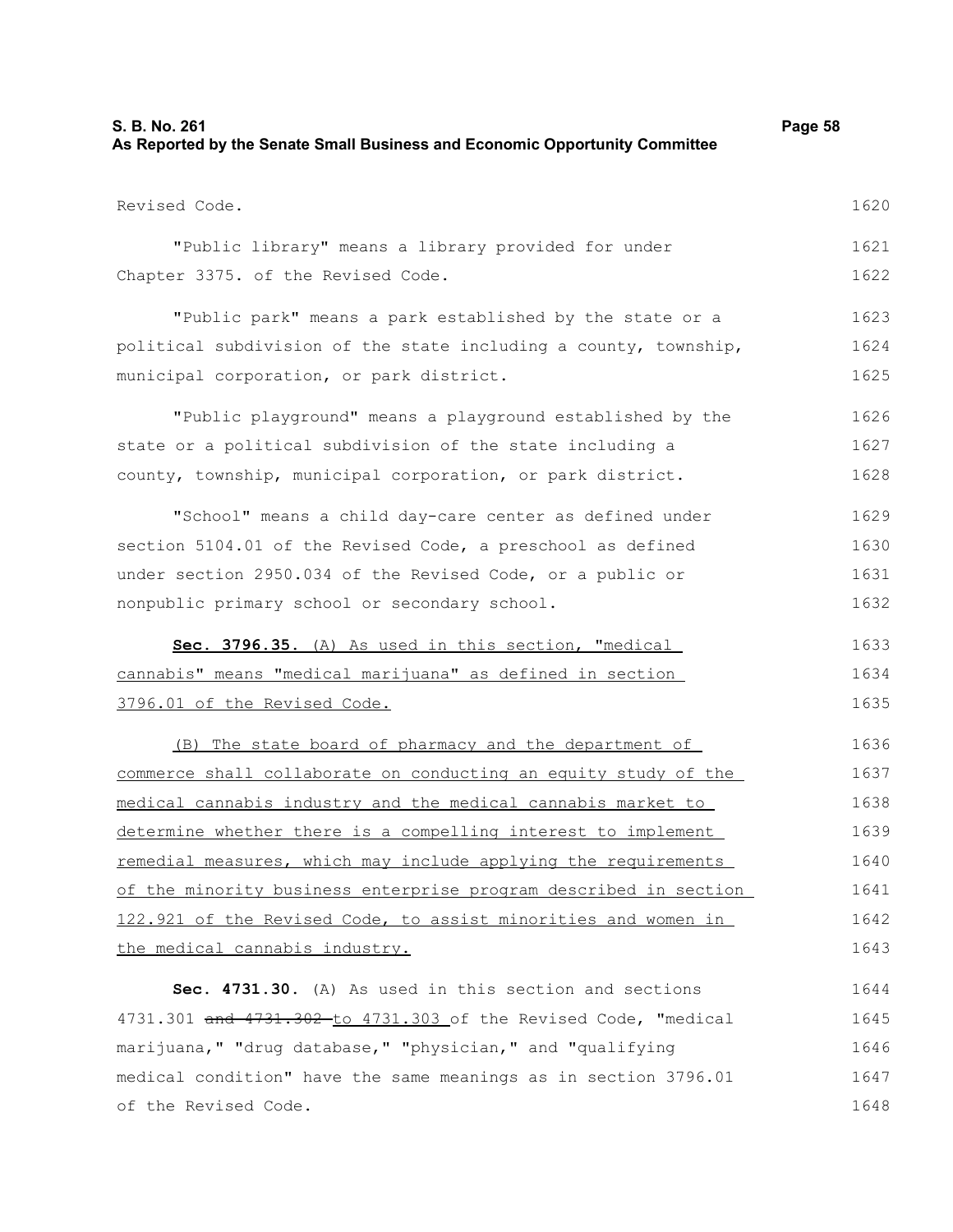Revised Code.

"Public library" means a library provided for under Chapter 3375. of the Revised Code.

"Public park" means a park established by the state or a political subdivision of the state including a county, township, municipal corporation, or park district.

"Public playground" means a playground established by the state or a political subdivision of the state including a county, township, municipal corporation, or park district.

"School" means a child day-care center as defined under section 5104.01 of the Revised Code, a preschool as defined under section 2950.034 of the Revised Code, or a public or nonpublic primary school or secondary school.

<u>**Sec. 3796.35.** (A) As used in this section, "medical cannabis" means "medical marijuana" as defined in section 3796.01 of the Revised Code.</u>

<u>(B) The state board of pharmacy and the department of commerce shall collaborate on conducting an equity study of the medical cannabis industry and the medical cannabis market to determine whether there is a compelling interest to implement remedial measures, which may include applying the requirements of the minority business enterprise program described in section 122.921 of the Revised Code, to assist minorities and women in the medical cannabis industry.</u>

**Sec. 4731.30.** (A) As used in this section and sections 4731.301 ~~and 4731.302~~ <u>to 4731.303</u> of the Revised Code, "medical marijuana," "drug database," "physician," and "qualifying medical condition" have the same meanings as in section 3796.01 of the Revised Code.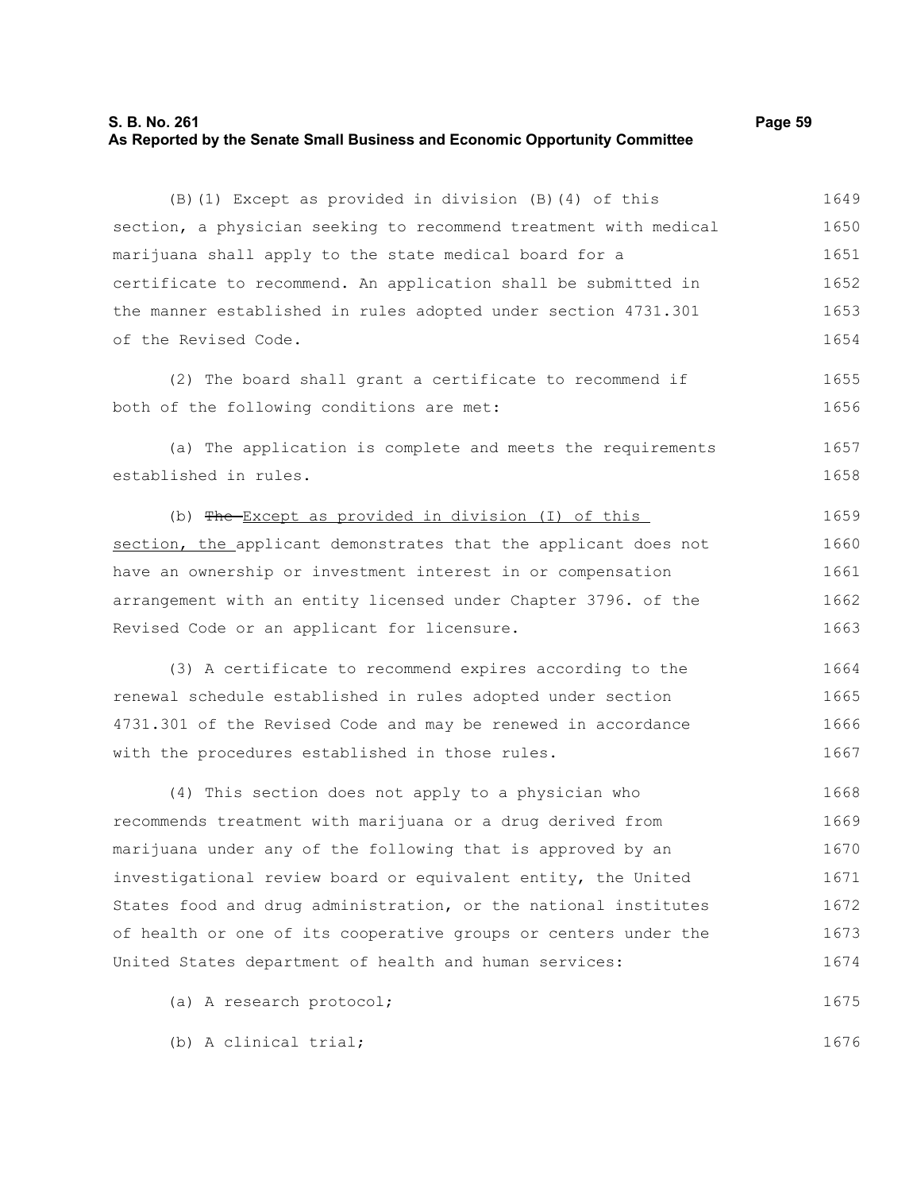(B)(1) Except as provided in division (B)(4) of this section, a physician seeking to recommend treatment with medical marijuana shall apply to the state medical board for a certificate to recommend. An application shall be submitted in the manner established in rules adopted under section 4731.301 of the Revised Code.

(2) The board shall grant a certificate to recommend if both of the following conditions are met:

(a) The application is complete and meets the requirements established in rules.

(b) ~~The~~ Except as provided in division (I) of this section, the applicant demonstrates that the applicant does not have an ownership or investment interest in or compensation arrangement with an entity licensed under Chapter 3796. of the Revised Code or an applicant for licensure.

(3) A certificate to recommend expires according to the renewal schedule established in rules adopted under section 4731.301 of the Revised Code and may be renewed in accordance with the procedures established in those rules.

(4) This section does not apply to a physician who recommends treatment with marijuana or a drug derived from marijuana under any of the following that is approved by an investigational review board or equivalent entity, the United States food and drug administration, or the national institutes of health or one of its cooperative groups or centers under the United States department of health and human services:

(a) A research protocol;

(b) A clinical trial;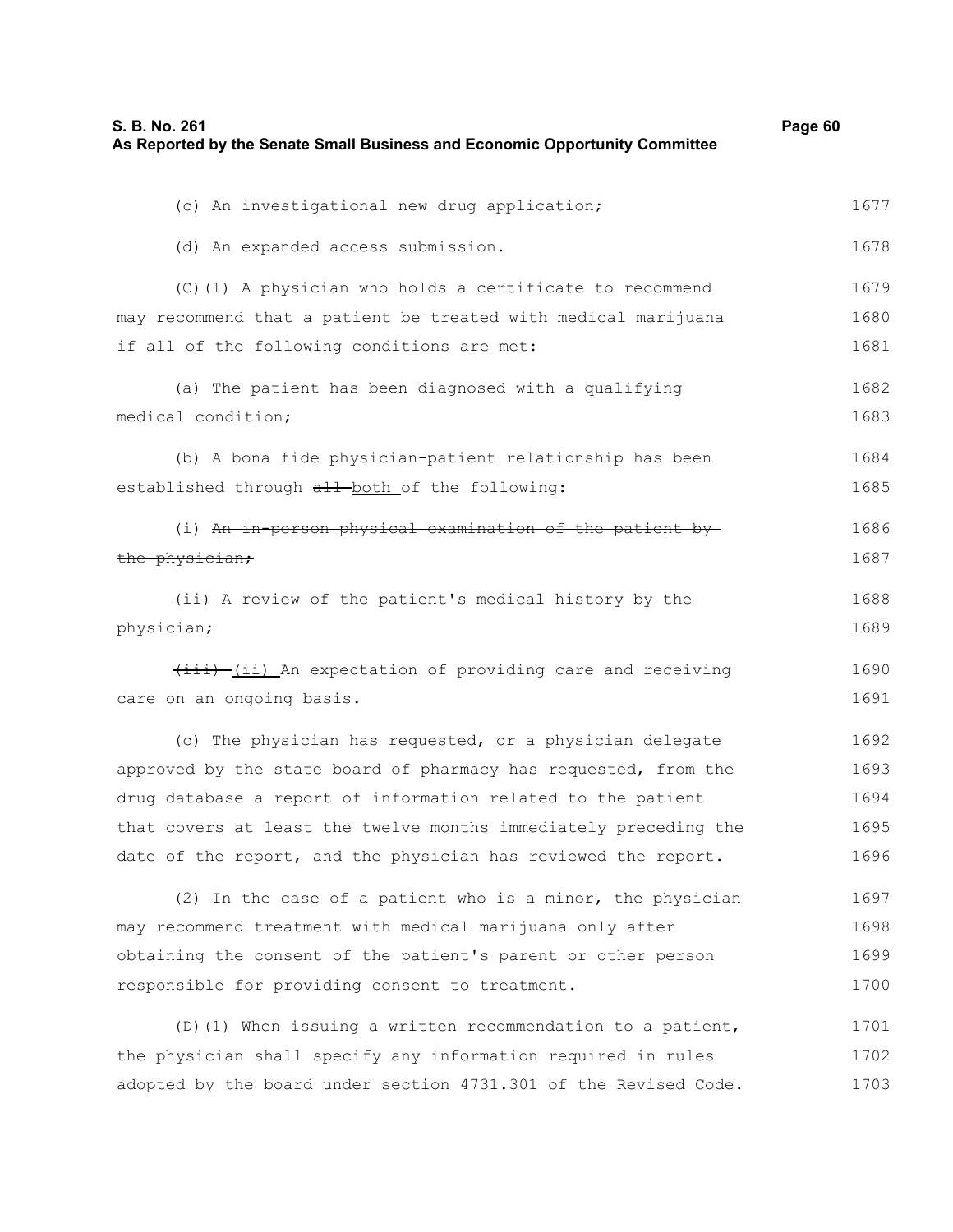(c) An investigational new drug application;

(d) An expanded access submission.

(C)(1) A physician who holds a certificate to recommend may recommend that a patient be treated with medical marijuana if all of the following conditions are met:

(a) The patient has been diagnosed with a qualifying medical condition;

(b) A bona fide physician-patient relationship has been established through ~~all~~ both of the following:

(i) ~~An in-person physical examination of the patient by the physician;~~

~~(ii)~~ A review of the patient's medical history by the physician;

~~(iii)~~ (ii) An expectation of providing care and receiving care on an ongoing basis.

(c) The physician has requested, or a physician delegate approved by the state board of pharmacy has requested, from the drug database a report of information related to the patient that covers at least the twelve months immediately preceding the date of the report, and the physician has reviewed the report.

(2) In the case of a patient who is a minor, the physician may recommend treatment with medical marijuana only after obtaining the consent of the patient's parent or other person responsible for providing consent to treatment.

(D)(1) When issuing a written recommendation to a patient, the physician shall specify any information required in rules adopted by the board under section 4731.301 of the Revised Code.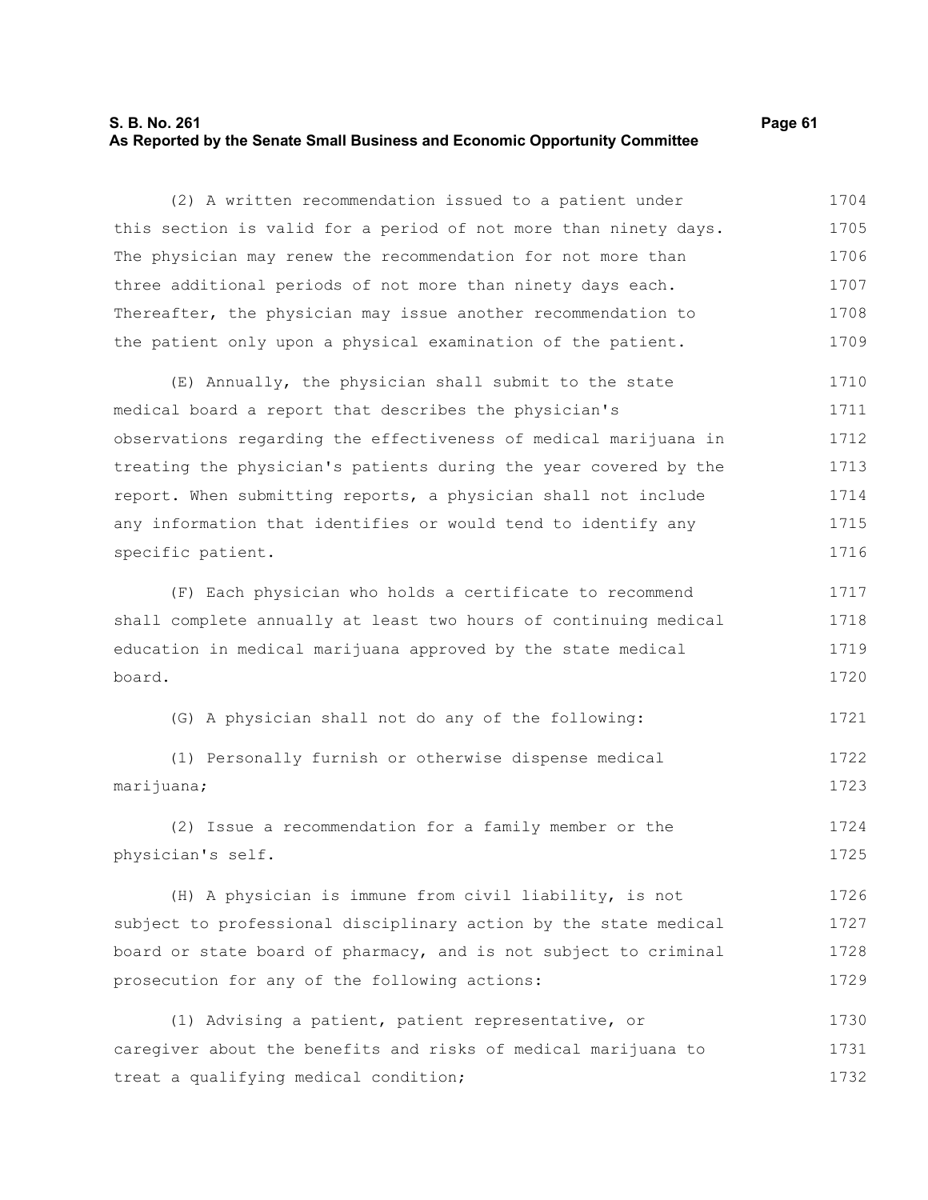(2) A written recommendation issued to a patient under this section is valid for a period of not more than ninety days. The physician may renew the recommendation for not more than three additional periods of not more than ninety days each. Thereafter, the physician may issue another recommendation to the patient only upon a physical examination of the patient.

(E) Annually, the physician shall submit to the state medical board a report that describes the physician's observations regarding the effectiveness of medical marijuana in treating the physician's patients during the year covered by the report. When submitting reports, a physician shall not include any information that identifies or would tend to identify any specific patient.

(F) Each physician who holds a certificate to recommend shall complete annually at least two hours of continuing medical education in medical marijuana approved by the state medical board.

(G) A physician shall not do any of the following:

(1) Personally furnish or otherwise dispense medical marijuana;

(2) Issue a recommendation for a family member or the physician's self.

(H) A physician is immune from civil liability, is not subject to professional disciplinary action by the state medical board or state board of pharmacy, and is not subject to criminal prosecution for any of the following actions:

(1) Advising a patient, patient representative, or caregiver about the benefits and risks of medical marijuana to treat a qualifying medical condition;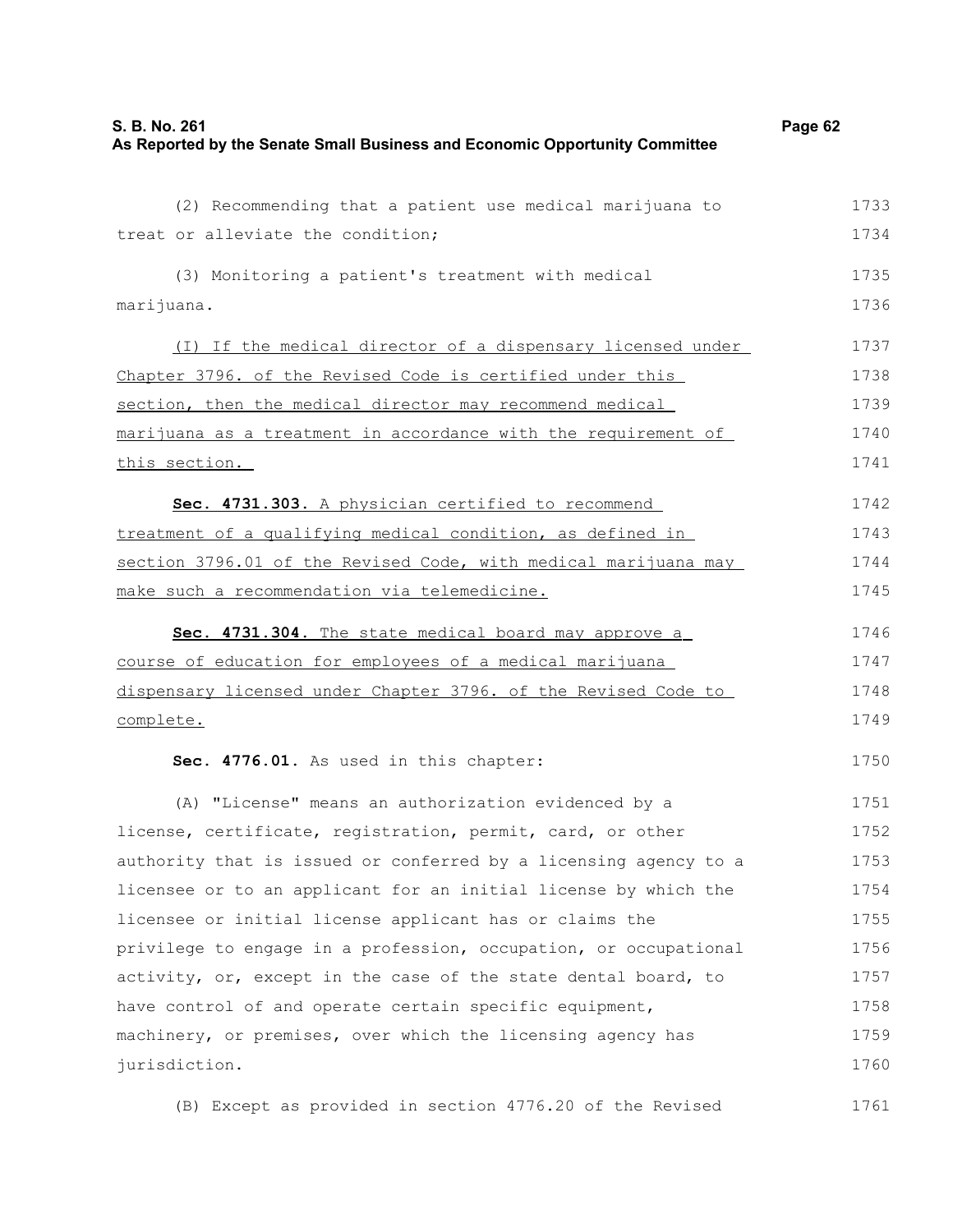(2) Recommending that a patient use medical marijuana to treat or alleviate the condition;

(3) Monitoring a patient's treatment with medical marijuana.

<u>(I) If the medical director of a dispensary licensed under Chapter 3796. of the Revised Code is certified under this section, then the medical director may recommend medical marijuana as a treatment in accordance with the requirement of this section.</u>

**Sec. 4731.303.** <u>A physician certified to recommend treatment of a qualifying medical condition, as defined in section 3796.01 of the Revised Code, with medical marijuana may make such a recommendation via telemedicine.</u>

**Sec. 4731.304.** <u>The state medical board may approve a course of education for employees of a medical marijuana dispensary licensed under Chapter 3796. of the Revised Code to complete.</u>

**Sec. 4776.01.** As used in this chapter:

(A) "License" means an authorization evidenced by a license, certificate, registration, permit, card, or other authority that is issued or conferred by a licensing agency to a licensee or to an applicant for an initial license by which the licensee or initial license applicant has or claims the privilege to engage in a profession, occupation, or occupational activity, or, except in the case of the state dental board, to have control of and operate certain specific equipment, machinery, or premises, over which the licensing agency has jurisdiction.

(B) Except as provided in section 4776.20 of the Revised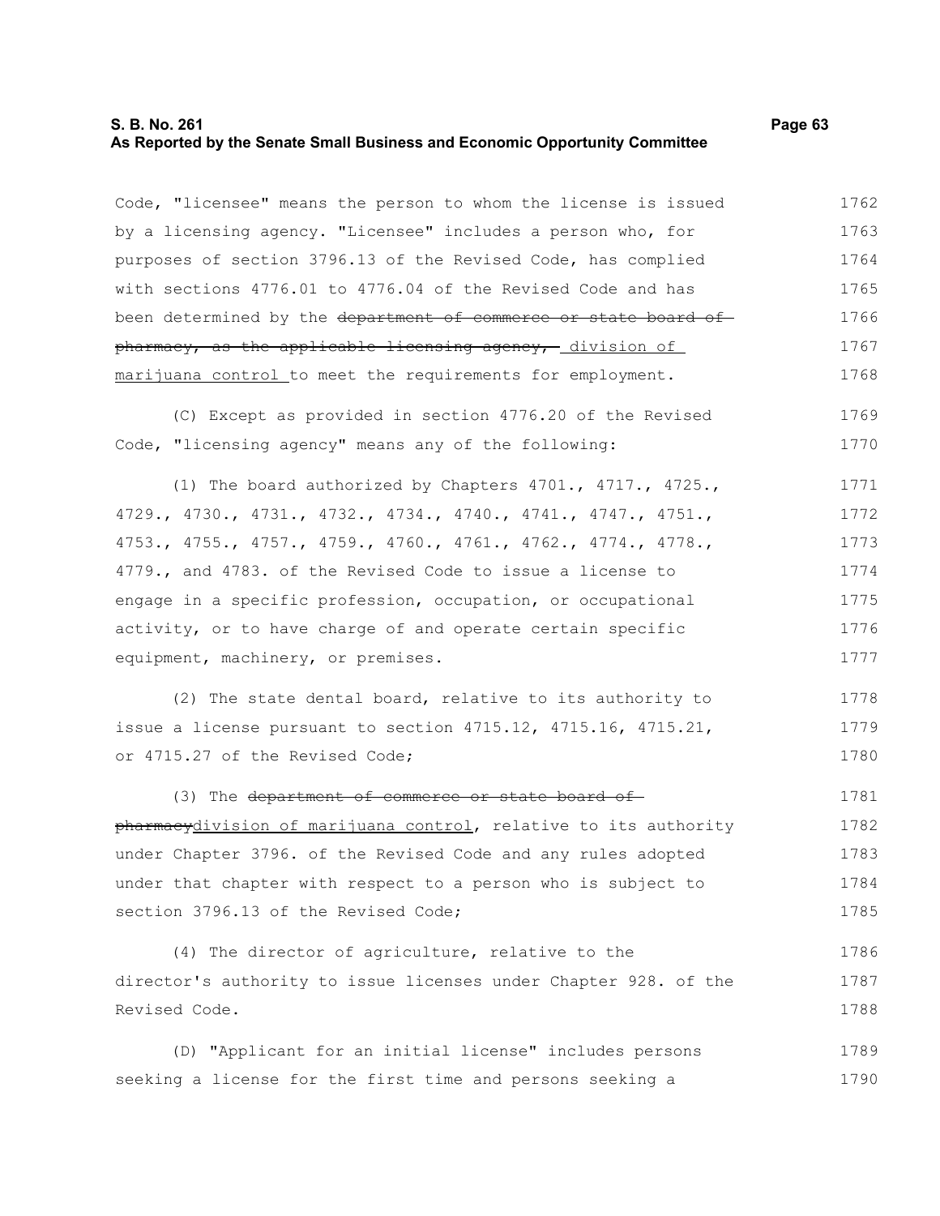Code, "licensee" means the person to whom the license is issued by a licensing agency. "Licensee" includes a person who, for purposes of section 3796.13 of the Revised Code, has complied with sections 4776.01 to 4776.04 of the Revised Code and has been determined by the ~~department of commerce or state board of pharmacy, as the applicable licensing agency,~~ division of marijuana control to meet the requirements for employment.

(C) Except as provided in section 4776.20 of the Revised Code, "licensing agency" means any of the following:

(1) The board authorized by Chapters 4701., 4717., 4725., 4729., 4730., 4731., 4732., 4734., 4740., 4741., 4747., 4751., 4753., 4755., 4757., 4759., 4760., 4761., 4762., 4774., 4778., 4779., and 4783. of the Revised Code to issue a license to engage in a specific profession, occupation, or occupational activity, or to have charge of and operate certain specific equipment, machinery, or premises.

(2) The state dental board, relative to its authority to issue a license pursuant to section 4715.12, 4715.16, 4715.21, or 4715.27 of the Revised Code;

(3) The ~~department of commerce or state board of pharmacy~~division of marijuana control, relative to its authority under Chapter 3796. of the Revised Code and any rules adopted under that chapter with respect to a person who is subject to section 3796.13 of the Revised Code;

(4) The director of agriculture, relative to the director's authority to issue licenses under Chapter 928. of the Revised Code.

(D) "Applicant for an initial license" includes persons seeking a license for the first time and persons seeking a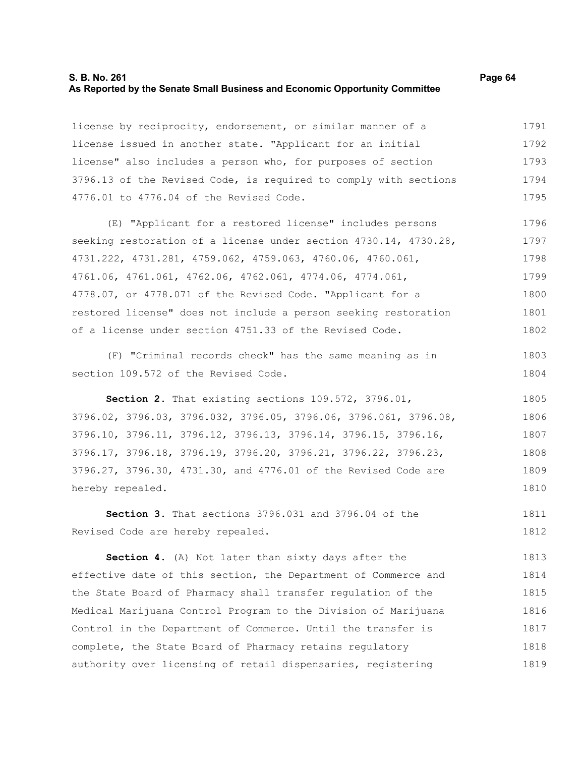license by reciprocity, endorsement, or similar manner of a license issued in another state. "Applicant for an initial license" also includes a person who, for purposes of section 3796.13 of the Revised Code, is required to comply with sections 4776.01 to 4776.04 of the Revised Code.

(E) "Applicant for a restored license" includes persons seeking restoration of a license under section 4730.14, 4730.28, 4731.222, 4731.281, 4759.062, 4759.063, 4760.06, 4760.061, 4761.06, 4761.061, 4762.06, 4762.061, 4774.06, 4774.061, 4778.07, or 4778.071 of the Revised Code. "Applicant for a restored license" does not include a person seeking restoration of a license under section 4751.33 of the Revised Code.

(F) "Criminal records check" has the same meaning as in section 109.572 of the Revised Code.

**Section 2.** That existing sections 109.572, 3796.01, 3796.02, 3796.03, 3796.032, 3796.05, 3796.06, 3796.061, 3796.08, 3796.10, 3796.11, 3796.12, 3796.13, 3796.14, 3796.15, 3796.16, 3796.17, 3796.18, 3796.19, 3796.20, 3796.21, 3796.22, 3796.23, 3796.27, 3796.30, 4731.30, and 4776.01 of the Revised Code are hereby repealed.

**Section 3.** That sections 3796.031 and 3796.04 of the Revised Code are hereby repealed.

**Section 4.** (A) Not later than sixty days after the effective date of this section, the Department of Commerce and the State Board of Pharmacy shall transfer regulation of the Medical Marijuana Control Program to the Division of Marijuana Control in the Department of Commerce. Until the transfer is complete, the State Board of Pharmacy retains regulatory authority over licensing of retail dispensaries, registering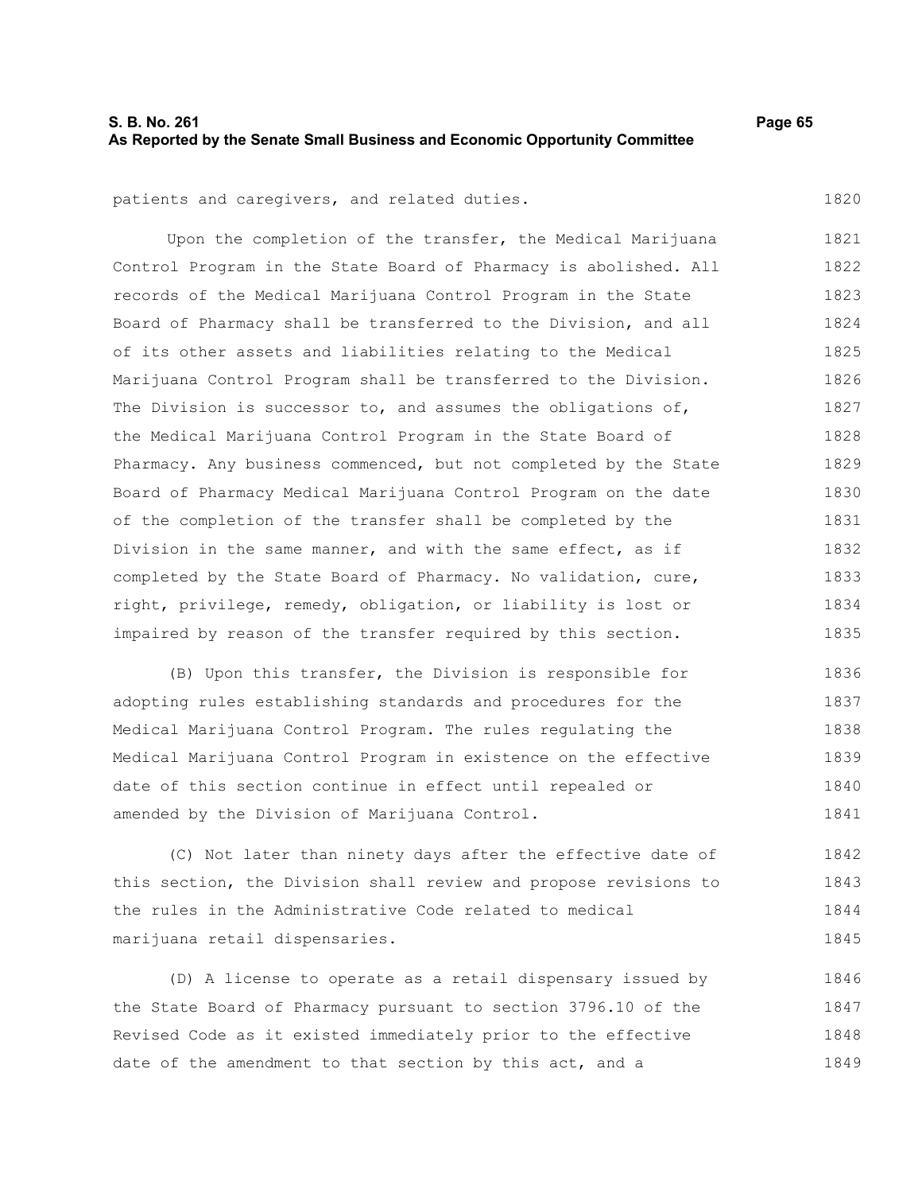patients and caregivers, and related duties.

Upon the completion of the transfer, the Medical Marijuana Control Program in the State Board of Pharmacy is abolished. All records of the Medical Marijuana Control Program in the State Board of Pharmacy shall be transferred to the Division, and all of its other assets and liabilities relating to the Medical Marijuana Control Program shall be transferred to the Division. The Division is successor to, and assumes the obligations of, the Medical Marijuana Control Program in the State Board of Pharmacy. Any business commenced, but not completed by the State Board of Pharmacy Medical Marijuana Control Program on the date of the completion of the transfer shall be completed by the Division in the same manner, and with the same effect, as if completed by the State Board of Pharmacy. No validation, cure, right, privilege, remedy, obligation, or liability is lost or impaired by reason of the transfer required by this section.

(B) Upon this transfer, the Division is responsible for adopting rules establishing standards and procedures for the Medical Marijuana Control Program. The rules regulating the Medical Marijuana Control Program in existence on the effective date of this section continue in effect until repealed or amended by the Division of Marijuana Control.

(C) Not later than ninety days after the effective date of this section, the Division shall review and propose revisions to the rules in the Administrative Code related to medical marijuana retail dispensaries.

(D) A license to operate as a retail dispensary issued by the State Board of Pharmacy pursuant to section 3796.10 of the Revised Code as it existed immediately prior to the effective date of the amendment to that section by this act, and a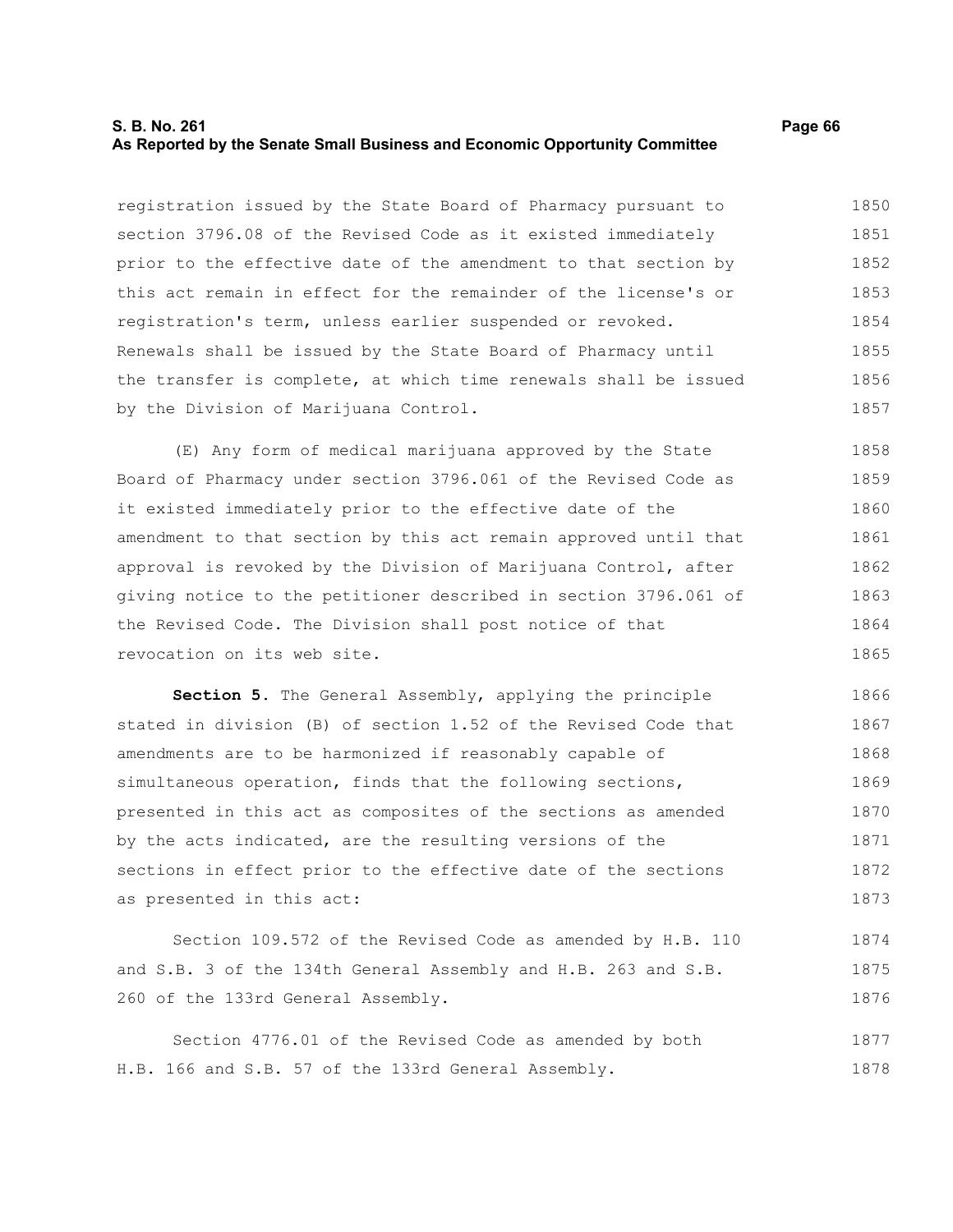registration issued by the State Board of Pharmacy pursuant to section 3796.08 of the Revised Code as it existed immediately prior to the effective date of the amendment to that section by this act remain in effect for the remainder of the license's or registration's term, unless earlier suspended or revoked. Renewals shall be issued by the State Board of Pharmacy until the transfer is complete, at which time renewals shall be issued by the Division of Marijuana Control.

(E) Any form of medical marijuana approved by the State Board of Pharmacy under section 3796.061 of the Revised Code as it existed immediately prior to the effective date of the amendment to that section by this act remain approved until that approval is revoked by the Division of Marijuana Control, after giving notice to the petitioner described in section 3796.061 of the Revised Code. The Division shall post notice of that revocation on its web site.

**Section 5.** The General Assembly, applying the principle stated in division (B) of section 1.52 of the Revised Code that amendments are to be harmonized if reasonably capable of simultaneous operation, finds that the following sections, presented in this act as composites of the sections as amended by the acts indicated, are the resulting versions of the sections in effect prior to the effective date of the sections as presented in this act:

Section 109.572 of the Revised Code as amended by H.B. 110 and S.B. 3 of the 134th General Assembly and H.B. 263 and S.B. 260 of the 133rd General Assembly.

Section 4776.01 of the Revised Code as amended by both H.B. 166 and S.B. 57 of the 133rd General Assembly.